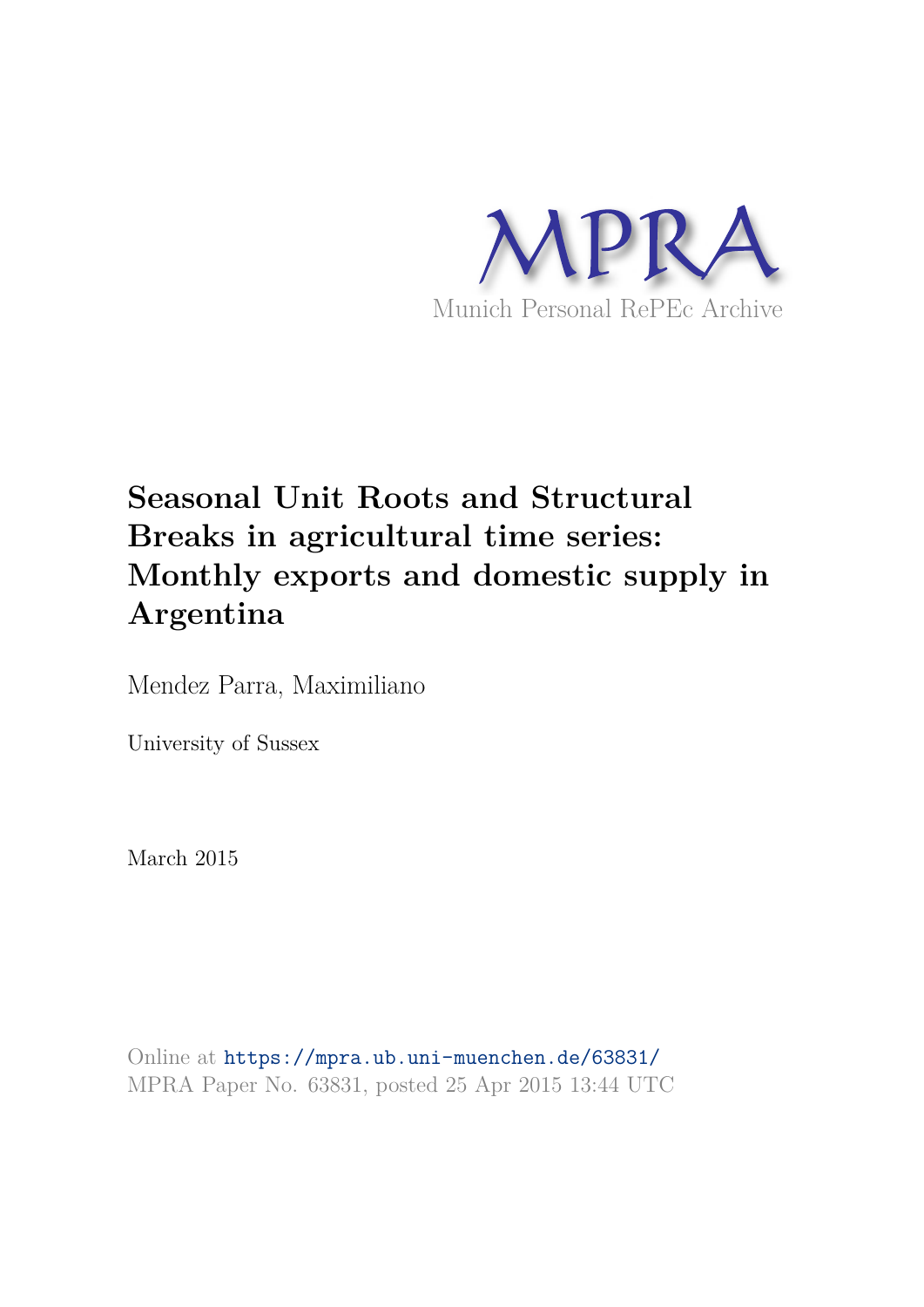MPRA

Munich Personal RePEc Archive

# Seasonal Unit Roots and Structural Breaks in agricultural time series: Monthly exports and domestic supply in Argentina

Mendez Parra, Maximiliano

University of Sussex

March 2015

Online at https://mpra.ub.uni-muenchen.de/63831/
MPRA Paper No. 63831, posted 25 Apr 2015 13:44 UTC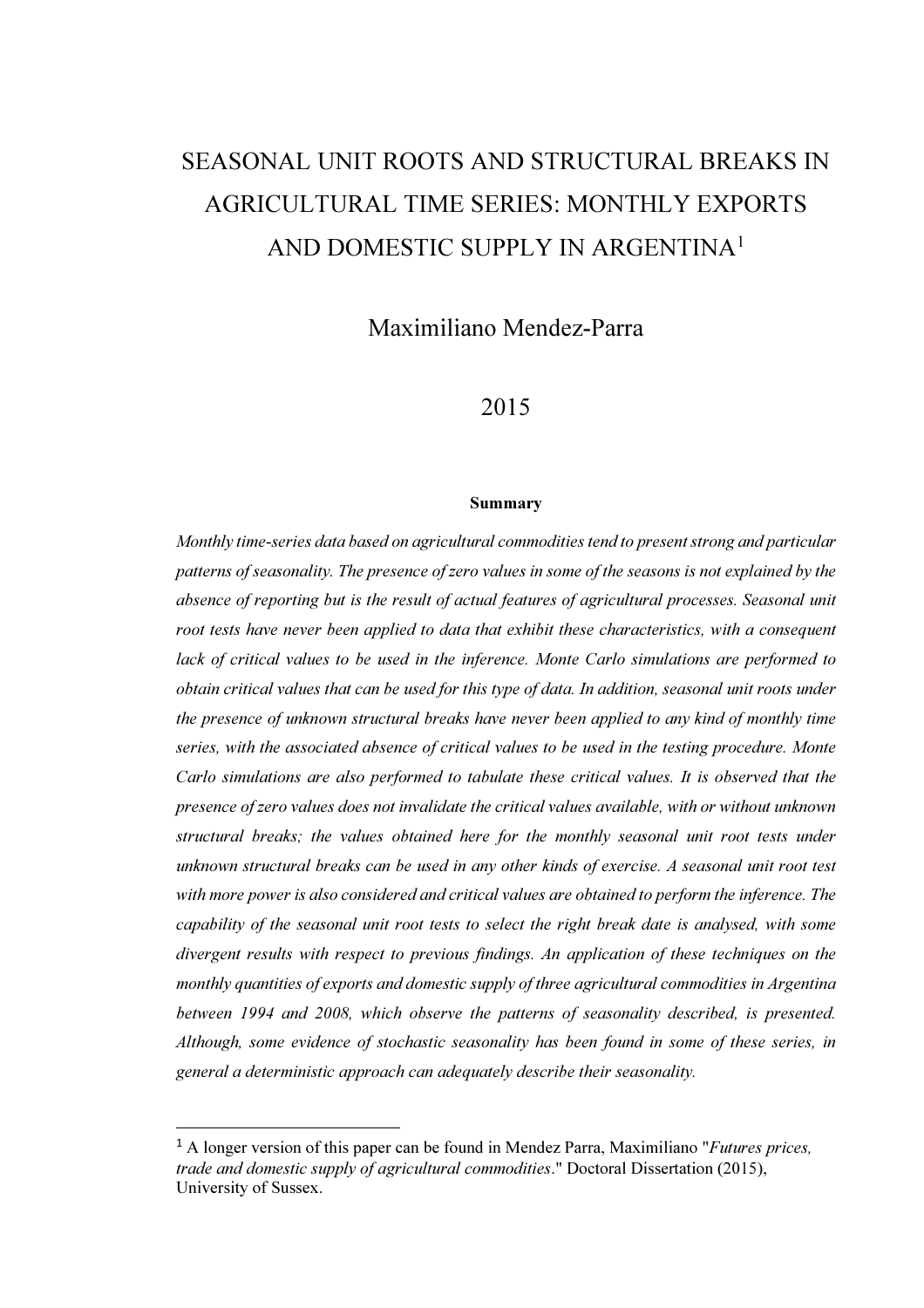# SEASONAL UNIT ROOTS AND STRUCTURAL BREAKS IN AGRICULTURAL TIME SERIES: MONTHLY EXPORTS AND DOMESTIC SUPPLY IN ARGENTINA[1]

Maximiliano Mendez-Parra

2015

**Summary**

*Monthly time-series data based on agricultural commodities tend to present strong and particular patterns of seasonality. The presence of zero values in some of the seasons is not explained by the absence of reporting but is the result of actual features of agricultural processes. Seasonal unit root tests have never been applied to data that exhibit these characteristics, with a consequent lack of critical values to be used in the inference. Monte Carlo simulations are performed to obtain critical values that can be used for this type of data. In addition, seasonal unit roots under the presence of unknown structural breaks have never been applied to any kind of monthly time series, with the associated absence of critical values to be used in the testing procedure. Monte Carlo simulations are also performed to tabulate these critical values. It is observed that the presence of zero values does not invalidate the critical values available, with or without unknown structural breaks; the values obtained here for the monthly seasonal unit root tests under unknown structural breaks can be used in any other kinds of exercise. A seasonal unit root test with more power is also considered and critical values are obtained to perform the inference. The capability of the seasonal unit root tests to select the right break date is analysed, with some divergent results with respect to previous findings. An application of these techniques on the monthly quantities of exports and domestic supply of three agricultural commodities in Argentina between 1994 and 2008, which observe the patterns of seasonality described, is presented. Although, some evidence of stochastic seasonality has been found in some of these series, in general a deterministic approach can adequately describe their seasonality.*

---

[1] A longer version of this paper can be found in Mendez Parra, Maximiliano "*Futures prices, trade and domestic supply of agricultural commodities*." Doctoral Dissertation (2015), University of Sussex.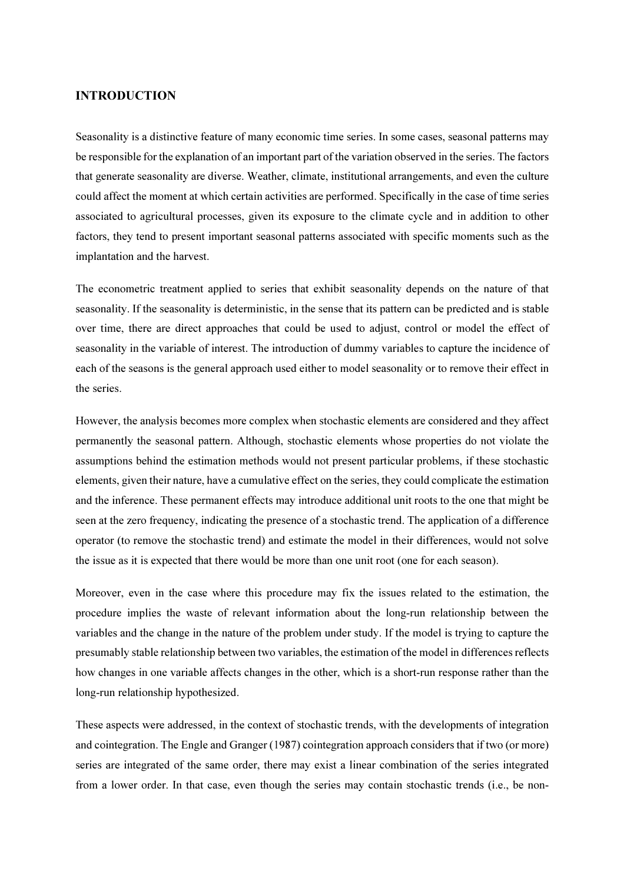## INTRODUCTION

Seasonality is a distinctive feature of many economic time series. In some cases, seasonal patterns may be responsible for the explanation of an important part of the variation observed in the series. The factors that generate seasonality are diverse. Weather, climate, institutional arrangements, and even the culture could affect the moment at which certain activities are performed. Specifically in the case of time series associated to agricultural processes, given its exposure to the climate cycle and in addition to other factors, they tend to present important seasonal patterns associated with specific moments such as the implantation and the harvest.

The econometric treatment applied to series that exhibit seasonality depends on the nature of that seasonality. If the seasonality is deterministic, in the sense that its pattern can be predicted and is stable over time, there are direct approaches that could be used to adjust, control or model the effect of seasonality in the variable of interest. The introduction of dummy variables to capture the incidence of each of the seasons is the general approach used either to model seasonality or to remove their effect in the series.

However, the analysis becomes more complex when stochastic elements are considered and they affect permanently the seasonal pattern. Although, stochastic elements whose properties do not violate the assumptions behind the estimation methods would not present particular problems, if these stochastic elements, given their nature, have a cumulative effect on the series, they could complicate the estimation and the inference. These permanent effects may introduce additional unit roots to the one that might be seen at the zero frequency, indicating the presence of a stochastic trend. The application of a difference operator (to remove the stochastic trend) and estimate the model in their differences, would not solve the issue as it is expected that there would be more than one unit root (one for each season).

Moreover, even in the case where this procedure may fix the issues related to the estimation, the procedure implies the waste of relevant information about the long-run relationship between the variables and the change in the nature of the problem under study. If the model is trying to capture the presumably stable relationship between two variables, the estimation of the model in differences reflects how changes in one variable affects changes in the other, which is a short-run response rather than the long-run relationship hypothesized.

These aspects were addressed, in the context of stochastic trends, with the developments of integration and cointegration. The Engle and Granger (1987) cointegration approach considers that if two (or more) series are integrated of the same order, there may exist a linear combination of the series integrated from a lower order. In that case, even though the series may contain stochastic trends (i.e., be non-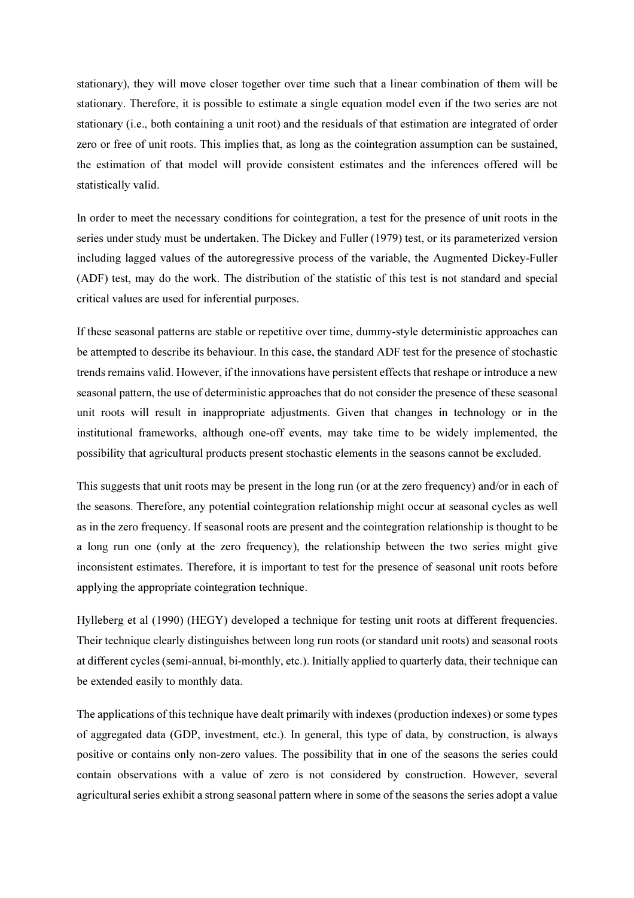stationary), they will move closer together over time such that a linear combination of them will be stationary. Therefore, it is possible to estimate a single equation model even if the two series are not stationary (i.e., both containing a unit root) and the residuals of that estimation are integrated of order zero or free of unit roots. This implies that, as long as the cointegration assumption can be sustained, the estimation of that model will provide consistent estimates and the inferences offered will be statistically valid.

In order to meet the necessary conditions for cointegration, a test for the presence of unit roots in the series under study must be undertaken. The Dickey and Fuller (1979) test, or its parameterized version including lagged values of the autoregressive process of the variable, the Augmented Dickey-Fuller (ADF) test, may do the work. The distribution of the statistic of this test is not standard and special critical values are used for inferential purposes.

If these seasonal patterns are stable or repetitive over time, dummy-style deterministic approaches can be attempted to describe its behaviour. In this case, the standard ADF test for the presence of stochastic trends remains valid. However, if the innovations have persistent effects that reshape or introduce a new seasonal pattern, the use of deterministic approaches that do not consider the presence of these seasonal unit roots will result in inappropriate adjustments. Given that changes in technology or in the institutional frameworks, although one-off events, may take time to be widely implemented, the possibility that agricultural products present stochastic elements in the seasons cannot be excluded.

This suggests that unit roots may be present in the long run (or at the zero frequency) and/or in each of the seasons. Therefore, any potential cointegration relationship might occur at seasonal cycles as well as in the zero frequency. If seasonal roots are present and the cointegration relationship is thought to be a long run one (only at the zero frequency), the relationship between the two series might give inconsistent estimates. Therefore, it is important to test for the presence of seasonal unit roots before applying the appropriate cointegration technique.

Hylleberg et al (1990) (HEGY) developed a technique for testing unit roots at different frequencies. Their technique clearly distinguishes between long run roots (or standard unit roots) and seasonal roots at different cycles (semi-annual, bi-monthly, etc.). Initially applied to quarterly data, their technique can be extended easily to monthly data.

The applications of this technique have dealt primarily with indexes (production indexes) or some types of aggregated data (GDP, investment, etc.). In general, this type of data, by construction, is always positive or contains only non-zero values. The possibility that in one of the seasons the series could contain observations with a value of zero is not considered by construction. However, several agricultural series exhibit a strong seasonal pattern where in some of the seasons the series adopt a value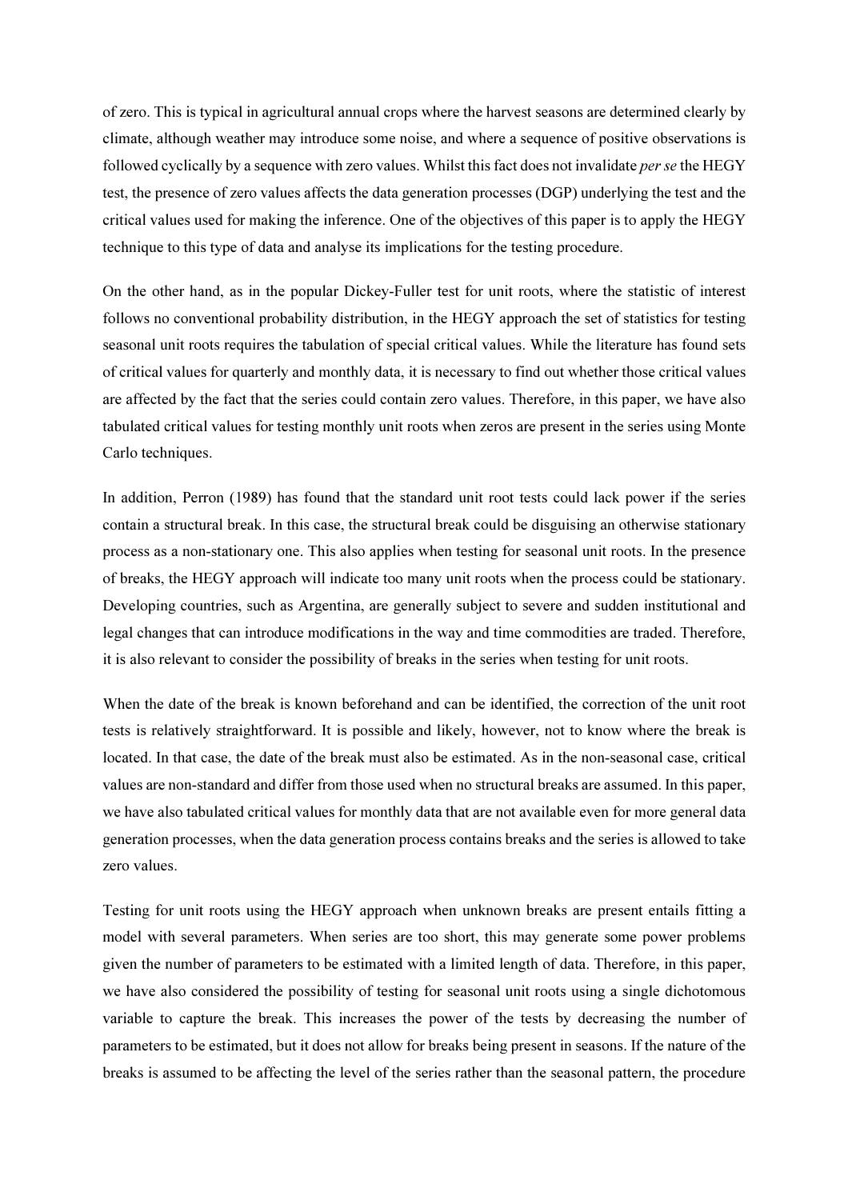of zero. This is typical in agricultural annual crops where the harvest seasons are determined clearly by climate, although weather may introduce some noise, and where a sequence of positive observations is followed cyclically by a sequence with zero values. Whilst this fact does not invalidate *per se* the HEGY test, the presence of zero values affects the data generation processes (DGP) underlying the test and the critical values used for making the inference. One of the objectives of this paper is to apply the HEGY technique to this type of data and analyse its implications for the testing procedure.

On the other hand, as in the popular Dickey-Fuller test for unit roots, where the statistic of interest follows no conventional probability distribution, in the HEGY approach the set of statistics for testing seasonal unit roots requires the tabulation of special critical values. While the literature has found sets of critical values for quarterly and monthly data, it is necessary to find out whether those critical values are affected by the fact that the series could contain zero values. Therefore, in this paper, we have also tabulated critical values for testing monthly unit roots when zeros are present in the series using Monte Carlo techniques.

In addition, Perron (1989) has found that the standard unit root tests could lack power if the series contain a structural break. In this case, the structural break could be disguising an otherwise stationary process as a non-stationary one. This also applies when testing for seasonal unit roots. In the presence of breaks, the HEGY approach will indicate too many unit roots when the process could be stationary. Developing countries, such as Argentina, are generally subject to severe and sudden institutional and legal changes that can introduce modifications in the way and time commodities are traded. Therefore, it is also relevant to consider the possibility of breaks in the series when testing for unit roots.

When the date of the break is known beforehand and can be identified, the correction of the unit root tests is relatively straightforward. It is possible and likely, however, not to know where the break is located. In that case, the date of the break must also be estimated. As in the non-seasonal case, critical values are non-standard and differ from those used when no structural breaks are assumed. In this paper, we have also tabulated critical values for monthly data that are not available even for more general data generation processes, when the data generation process contains breaks and the series is allowed to take zero values.

Testing for unit roots using the HEGY approach when unknown breaks are present entails fitting a model with several parameters. When series are too short, this may generate some power problems given the number of parameters to be estimated with a limited length of data. Therefore, in this paper, we have also considered the possibility of testing for seasonal unit roots using a single dichotomous variable to capture the break. This increases the power of the tests by decreasing the number of parameters to be estimated, but it does not allow for breaks being present in seasons. If the nature of the breaks is assumed to be affecting the level of the series rather than the seasonal pattern, the procedure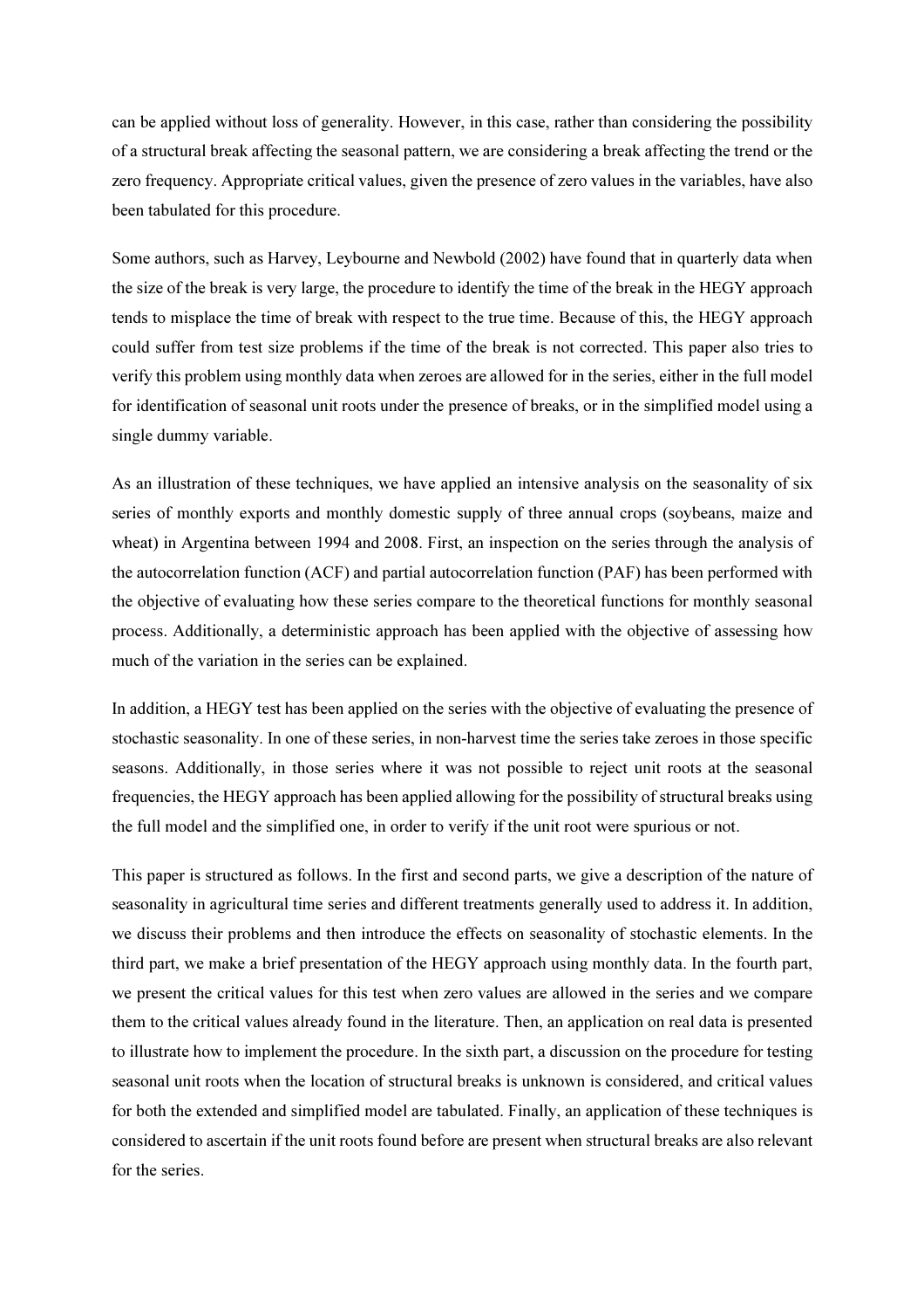can be applied without loss of generality. However, in this case, rather than considering the possibility of a structural break affecting the seasonal pattern, we are considering a break affecting the trend or the zero frequency. Appropriate critical values, given the presence of zero values in the variables, have also been tabulated for this procedure.

Some authors, such as Harvey, Leybourne and Newbold (2002) have found that in quarterly data when the size of the break is very large, the procedure to identify the time of the break in the HEGY approach tends to misplace the time of break with respect to the true time. Because of this, the HEGY approach could suffer from test size problems if the time of the break is not corrected. This paper also tries to verify this problem using monthly data when zeroes are allowed for in the series, either in the full model for identification of seasonal unit roots under the presence of breaks, or in the simplified model using a single dummy variable.

As an illustration of these techniques, we have applied an intensive analysis on the seasonality of six series of monthly exports and monthly domestic supply of three annual crops (soybeans, maize and wheat) in Argentina between 1994 and 2008. First, an inspection on the series through the analysis of the autocorrelation function (ACF) and partial autocorrelation function (PAF) has been performed with the objective of evaluating how these series compare to the theoretical functions for monthly seasonal process. Additionally, a deterministic approach has been applied with the objective of assessing how much of the variation in the series can be explained.

In addition, a HEGY test has been applied on the series with the objective of evaluating the presence of stochastic seasonality. In one of these series, in non-harvest time the series take zeroes in those specific seasons. Additionally, in those series where it was not possible to reject unit roots at the seasonal frequencies, the HEGY approach has been applied allowing for the possibility of structural breaks using the full model and the simplified one, in order to verify if the unit root were spurious or not.

This paper is structured as follows. In the first and second parts, we give a description of the nature of seasonality in agricultural time series and different treatments generally used to address it. In addition, we discuss their problems and then introduce the effects on seasonality of stochastic elements. In the third part, we make a brief presentation of the HEGY approach using monthly data. In the fourth part, we present the critical values for this test when zero values are allowed in the series and we compare them to the critical values already found in the literature. Then, an application on real data is presented to illustrate how to implement the procedure. In the sixth part, a discussion on the procedure for testing seasonal unit roots when the location of structural breaks is unknown is considered, and critical values for both the extended and simplified model are tabulated. Finally, an application of these techniques is considered to ascertain if the unit roots found before are present when structural breaks are also relevant for the series.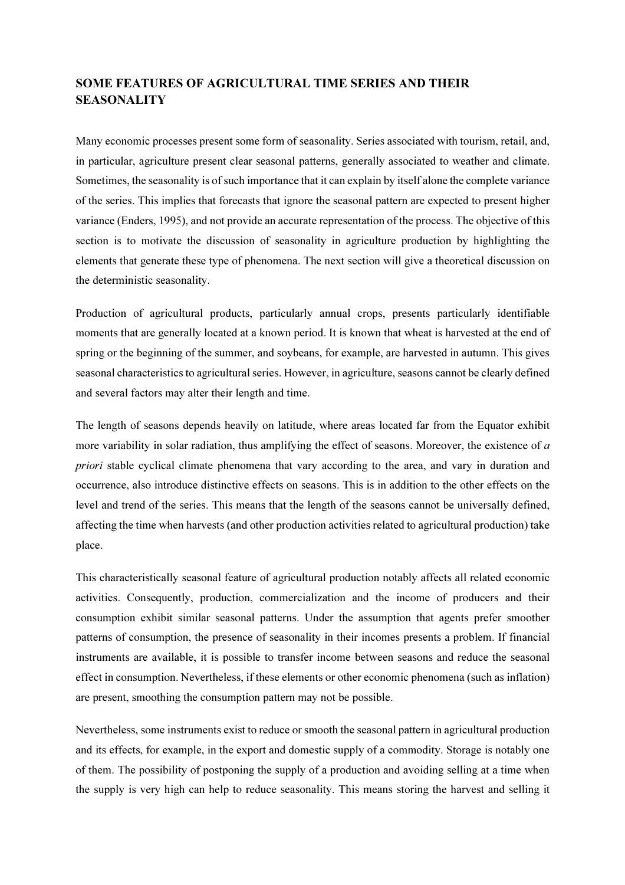## SOME FEATURES OF AGRICULTURAL TIME SERIES AND THEIR SEASONALITY

Many economic processes present some form of seasonality. Series associated with tourism, retail, and, in particular, agriculture present clear seasonal patterns, generally associated to weather and climate. Sometimes, the seasonality is of such importance that it can explain by itself alone the complete variance of the series. This implies that forecasts that ignore the seasonal pattern are expected to present higher variance (Enders, 1995), and not provide an accurate representation of the process. The objective of this section is to motivate the discussion of seasonality in agriculture production by highlighting the elements that generate these type of phenomena. The next section will give a theoretical discussion on the deterministic seasonality.

Production of agricultural products, particularly annual crops, presents particularly identifiable moments that are generally located at a known period. It is known that wheat is harvested at the end of spring or the beginning of the summer, and soybeans, for example, are harvested in autumn. This gives seasonal characteristics to agricultural series. However, in agriculture, seasons cannot be clearly defined and several factors may alter their length and time.

The length of seasons depends heavily on latitude, where areas located far from the Equator exhibit more variability in solar radiation, thus amplifying the effect of seasons. Moreover, the existence of *a priori* stable cyclical climate phenomena that vary according to the area, and vary in duration and occurrence, also introduce distinctive effects on seasons. This is in addition to the other effects on the level and trend of the series. This means that the length of the seasons cannot be universally defined, affecting the time when harvests (and other production activities related to agricultural production) take place.

This characteristically seasonal feature of agricultural production notably affects all related economic activities. Consequently, production, commercialization and the income of producers and their consumption exhibit similar seasonal patterns. Under the assumption that agents prefer smoother patterns of consumption, the presence of seasonality in their incomes presents a problem. If financial instruments are available, it is possible to transfer income between seasons and reduce the seasonal effect in consumption. Nevertheless, if these elements or other economic phenomena (such as inflation) are present, smoothing the consumption pattern may not be possible.

Nevertheless, some instruments exist to reduce or smooth the seasonal pattern in agricultural production and its effects, for example, in the export and domestic supply of a commodity. Storage is notably one of them. The possibility of postponing the supply of a production and avoiding selling at a time when the supply is very high can help to reduce seasonality. This means storing the harvest and selling it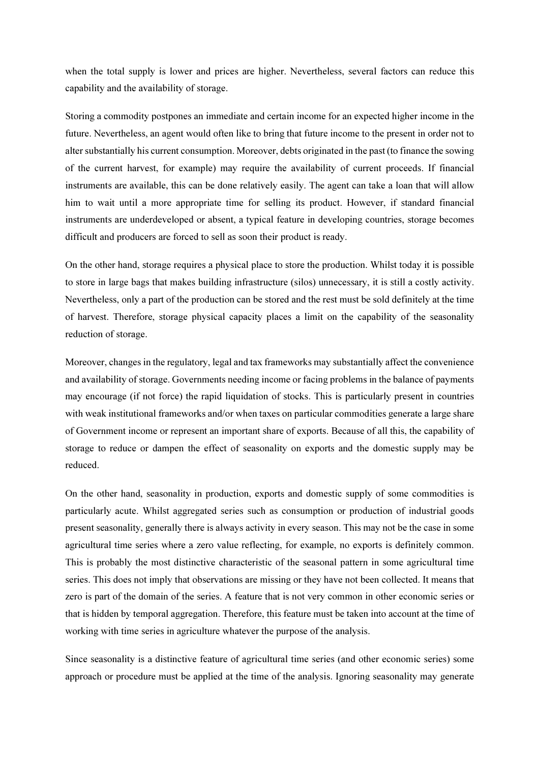when the total supply is lower and prices are higher. Nevertheless, several factors can reduce this capability and the availability of storage.

Storing a commodity postpones an immediate and certain income for an expected higher income in the future. Nevertheless, an agent would often like to bring that future income to the present in order not to alter substantially his current consumption. Moreover, debts originated in the past (to finance the sowing of the current harvest, for example) may require the availability of current proceeds. If financial instruments are available, this can be done relatively easily. The agent can take a loan that will allow him to wait until a more appropriate time for selling its product. However, if standard financial instruments are underdeveloped or absent, a typical feature in developing countries, storage becomes difficult and producers are forced to sell as soon their product is ready.

On the other hand, storage requires a physical place to store the production. Whilst today it is possible to store in large bags that makes building infrastructure (silos) unnecessary, it is still a costly activity. Nevertheless, only a part of the production can be stored and the rest must be sold definitely at the time of harvest. Therefore, storage physical capacity places a limit on the capability of the seasonality reduction of storage.

Moreover, changes in the regulatory, legal and tax frameworks may substantially affect the convenience and availability of storage. Governments needing income or facing problems in the balance of payments may encourage (if not force) the rapid liquidation of stocks. This is particularly present in countries with weak institutional frameworks and/or when taxes on particular commodities generate a large share of Government income or represent an important share of exports. Because of all this, the capability of storage to reduce or dampen the effect of seasonality on exports and the domestic supply may be reduced.

On the other hand, seasonality in production, exports and domestic supply of some commodities is particularly acute. Whilst aggregated series such as consumption or production of industrial goods present seasonality, generally there is always activity in every season. This may not be the case in some agricultural time series where a zero value reflecting, for example, no exports is definitely common. This is probably the most distinctive characteristic of the seasonal pattern in some agricultural time series. This does not imply that observations are missing or they have not been collected. It means that zero is part of the domain of the series. A feature that is not very common in other economic series or that is hidden by temporal aggregation. Therefore, this feature must be taken into account at the time of working with time series in agriculture whatever the purpose of the analysis.

Since seasonality is a distinctive feature of agricultural time series (and other economic series) some approach or procedure must be applied at the time of the analysis. Ignoring seasonality may generate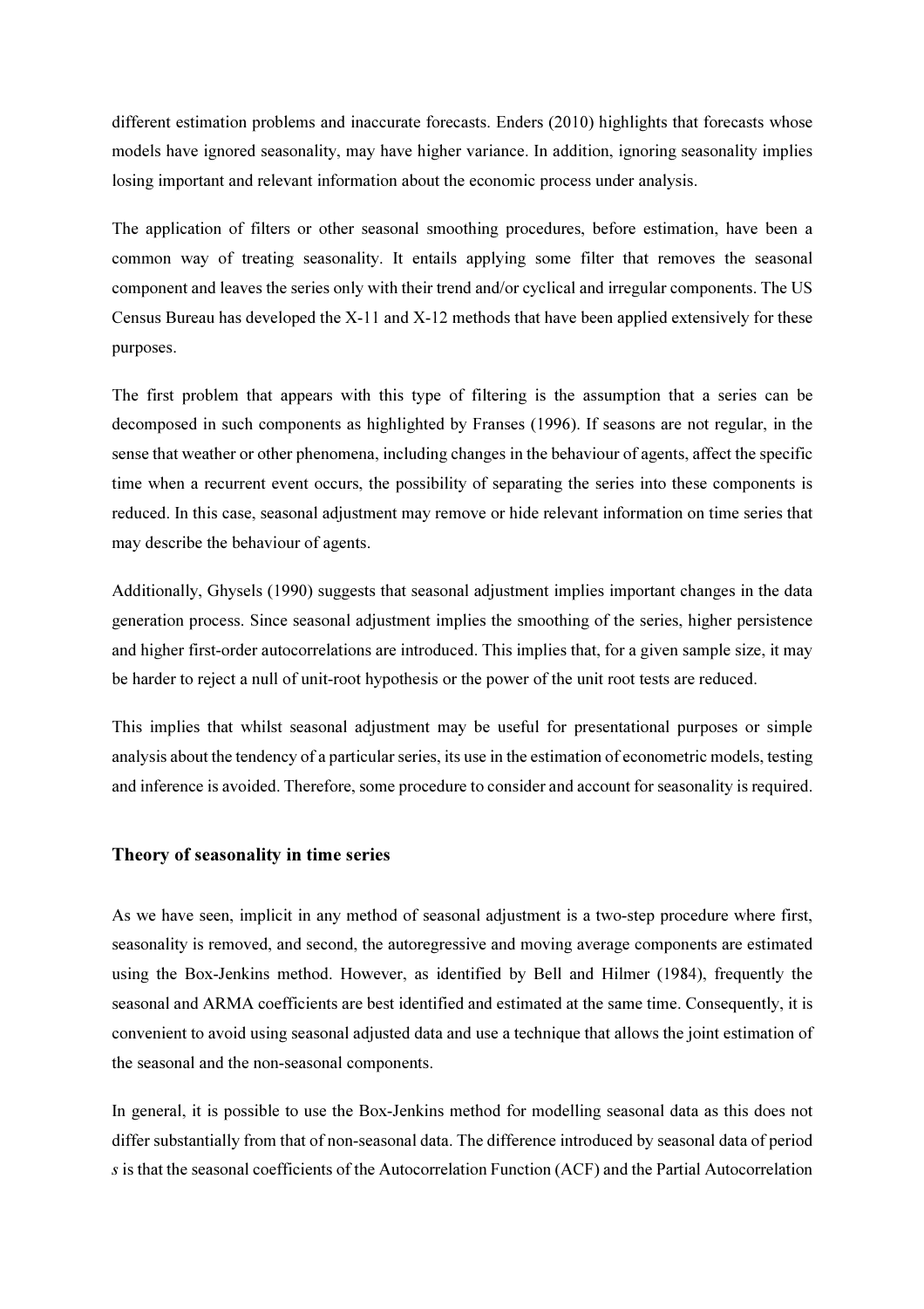different estimation problems and inaccurate forecasts. Enders (2010) highlights that forecasts whose models have ignored seasonality, may have higher variance. In addition, ignoring seasonality implies losing important and relevant information about the economic process under analysis.

The application of filters or other seasonal smoothing procedures, before estimation, have been a common way of treating seasonality. It entails applying some filter that removes the seasonal component and leaves the series only with their trend and/or cyclical and irregular components. The US Census Bureau has developed the X-11 and X-12 methods that have been applied extensively for these purposes.

The first problem that appears with this type of filtering is the assumption that a series can be decomposed in such components as highlighted by Franses (1996). If seasons are not regular, in the sense that weather or other phenomena, including changes in the behaviour of agents, affect the specific time when a recurrent event occurs, the possibility of separating the series into these components is reduced. In this case, seasonal adjustment may remove or hide relevant information on time series that may describe the behaviour of agents.

Additionally, Ghysels (1990) suggests that seasonal adjustment implies important changes in the data generation process. Since seasonal adjustment implies the smoothing of the series, higher persistence and higher first-order autocorrelations are introduced. This implies that, for a given sample size, it may be harder to reject a null of unit-root hypothesis or the power of the unit root tests are reduced.

This implies that whilst seasonal adjustment may be useful for presentational purposes or simple analysis about the tendency of a particular series, its use in the estimation of econometric models, testing and inference is avoided. Therefore, some procedure to consider and account for seasonality is required.

### Theory of seasonality in time series

As we have seen, implicit in any method of seasonal adjustment is a two-step procedure where first, seasonality is removed, and second, the autoregressive and moving average components are estimated using the Box-Jenkins method. However, as identified by Bell and Hilmer (1984), frequently the seasonal and ARMA coefficients are best identified and estimated at the same time. Consequently, it is convenient to avoid using seasonal adjusted data and use a technique that allows the joint estimation of the seasonal and the non-seasonal components.

In general, it is possible to use the Box-Jenkins method for modelling seasonal data as this does not differ substantially from that of non-seasonal data. The difference introduced by seasonal data of period $s$ is that the seasonal coefficients of the Autocorrelation Function (ACF) and the Partial Autocorrelation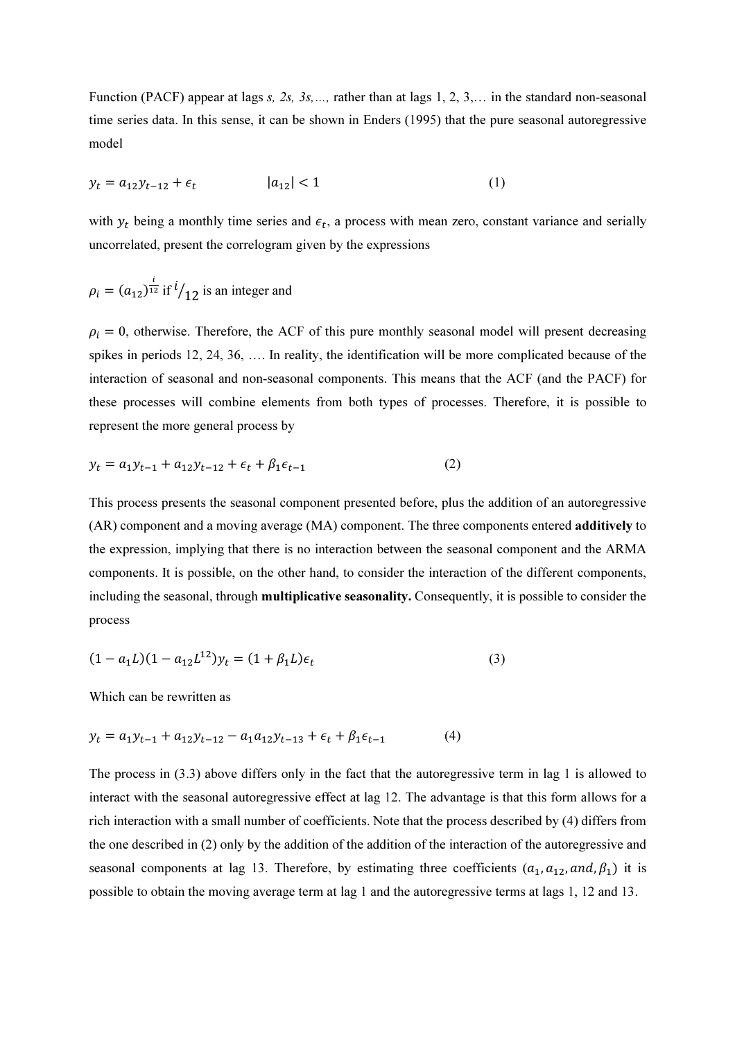Function (PACF) appear at lags *s, 2s, 3s,…,* rather than at lags 1, 2, 3,… in the standard non-seasonal time series data. In this sense, it can be shown in Enders (1995) that the pure seasonal autoregressive model

$$y_t = a_{12}y_{t-12} + \epsilon_t \qquad |a_{12}| < 1 \qquad (1)$$

with $y_t$ being a monthly time series and $\epsilon_t$, a process with mean zero, constant variance and serially uncorrelated, present the correlogram given by the expressions

$\rho_i = (a_{12})^{\frac{i}{12}}$ if $i/_{12}$ is an integer and

$\rho_i = 0$, otherwise. Therefore, the ACF of this pure monthly seasonal model will present decreasing spikes in periods 12, 24, 36, …. In reality, the identification will be more complicated because of the interaction of seasonal and non-seasonal components. This means that the ACF (and the PACF) for these processes will combine elements from both types of processes. Therefore, it is possible to represent the more general process by

$$y_t = a_1 y_{t-1} + a_{12}y_{t-12} + \epsilon_t + \beta_1\epsilon_{t-1} \qquad (2)$$

This process presents the seasonal component presented before, plus the addition of an autoregressive (AR) component and a moving average (MA) component. The three components entered **additively** to the expression, implying that there is no interaction between the seasonal component and the ARMA components. It is possible, on the other hand, to consider the interaction of the different components, including the seasonal, through **multiplicative seasonality.** Consequently, it is possible to consider the process

$$(1 - a_1 L)(1 - a_{12}L^{12})y_t = (1 + \beta_1 L)\epsilon_t \qquad (3)$$

Which can be rewritten as

$$y_t = a_1 y_{t-1} + a_{12}y_{t-12} - a_1 a_{12} y_{t-13} + \epsilon_t + \beta_1\epsilon_{t-1} \qquad (4)$$

The process in (3.3) above differs only in the fact that the autoregressive term in lag 1 is allowed to interact with the seasonal autoregressive effect at lag 12. The advantage is that this form allows for a rich interaction with a small number of coefficients. Note that the process described by (4) differs from the one described in (2) only by the addition of the addition of the interaction of the autoregressive and seasonal components at lag 13. Therefore, by estimating three coefficients $(a_1, a_{12}, and, \beta_1)$ it is possible to obtain the moving average term at lag 1 and the autoregressive terms at lags 1, 12 and 13.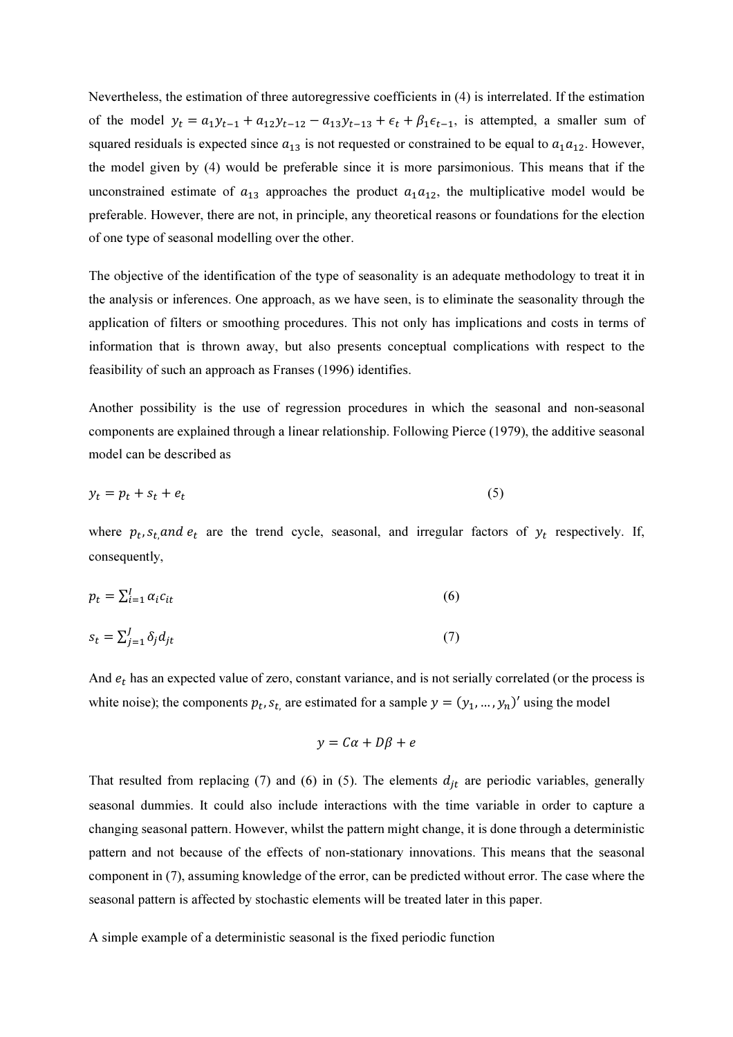Nevertheless, the estimation of three autoregressive coefficients in (4) is interrelated. If the estimation of the model $y_t = a_1 y_{t-1} + a_{12} y_{t-12} - a_{13} y_{t-13} + \epsilon_t + \beta_1 \epsilon_{t-1}$, is attempted, a smaller sum of squared residuals is expected since $a_{13}$ is not requested or constrained to be equal to $a_1 a_{12}$. However, the model given by (4) would be preferable since it is more parsimonious. This means that if the unconstrained estimate of $a_{13}$ approaches the product $a_1 a_{12}$, the multiplicative model would be preferable. However, there are not, in principle, any theoretical reasons or foundations for the election of one type of seasonal modelling over the other.

The objective of the identification of the type of seasonality is an adequate methodology to treat it in the analysis or inferences. One approach, as we have seen, is to eliminate the seasonality through the application of filters or smoothing procedures. This not only has implications and costs in terms of information that is thrown away, but also presents conceptual complications with respect to the feasibility of such an approach as Franses (1996) identifies.

Another possibility is the use of regression procedures in which the seasonal and non-seasonal components are explained through a linear relationship. Following Pierce (1979), the additive seasonal model can be described as

$$y_t = p_t + s_t + e_t \tag{5}$$

where $p_t, s_t, and\ e_t$ are the trend cycle, seasonal, and irregular factors of $y_t$ respectively. If, consequently,

$$p_t = \sum_{i=1}^{I} \alpha_i c_{it} \tag{6}$$

$$s_t = \sum_{j=1}^{J} \delta_j d_{jt} \tag{7}$$

And $e_t$ has an expected value of zero, constant variance, and is not serially correlated (or the process is white noise); the components $p_t, s_t,$ are estimated for a sample $y = (y_1, \dots, y_n)'$ using the model

$$y = C\alpha + D\beta + e$$

That resulted from replacing (7) and (6) in (5). The elements $d_{jt}$ are periodic variables, generally seasonal dummies. It could also include interactions with the time variable in order to capture a changing seasonal pattern. However, whilst the pattern might change, it is done through a deterministic pattern and not because of the effects of non-stationary innovations. This means that the seasonal component in (7), assuming knowledge of the error, can be predicted without error. The case where the seasonal pattern is affected by stochastic elements will be treated later in this paper.

A simple example of a deterministic seasonal is the fixed periodic function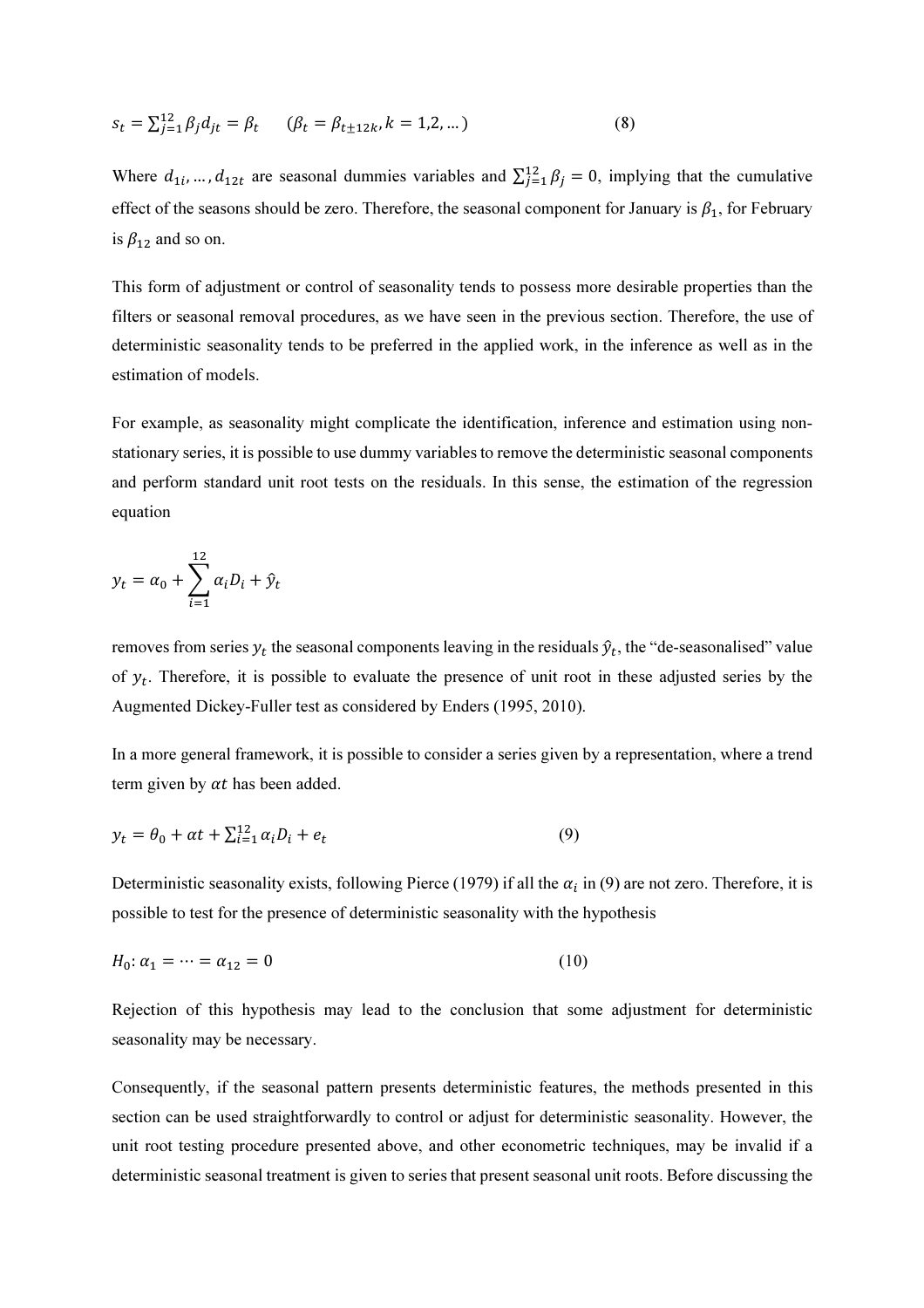$$s_t = \sum_{j=1}^{12} \beta_j d_{jt} = \beta_t \qquad (\beta_t = \beta_{t \pm 12k}, k = 1,2, \dots) \qquad (8)$$

Where $d_{1i}, \dots, d_{12t}$ are seasonal dummies variables and $\sum_{j=1}^{12} \beta_j = 0$, implying that the cumulative effect of the seasons should be zero. Therefore, the seasonal component for January is $\beta_1$, for February is $\beta_{12}$ and so on.

This form of adjustment or control of seasonality tends to possess more desirable properties than the filters or seasonal removal procedures, as we have seen in the previous section. Therefore, the use of deterministic seasonality tends to be preferred in the applied work, in the inference as well as in the estimation of models.

For example, as seasonality might complicate the identification, inference and estimation using non-stationary series, it is possible to use dummy variables to remove the deterministic seasonal components and perform standard unit root tests on the residuals. In this sense, the estimation of the regression equation

$$y_t = \alpha_0 + \sum_{i=1}^{12} \alpha_i D_i + \hat{y}_t$$

removes from series $y_t$ the seasonal components leaving in the residuals $\hat{y}_t$, the "de-seasonalised" value of $y_t$. Therefore, it is possible to evaluate the presence of unit root in these adjusted series by the Augmented Dickey-Fuller test as considered by Enders (1995, 2010).

In a more general framework, it is possible to consider a series given by a representation, where a trend term given by $\alpha t$ has been added.

$$y_t = \theta_0 + \alpha t + \sum_{i=1}^{12} \alpha_i D_i + e_t \qquad (9)$$

Deterministic seasonality exists, following Pierce (1979) if all the $\alpha_i$ in (9) are not zero. Therefore, it is possible to test for the presence of deterministic seasonality with the hypothesis

$$H_0: \alpha_1 = \cdots = \alpha_{12} = 0 \qquad (10)$$

Rejection of this hypothesis may lead to the conclusion that some adjustment for deterministic seasonality may be necessary.

Consequently, if the seasonal pattern presents deterministic features, the methods presented in this section can be used straightforwardly to control or adjust for deterministic seasonality. However, the unit root testing procedure presented above, and other econometric techniques, may be invalid if a deterministic seasonal treatment is given to series that present seasonal unit roots. Before discussing the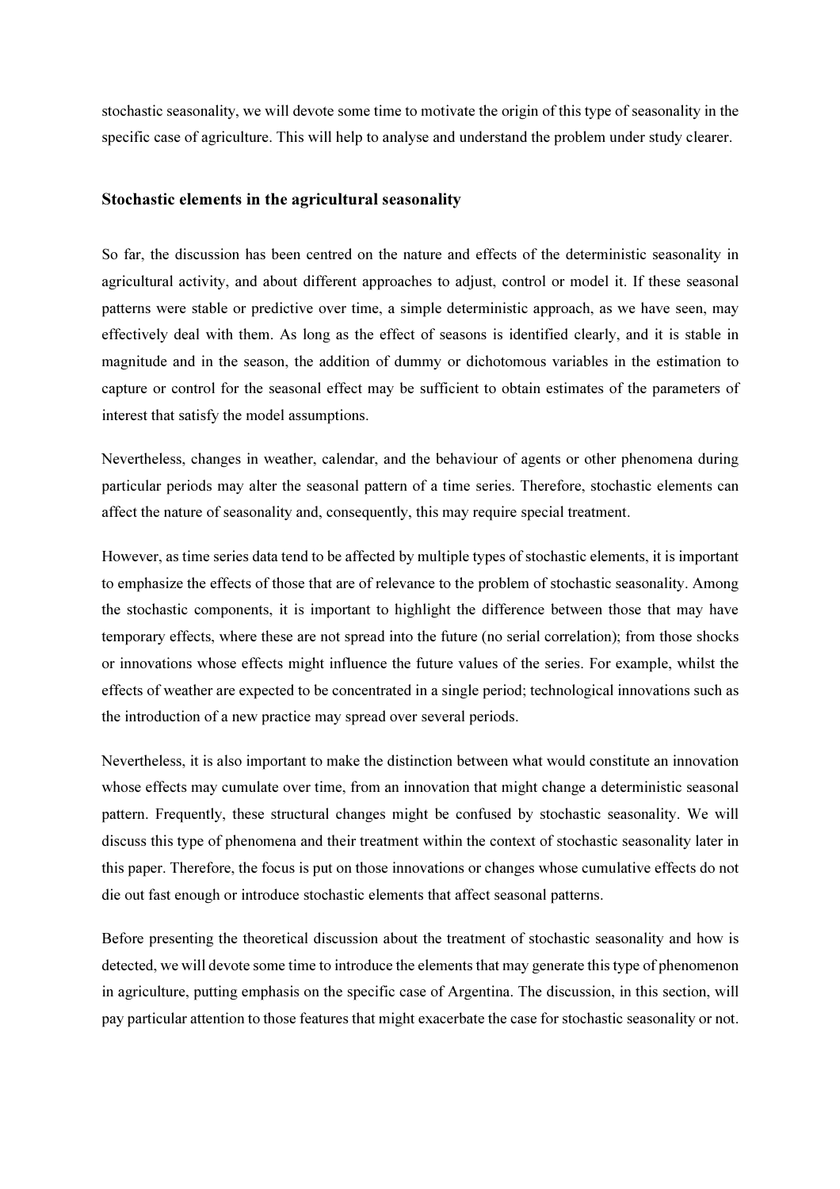stochastic seasonality, we will devote some time to motivate the origin of this type of seasonality in the specific case of agriculture. This will help to analyse and understand the problem under study clearer.

### Stochastic elements in the agricultural seasonality

So far, the discussion has been centred on the nature and effects of the deterministic seasonality in agricultural activity, and about different approaches to adjust, control or model it. If these seasonal patterns were stable or predictive over time, a simple deterministic approach, as we have seen, may effectively deal with them. As long as the effect of seasons is identified clearly, and it is stable in magnitude and in the season, the addition of dummy or dichotomous variables in the estimation to capture or control for the seasonal effect may be sufficient to obtain estimates of the parameters of interest that satisfy the model assumptions.

Nevertheless, changes in weather, calendar, and the behaviour of agents or other phenomena during particular periods may alter the seasonal pattern of a time series. Therefore, stochastic elements can affect the nature of seasonality and, consequently, this may require special treatment.

However, as time series data tend to be affected by multiple types of stochastic elements, it is important to emphasize the effects of those that are of relevance to the problem of stochastic seasonality. Among the stochastic components, it is important to highlight the difference between those that may have temporary effects, where these are not spread into the future (no serial correlation); from those shocks or innovations whose effects might influence the future values of the series. For example, whilst the effects of weather are expected to be concentrated in a single period; technological innovations such as the introduction of a new practice may spread over several periods.

Nevertheless, it is also important to make the distinction between what would constitute an innovation whose effects may cumulate over time, from an innovation that might change a deterministic seasonal pattern. Frequently, these structural changes might be confused by stochastic seasonality. We will discuss this type of phenomena and their treatment within the context of stochastic seasonality later in this paper. Therefore, the focus is put on those innovations or changes whose cumulative effects do not die out fast enough or introduce stochastic elements that affect seasonal patterns.

Before presenting the theoretical discussion about the treatment of stochastic seasonality and how is detected, we will devote some time to introduce the elements that may generate this type of phenomenon in agriculture, putting emphasis on the specific case of Argentina. The discussion, in this section, will pay particular attention to those features that might exacerbate the case for stochastic seasonality or not.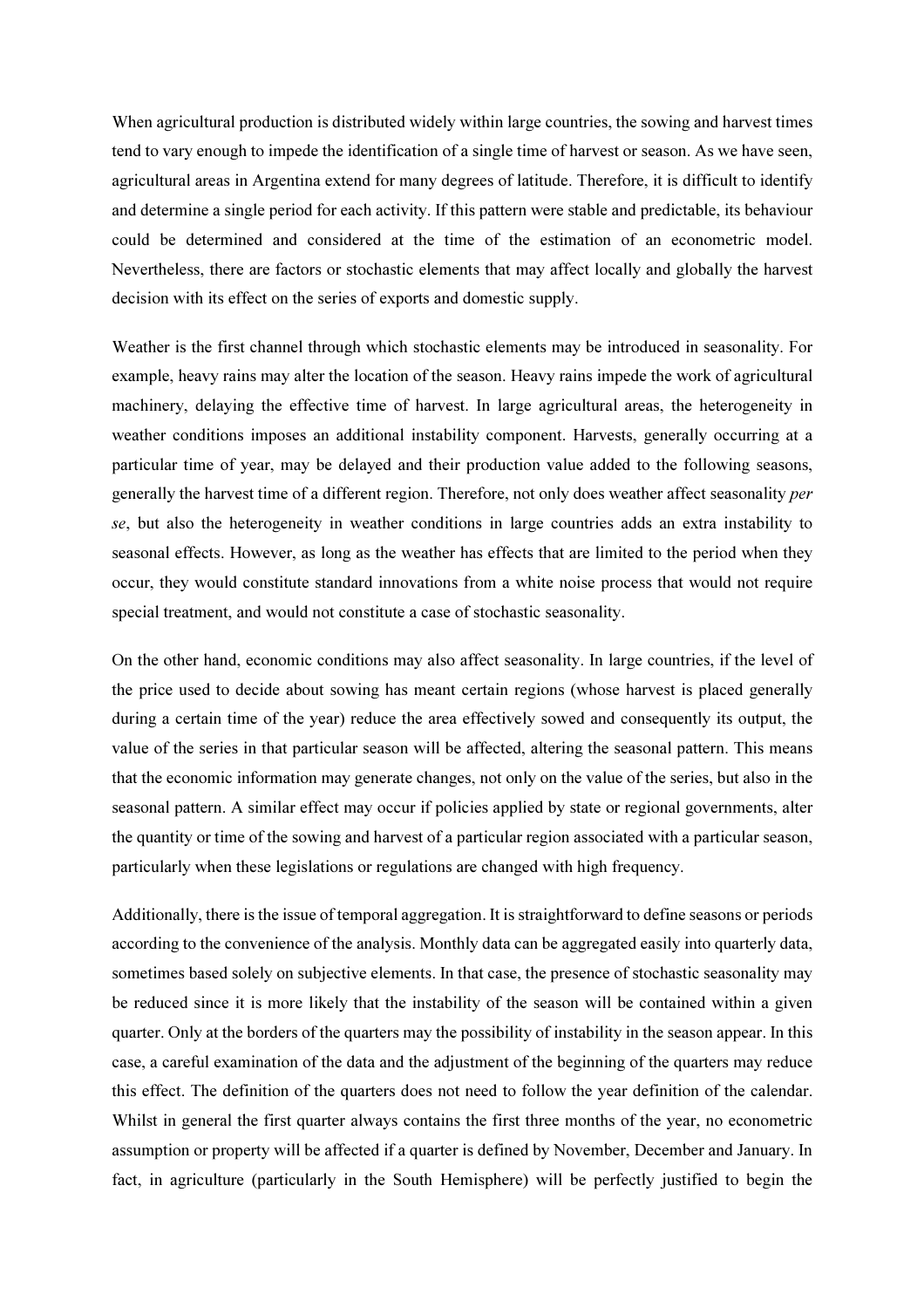When agricultural production is distributed widely within large countries, the sowing and harvest times tend to vary enough to impede the identification of a single time of harvest or season. As we have seen, agricultural areas in Argentina extend for many degrees of latitude. Therefore, it is difficult to identify and determine a single period for each activity. If this pattern were stable and predictable, its behaviour could be determined and considered at the time of the estimation of an econometric model. Nevertheless, there are factors or stochastic elements that may affect locally and globally the harvest decision with its effect on the series of exports and domestic supply.

Weather is the first channel through which stochastic elements may be introduced in seasonality. For example, heavy rains may alter the location of the season. Heavy rains impede the work of agricultural machinery, delaying the effective time of harvest. In large agricultural areas, the heterogeneity in weather conditions imposes an additional instability component. Harvests, generally occurring at a particular time of year, may be delayed and their production value added to the following seasons, generally the harvest time of a different region. Therefore, not only does weather affect seasonality *per se*, but also the heterogeneity in weather conditions in large countries adds an extra instability to seasonal effects. However, as long as the weather has effects that are limited to the period when they occur, they would constitute standard innovations from a white noise process that would not require special treatment, and would not constitute a case of stochastic seasonality.

On the other hand, economic conditions may also affect seasonality. In large countries, if the level of the price used to decide about sowing has meant certain regions (whose harvest is placed generally during a certain time of the year) reduce the area effectively sowed and consequently its output, the value of the series in that particular season will be affected, altering the seasonal pattern. This means that the economic information may generate changes, not only on the value of the series, but also in the seasonal pattern. A similar effect may occur if policies applied by state or regional governments, alter the quantity or time of the sowing and harvest of a particular region associated with a particular season, particularly when these legislations or regulations are changed with high frequency.

Additionally, there is the issue of temporal aggregation. It is straightforward to define seasons or periods according to the convenience of the analysis. Monthly data can be aggregated easily into quarterly data, sometimes based solely on subjective elements. In that case, the presence of stochastic seasonality may be reduced since it is more likely that the instability of the season will be contained within a given quarter. Only at the borders of the quarters may the possibility of instability in the season appear. In this case, a careful examination of the data and the adjustment of the beginning of the quarters may reduce this effect. The definition of the quarters does not need to follow the year definition of the calendar. Whilst in general the first quarter always contains the first three months of the year, no econometric assumption or property will be affected if a quarter is defined by November, December and January. In fact, in agriculture (particularly in the South Hemisphere) will be perfectly justified to begin the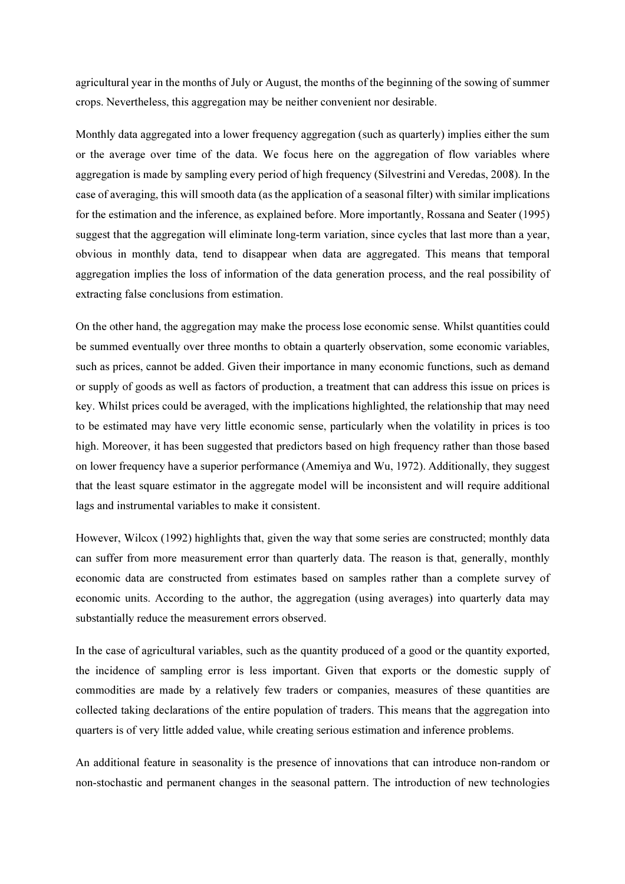agricultural year in the months of July or August, the months of the beginning of the sowing of summer crops. Nevertheless, this aggregation may be neither convenient nor desirable.

Monthly data aggregated into a lower frequency aggregation (such as quarterly) implies either the sum or the average over time of the data. We focus here on the aggregation of flow variables where aggregation is made by sampling every period of high frequency (Silvestrini and Veredas, 2008). In the case of averaging, this will smooth data (as the application of a seasonal filter) with similar implications for the estimation and the inference, as explained before. More importantly, Rossana and Seater (1995) suggest that the aggregation will eliminate long-term variation, since cycles that last more than a year, obvious in monthly data, tend to disappear when data are aggregated. This means that temporal aggregation implies the loss of information of the data generation process, and the real possibility of extracting false conclusions from estimation.

On the other hand, the aggregation may make the process lose economic sense. Whilst quantities could be summed eventually over three months to obtain a quarterly observation, some economic variables, such as prices, cannot be added. Given their importance in many economic functions, such as demand or supply of goods as well as factors of production, a treatment that can address this issue on prices is key. Whilst prices could be averaged, with the implications highlighted, the relationship that may need to be estimated may have very little economic sense, particularly when the volatility in prices is too high. Moreover, it has been suggested that predictors based on high frequency rather than those based on lower frequency have a superior performance (Amemiya and Wu, 1972). Additionally, they suggest that the least square estimator in the aggregate model will be inconsistent and will require additional lags and instrumental variables to make it consistent.

However, Wilcox (1992) highlights that, given the way that some series are constructed; monthly data can suffer from more measurement error than quarterly data. The reason is that, generally, monthly economic data are constructed from estimates based on samples rather than a complete survey of economic units. According to the author, the aggregation (using averages) into quarterly data may substantially reduce the measurement errors observed.

In the case of agricultural variables, such as the quantity produced of a good or the quantity exported, the incidence of sampling error is less important. Given that exports or the domestic supply of commodities are made by a relatively few traders or companies, measures of these quantities are collected taking declarations of the entire population of traders. This means that the aggregation into quarters is of very little added value, while creating serious estimation and inference problems.

An additional feature in seasonality is the presence of innovations that can introduce non-random or non-stochastic and permanent changes in the seasonal pattern. The introduction of new technologies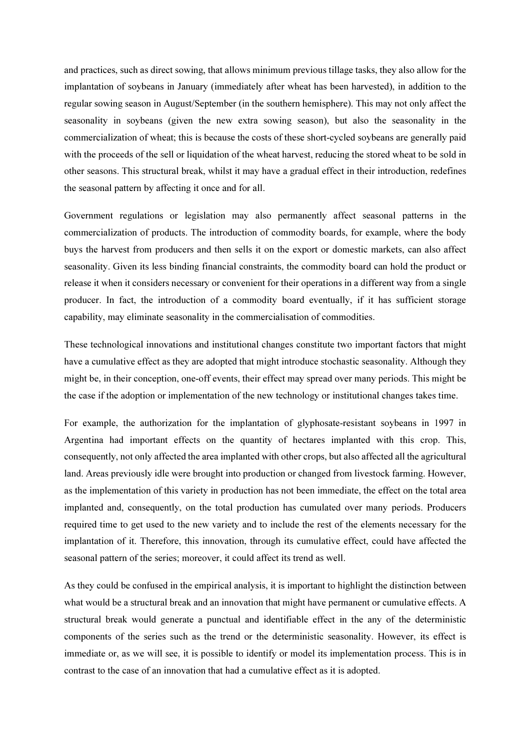and practices, such as direct sowing, that allows minimum previous tillage tasks, they also allow for the implantation of soybeans in January (immediately after wheat has been harvested), in addition to the regular sowing season in August/September (in the southern hemisphere). This may not only affect the seasonality in soybeans (given the new extra sowing season), but also the seasonality in the commercialization of wheat; this is because the costs of these short-cycled soybeans are generally paid with the proceeds of the sell or liquidation of the wheat harvest, reducing the stored wheat to be sold in other seasons. This structural break, whilst it may have a gradual effect in their introduction, redefines the seasonal pattern by affecting it once and for all.

Government regulations or legislation may also permanently affect seasonal patterns in the commercialization of products. The introduction of commodity boards, for example, where the body buys the harvest from producers and then sells it on the export or domestic markets, can also affect seasonality. Given its less binding financial constraints, the commodity board can hold the product or release it when it considers necessary or convenient for their operations in a different way from a single producer. In fact, the introduction of a commodity board eventually, if it has sufficient storage capability, may eliminate seasonality in the commercialisation of commodities.

These technological innovations and institutional changes constitute two important factors that might have a cumulative effect as they are adopted that might introduce stochastic seasonality. Although they might be, in their conception, one-off events, their effect may spread over many periods. This might be the case if the adoption or implementation of the new technology or institutional changes takes time.

For example, the authorization for the implantation of glyphosate-resistant soybeans in 1997 in Argentina had important effects on the quantity of hectares implanted with this crop. This, consequently, not only affected the area implanted with other crops, but also affected all the agricultural land. Areas previously idle were brought into production or changed from livestock farming. However, as the implementation of this variety in production has not been immediate, the effect on the total area implanted and, consequently, on the total production has cumulated over many periods. Producers required time to get used to the new variety and to include the rest of the elements necessary for the implantation of it. Therefore, this innovation, through its cumulative effect, could have affected the seasonal pattern of the series; moreover, it could affect its trend as well.

As they could be confused in the empirical analysis, it is important to highlight the distinction between what would be a structural break and an innovation that might have permanent or cumulative effects. A structural break would generate a punctual and identifiable effect in the any of the deterministic components of the series such as the trend or the deterministic seasonality. However, its effect is immediate or, as we will see, it is possible to identify or model its implementation process. This is in contrast to the case of an innovation that had a cumulative effect as it is adopted.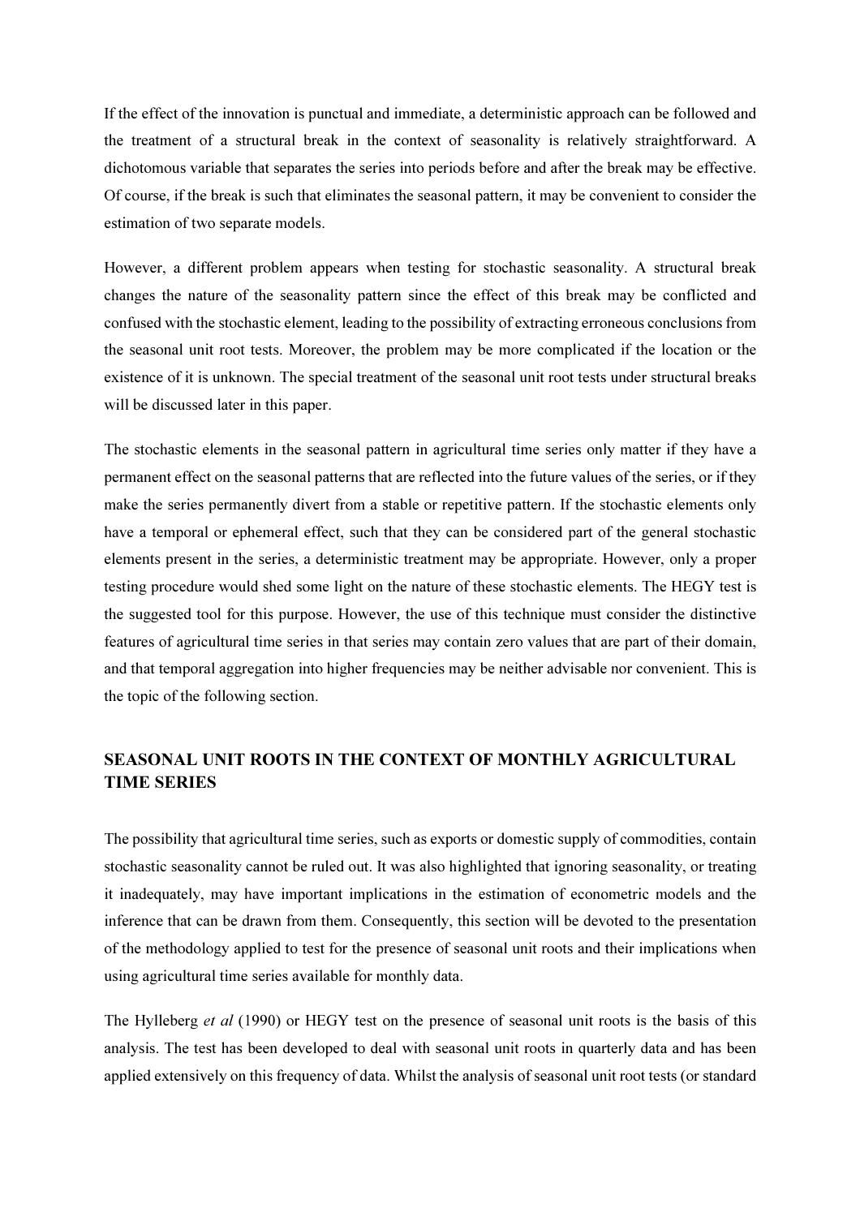If the effect of the innovation is punctual and immediate, a deterministic approach can be followed and the treatment of a structural break in the context of seasonality is relatively straightforward. A dichotomous variable that separates the series into periods before and after the break may be effective. Of course, if the break is such that eliminates the seasonal pattern, it may be convenient to consider the estimation of two separate models.

However, a different problem appears when testing for stochastic seasonality. A structural break changes the nature of the seasonality pattern since the effect of this break may be conflicted and confused with the stochastic element, leading to the possibility of extracting erroneous conclusions from the seasonal unit root tests. Moreover, the problem may be more complicated if the location or the existence of it is unknown. The special treatment of the seasonal unit root tests under structural breaks will be discussed later in this paper.

The stochastic elements in the seasonal pattern in agricultural time series only matter if they have a permanent effect on the seasonal patterns that are reflected into the future values of the series, or if they make the series permanently divert from a stable or repetitive pattern. If the stochastic elements only have a temporal or ephemeral effect, such that they can be considered part of the general stochastic elements present in the series, a deterministic treatment may be appropriate. However, only a proper testing procedure would shed some light on the nature of these stochastic elements. The HEGY test is the suggested tool for this purpose. However, the use of this technique must consider the distinctive features of agricultural time series in that series may contain zero values that are part of their domain, and that temporal aggregation into higher frequencies may be neither advisable nor convenient. This is the topic of the following section.

## SEASONAL UNIT ROOTS IN THE CONTEXT OF MONTHLY AGRICULTURAL TIME SERIES

The possibility that agricultural time series, such as exports or domestic supply of commodities, contain stochastic seasonality cannot be ruled out. It was also highlighted that ignoring seasonality, or treating it inadequately, may have important implications in the estimation of econometric models and the inference that can be drawn from them. Consequently, this section will be devoted to the presentation of the methodology applied to test for the presence of seasonal unit roots and their implications when using agricultural time series available for monthly data.

The Hylleberg *et al* (1990) or HEGY test on the presence of seasonal unit roots is the basis of this analysis. The test has been developed to deal with seasonal unit roots in quarterly data and has been applied extensively on this frequency of data. Whilst the analysis of seasonal unit root tests (or standard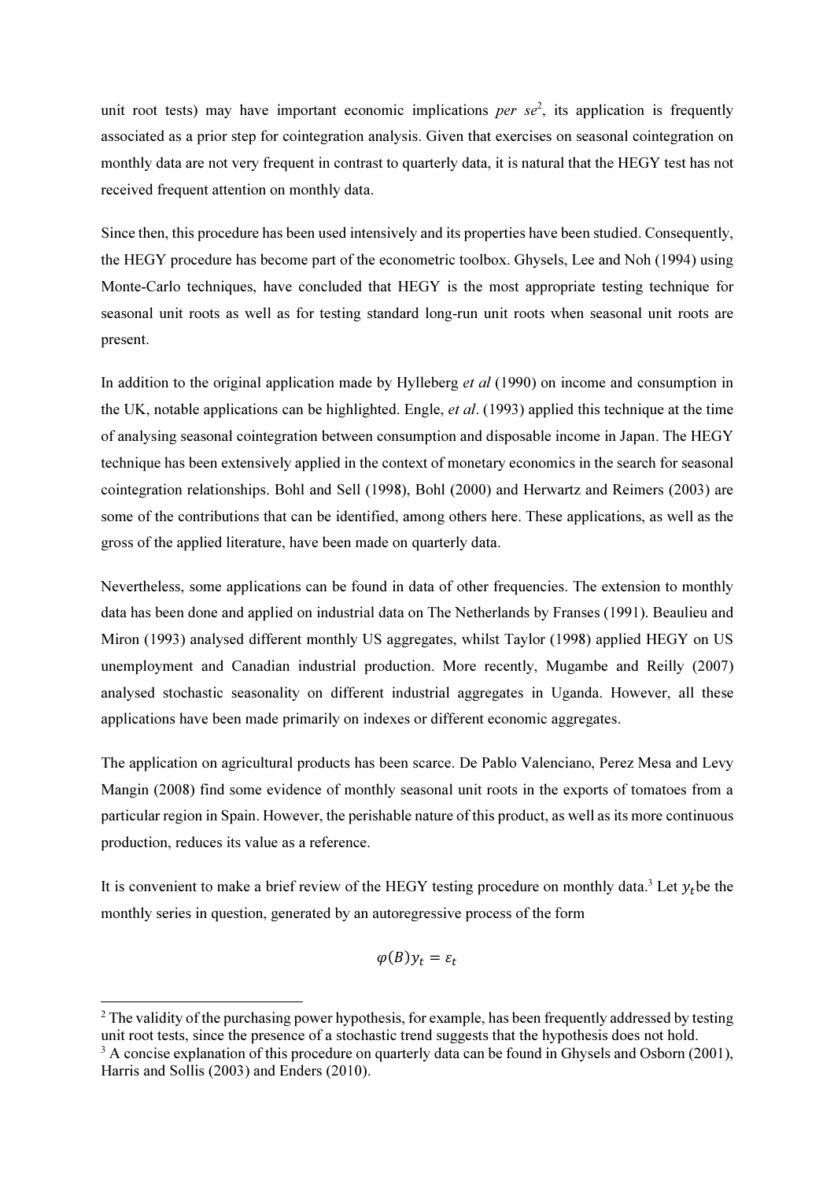unit root tests) may have important economic implications *per se*[2], its application is frequently associated as a prior step for cointegration analysis. Given that exercises on seasonal cointegration on monthly data are not very frequent in contrast to quarterly data, it is natural that the HEGY test has not received frequent attention on monthly data.

Since then, this procedure has been used intensively and its properties have been studied. Consequently, the HEGY procedure has become part of the econometric toolbox. Ghysels, Lee and Noh (1994) using Monte-Carlo techniques, have concluded that HEGY is the most appropriate testing technique for seasonal unit roots as well as for testing standard long-run unit roots when seasonal unit roots are present.

In addition to the original application made by Hylleberg *et al* (1990) on income and consumption in the UK, notable applications can be highlighted. Engle, *et al*. (1993) applied this technique at the time of analysing seasonal cointegration between consumption and disposable income in Japan. The HEGY technique has been extensively applied in the context of monetary economics in the search for seasonal cointegration relationships. Bohl and Sell (1998), Bohl (2000) and Herwartz and Reimers (2003) are some of the contributions that can be identified, among others here. These applications, as well as the gross of the applied literature, have been made on quarterly data.

Nevertheless, some applications can be found in data of other frequencies. The extension to monthly data has been done and applied on industrial data on The Netherlands by Franses (1991). Beaulieu and Miron (1993) analysed different monthly US aggregates, whilst Taylor (1998) applied HEGY on US unemployment and Canadian industrial production. More recently, Mugambe and Reilly (2007) analysed stochastic seasonality on different industrial aggregates in Uganda. However, all these applications have been made primarily on indexes or different economic aggregates.

The application on agricultural products has been scarce. De Pablo Valenciano, Perez Mesa and Levy Mangin (2008) find some evidence of monthly seasonal unit roots in the exports of tomatoes from a particular region in Spain. However, the perishable nature of this product, as well as its more continuous production, reduces its value as a reference.

It is convenient to make a brief review of the HEGY testing procedure on monthly data.[3] Let $y_t$ be the monthly series in question, generated by an autoregressive process of the form

$$\varphi(B)y_t = \varepsilon_t$$

[2] The validity of the purchasing power hypothesis, for example, has been frequently addressed by testing unit root tests, since the presence of a stochastic trend suggests that the hypothesis does not hold.

[3] A concise explanation of this procedure on quarterly data can be found in Ghysels and Osborn (2001), Harris and Sollis (2003) and Enders (2010).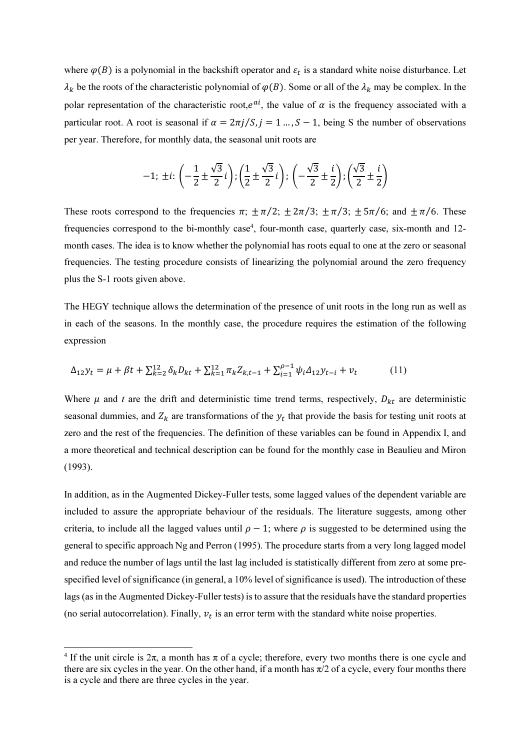where $\varphi(B)$ is a polynomial in the backshift operator and $\varepsilon_t$ is a standard white noise disturbance. Let $\lambda_k$ be the roots of the characteristic polynomial of $\varphi(B)$. Some or all of the $\lambda_k$ may be complex. In the polar representation of the characteristic root,$e^{ai}$, the value of $\alpha$ is the frequency associated with a particular root. A root is seasonal if $\alpha = 2\pi j/S, j = 1 \ldots, S-1$, being S the number of observations per year. Therefore, for monthly data, the seasonal unit roots are

$$-1;\ \pm i\text{:}\ \left(-\frac{1}{2} \pm \frac{\sqrt{3}}{2}i\right); \left(\frac{1}{2} \pm \frac{\sqrt{3}}{2}i\right);\ \left(-\frac{\sqrt{3}}{2} \pm \frac{i}{2}\right); \left(\frac{\sqrt{3}}{2} \pm \frac{i}{2}\right)$$

These roots correspond to the frequencies $\pi$; $\pm\pi/2$; $\pm 2\pi/3$; $\pm\pi/3$; $\pm 5\pi/6$; and $\pm\pi/6$. These frequencies correspond to the bi-monthly case[4], four-month case, quarterly case, six-month and 12-month cases. The idea is to know whether the polynomial has roots equal to one at the zero or seasonal frequencies. The testing procedure consists of linearizing the polynomial around the zero frequency plus the S-1 roots given above.

The HEGY technique allows the determination of the presence of unit roots in the long run as well as in each of the seasons. In the monthly case, the procedure requires the estimation of the following expression

$$\Delta_{12} y_t = \mu + \beta t + \sum_{k=2}^{12} \delta_k D_{kt} + \sum_{k=1}^{12} \pi_k Z_{k,t-1} + \sum_{i=1}^{\rho-1} \psi_i \Delta_{12} y_{t-i} + v_t \qquad (11)$$

Where $\mu$ and $t$ are the drift and deterministic time trend terms, respectively, $D_{kt}$ are deterministic seasonal dummies, and $Z_k$ are transformations of the $y_t$ that provide the basis for testing unit roots at zero and the rest of the frequencies. The definition of these variables can be found in Appendix I, and a more theoretical and technical description can be found for the monthly case in Beaulieu and Miron (1993).

In addition, as in the Augmented Dickey-Fuller tests, some lagged values of the dependent variable are included to assure the appropriate behaviour of the residuals. The literature suggests, among other criteria, to include all the lagged values until $\rho - 1$; where $\rho$ is suggested to be determined using the general to specific approach Ng and Perron (1995). The procedure starts from a very long lagged model and reduce the number of lags until the last lag included is statistically different from zero at some pre-specified level of significance (in general, a 10% level of significance is used). The introduction of these lags (as in the Augmented Dickey-Fuller tests) is to assure that the residuals have the standard properties (no serial autocorrelation). Finally, $v_t$ is an error term with the standard white noise properties.

---

[4] If the unit circle is $2\pi$, a month has $\pi$ of a cycle; therefore, every two months there is one cycle and there are six cycles in the year. On the other hand, if a month has $\pi/2$ of a cycle, every four months there is a cycle and there are three cycles in the year.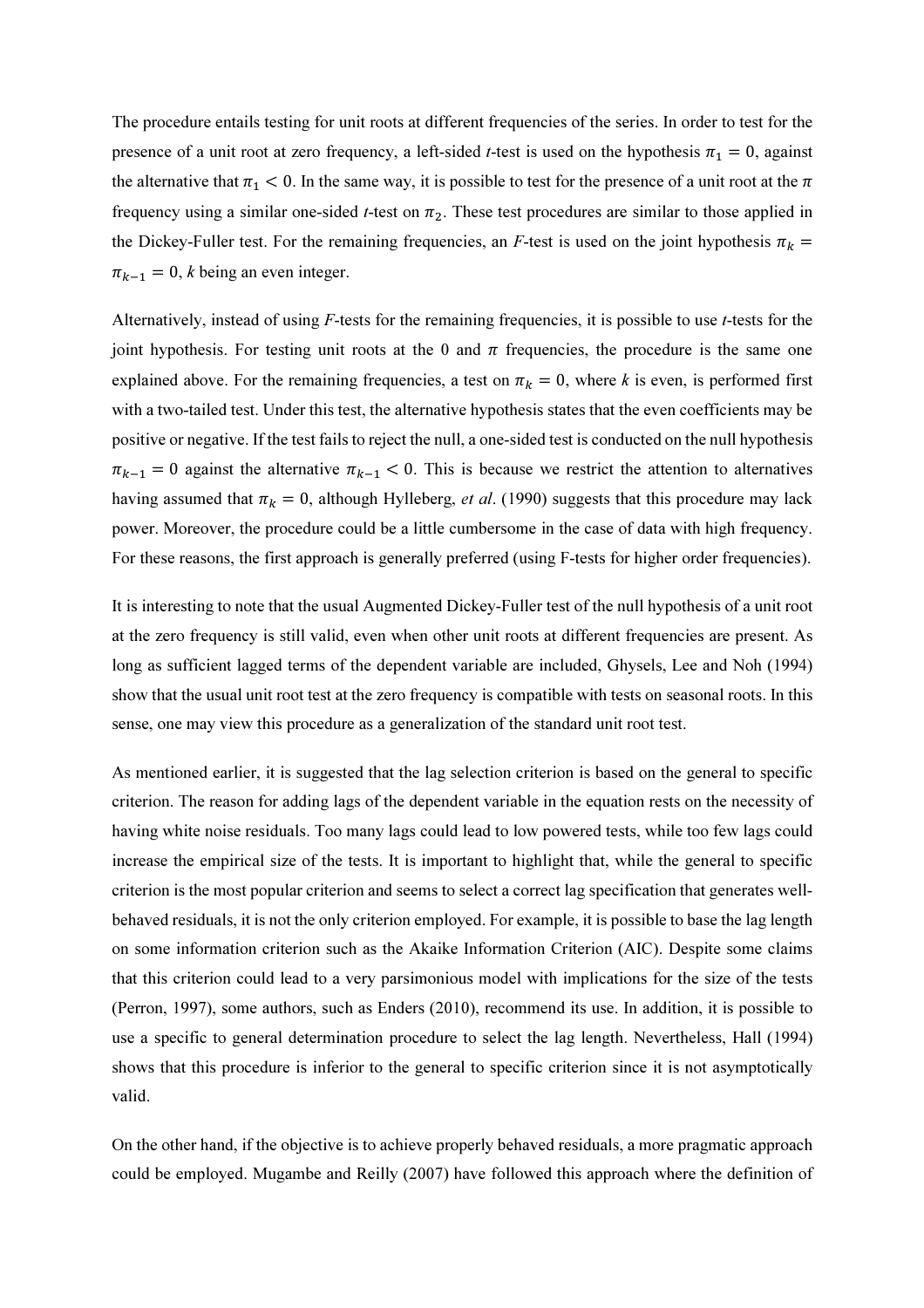The procedure entails testing for unit roots at different frequencies of the series. In order to test for the presence of a unit root at zero frequency, a left-sided *t*-test is used on the hypothesis $\pi_1 = 0$, against the alternative that $\pi_1 < 0$. In the same way, it is possible to test for the presence of a unit root at the $\pi$ frequency using a similar one-sided *t*-test on $\pi_2$. These test procedures are similar to those applied in the Dickey-Fuller test. For the remaining frequencies, an *F*-test is used on the joint hypothesis $\pi_k = \pi_{k-1} = 0$, $k$ being an even integer.

Alternatively, instead of using *F*-tests for the remaining frequencies, it is possible to use *t*-tests for the joint hypothesis. For testing unit roots at the 0 and $\pi$ frequencies, the procedure is the same one explained above. For the remaining frequencies, a test on $\pi_k = 0$, where $k$ is even, is performed first with a two-tailed test. Under this test, the alternative hypothesis states that the even coefficients may be positive or negative. If the test fails to reject the null, a one-sided test is conducted on the null hypothesis $\pi_{k-1} = 0$ against the alternative $\pi_{k-1} < 0$. This is because we restrict the attention to alternatives having assumed that $\pi_k = 0$, although Hylleberg, *et al*. (1990) suggests that this procedure may lack power. Moreover, the procedure could be a little cumbersome in the case of data with high frequency. For these reasons, the first approach is generally preferred (using F-tests for higher order frequencies).

It is interesting to note that the usual Augmented Dickey-Fuller test of the null hypothesis of a unit root at the zero frequency is still valid, even when other unit roots at different frequencies are present. As long as sufficient lagged terms of the dependent variable are included, Ghysels, Lee and Noh (1994) show that the usual unit root test at the zero frequency is compatible with tests on seasonal roots. In this sense, one may view this procedure as a generalization of the standard unit root test.

As mentioned earlier, it is suggested that the lag selection criterion is based on the general to specific criterion. The reason for adding lags of the dependent variable in the equation rests on the necessity of having white noise residuals. Too many lags could lead to low powered tests, while too few lags could increase the empirical size of the tests. It is important to highlight that, while the general to specific criterion is the most popular criterion and seems to select a correct lag specification that generates well-behaved residuals, it is not the only criterion employed. For example, it is possible to base the lag length on some information criterion such as the Akaike Information Criterion (AIC). Despite some claims that this criterion could lead to a very parsimonious model with implications for the size of the tests (Perron, 1997), some authors, such as Enders (2010), recommend its use. In addition, it is possible to use a specific to general determination procedure to select the lag length. Nevertheless, Hall (1994) shows that this procedure is inferior to the general to specific criterion since it is not asymptotically valid.

On the other hand, if the objective is to achieve properly behaved residuals, a more pragmatic approach could be employed. Mugambe and Reilly (2007) have followed this approach where the definition of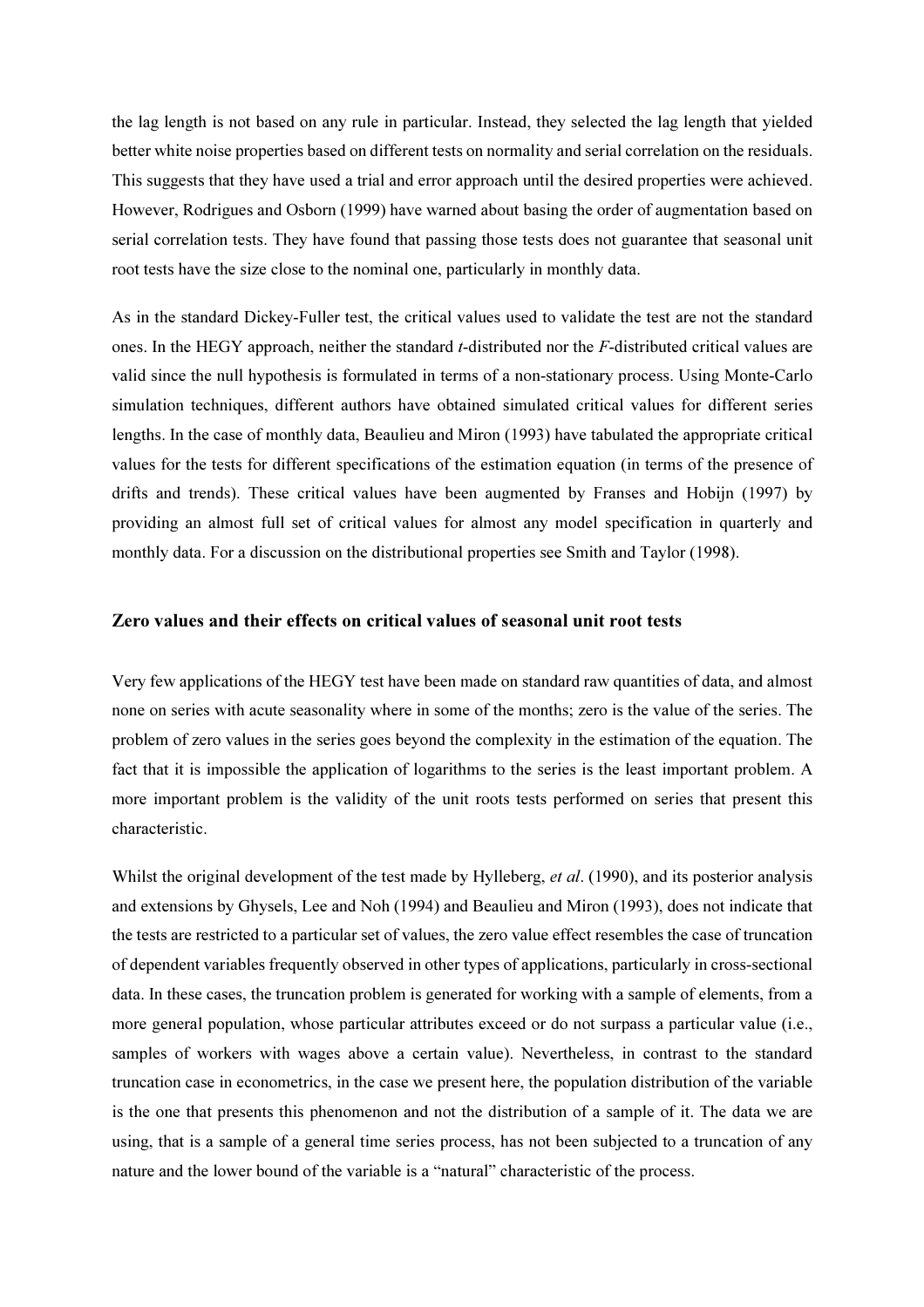the lag length is not based on any rule in particular. Instead, they selected the lag length that yielded better white noise properties based on different tests on normality and serial correlation on the residuals. This suggests that they have used a trial and error approach until the desired properties were achieved. However, Rodrigues and Osborn (1999) have warned about basing the order of augmentation based on serial correlation tests. They have found that passing those tests does not guarantee that seasonal unit root tests have the size close to the nominal one, particularly in monthly data.

As in the standard Dickey-Fuller test, the critical values used to validate the test are not the standard ones. In the HEGY approach, neither the standard *t*-distributed nor the *F*-distributed critical values are valid since the null hypothesis is formulated in terms of a non-stationary process. Using Monte-Carlo simulation techniques, different authors have obtained simulated critical values for different series lengths. In the case of monthly data, Beaulieu and Miron (1993) have tabulated the appropriate critical values for the tests for different specifications of the estimation equation (in terms of the presence of drifts and trends). These critical values have been augmented by Franses and Hobijn (1997) by providing an almost full set of critical values for almost any model specification in quarterly and monthly data. For a discussion on the distributional properties see Smith and Taylor (1998).

### Zero values and their effects on critical values of seasonal unit root tests

Very few applications of the HEGY test have been made on standard raw quantities of data, and almost none on series with acute seasonality where in some of the months; zero is the value of the series. The problem of zero values in the series goes beyond the complexity in the estimation of the equation. The fact that it is impossible the application of logarithms to the series is the least important problem. A more important problem is the validity of the unit roots tests performed on series that present this characteristic.

Whilst the original development of the test made by Hylleberg, *et al*. (1990), and its posterior analysis and extensions by Ghysels, Lee and Noh (1994) and Beaulieu and Miron (1993), does not indicate that the tests are restricted to a particular set of values, the zero value effect resembles the case of truncation of dependent variables frequently observed in other types of applications, particularly in cross-sectional data. In these cases, the truncation problem is generated for working with a sample of elements, from a more general population, whose particular attributes exceed or do not surpass a particular value (i.e., samples of workers with wages above a certain value). Nevertheless, in contrast to the standard truncation case in econometrics, in the case we present here, the population distribution of the variable is the one that presents this phenomenon and not the distribution of a sample of it. The data we are using, that is a sample of a general time series process, has not been subjected to a truncation of any nature and the lower bound of the variable is a "natural" characteristic of the process.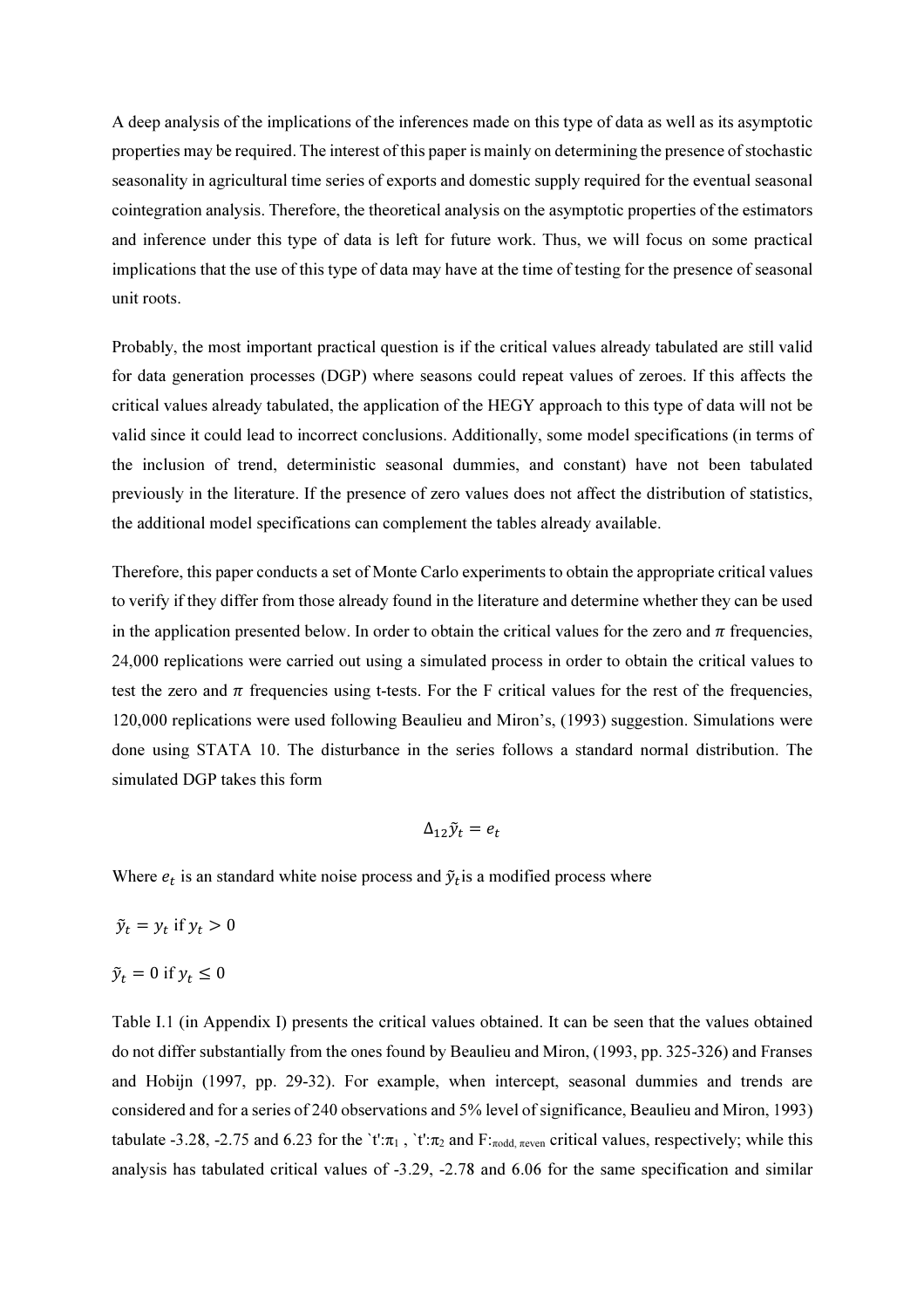A deep analysis of the implications of the inferences made on this type of data as well as its asymptotic properties may be required. The interest of this paper is mainly on determining the presence of stochastic seasonality in agricultural time series of exports and domestic supply required for the eventual seasonal cointegration analysis. Therefore, the theoretical analysis on the asymptotic properties of the estimators and inference under this type of data is left for future work. Thus, we will focus on some practical implications that the use of this type of data may have at the time of testing for the presence of seasonal unit roots.

Probably, the most important practical question is if the critical values already tabulated are still valid for data generation processes (DGP) where seasons could repeat values of zeroes. If this affects the critical values already tabulated, the application of the HEGY approach to this type of data will not be valid since it could lead to incorrect conclusions. Additionally, some model specifications (in terms of the inclusion of trend, deterministic seasonal dummies, and constant) have not been tabulated previously in the literature. If the presence of zero values does not affect the distribution of statistics, the additional model specifications can complement the tables already available.

Therefore, this paper conducts a set of Monte Carlo experiments to obtain the appropriate critical values to verify if they differ from those already found in the literature and determine whether they can be used in the application presented below. In order to obtain the critical values for the zero and $\pi$ frequencies, 24,000 replications were carried out using a simulated process in order to obtain the critical values to test the zero and $\pi$ frequencies using t-tests. For the F critical values for the rest of the frequencies, 120,000 replications were used following Beaulieu and Miron's, (1993) suggestion. Simulations were done using STATA 10. The disturbance in the series follows a standard normal distribution. The simulated DGP takes this form

$$\Delta_{12}\tilde{y}_t = e_t$$

Where $e_t$ is an standard white noise process and $\tilde{y}_t$ is a modified process where

$\tilde{y}_t = y_t$ if $y_t > 0$

$\tilde{y}_t = 0$ if $y_t \leq 0$

Table I.1 (in Appendix I) presents the critical values obtained. It can be seen that the values obtained do not differ substantially from the ones found by Beaulieu and Miron, (1993, pp. 325-326) and Franses and Hobijn (1997, pp. 29-32). For example, when intercept, seasonal dummies and trends are considered and for a series of 240 observations and 5% level of significance, Beaulieu and Miron, 1993) tabulate -3.28, -2.75 and 6.23 for the `t':$\pi_1$ , `t':$\pi_2$ and F:$_{\pi odd, \pi even}$ critical values, respectively; while this analysis has tabulated critical values of -3.29, -2.78 and 6.06 for the same specification and similar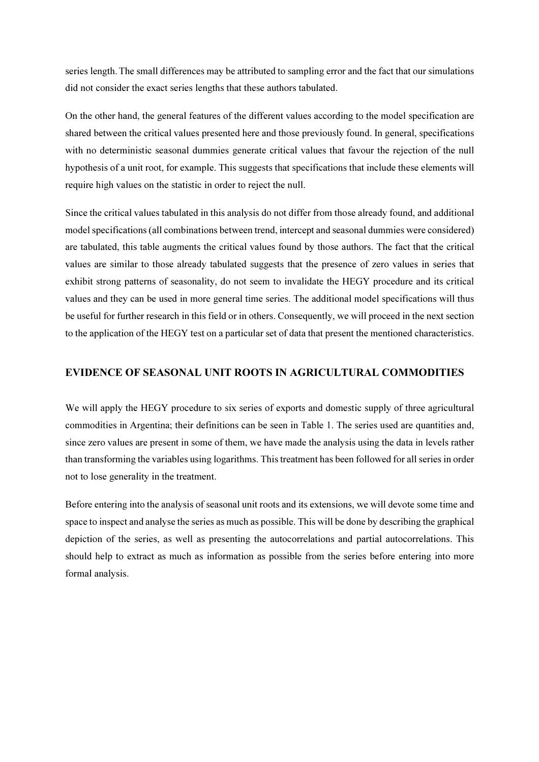series length. The small differences may be attributed to sampling error and the fact that our simulations did not consider the exact series lengths that these authors tabulated.

On the other hand, the general features of the different values according to the model specification are shared between the critical values presented here and those previously found. In general, specifications with no deterministic seasonal dummies generate critical values that favour the rejection of the null hypothesis of a unit root, for example. This suggests that specifications that include these elements will require high values on the statistic in order to reject the null.

Since the critical values tabulated in this analysis do not differ from those already found, and additional model specifications (all combinations between trend, intercept and seasonal dummies were considered) are tabulated, this table augments the critical values found by those authors. The fact that the critical values are similar to those already tabulated suggests that the presence of zero values in series that exhibit strong patterns of seasonality, do not seem to invalidate the HEGY procedure and its critical values and they can be used in more general time series. The additional model specifications will thus be useful for further research in this field or in others. Consequently, we will proceed in the next section to the application of the HEGY test on a particular set of data that present the mentioned characteristics.

## EVIDENCE OF SEASONAL UNIT ROOTS IN AGRICULTURAL COMMODITIES

We will apply the HEGY procedure to six series of exports and domestic supply of three agricultural commodities in Argentina; their definitions can be seen in Table 1. The series used are quantities and, since zero values are present in some of them, we have made the analysis using the data in levels rather than transforming the variables using logarithms. This treatment has been followed for all series in order not to lose generality in the treatment.

Before entering into the analysis of seasonal unit roots and its extensions, we will devote some time and space to inspect and analyse the series as much as possible. This will be done by describing the graphical depiction of the series, as well as presenting the autocorrelations and partial autocorrelations. This should help to extract as much as information as possible from the series before entering into more formal analysis.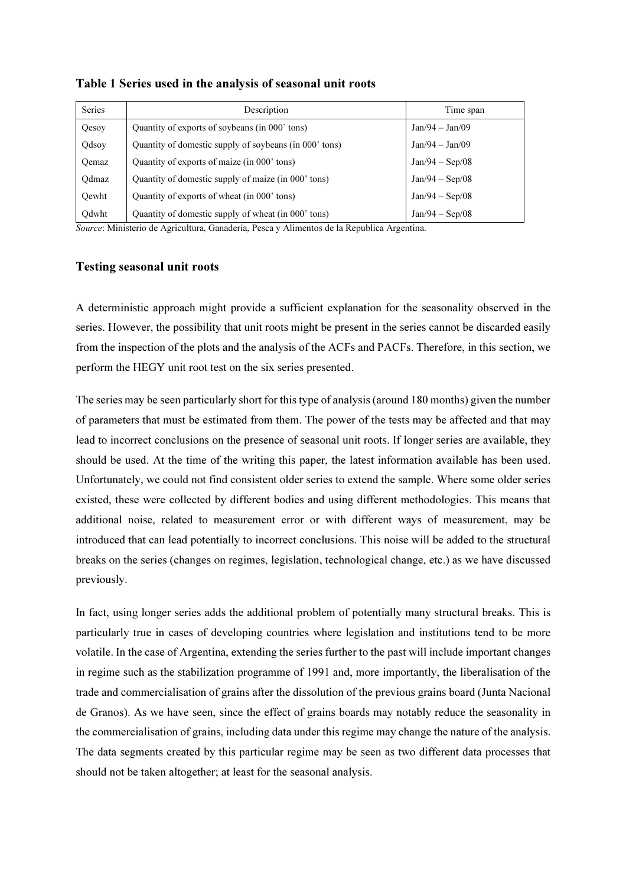**Table 1 Series used in the analysis of seasonal unit roots**

| Series | Description | Time span |
|---|---|---|
| Qesoy | Quantity of exports of soybeans (in 000' tons) | Jan/94 – Jan/09 |
| Qdsoy | Quantity of domestic supply of soybeans (in 000' tons) | Jan/94 – Jan/09 |
| Qemaz | Quantity of exports of maize (in 000' tons) | Jan/94 – Sep/08 |
| Qdmaz | Quantity of domestic supply of maize (in 000' tons) | Jan/94 – Sep/08 |
| Qewht | Quantity of exports of wheat (in 000' tons) | Jan/94 – Sep/08 |
| Qdwht | Quantity of domestic supply of wheat (in 000' tons) | Jan/94 – Sep/08 |

*Source*: Ministerio de Agricultura, Ganadería, Pesca y Alimentos de la Republica Argentina.

## Testing seasonal unit roots

A deterministic approach might provide a sufficient explanation for the seasonality observed in the series. However, the possibility that unit roots might be present in the series cannot be discarded easily from the inspection of the plots and the analysis of the ACFs and PACFs. Therefore, in this section, we perform the HEGY unit root test on the six series presented.

The series may be seen particularly short for this type of analysis (around 180 months) given the number of parameters that must be estimated from them. The power of the tests may be affected and that may lead to incorrect conclusions on the presence of seasonal unit roots. If longer series are available, they should be used. At the time of the writing this paper, the latest information available has been used. Unfortunately, we could not find consistent older series to extend the sample. Where some older series existed, these were collected by different bodies and using different methodologies. This means that additional noise, related to measurement error or with different ways of measurement, may be introduced that can lead potentially to incorrect conclusions. This noise will be added to the structural breaks on the series (changes on regimes, legislation, technological change, etc.) as we have discussed previously.

In fact, using longer series adds the additional problem of potentially many structural breaks. This is particularly true in cases of developing countries where legislation and institutions tend to be more volatile. In the case of Argentina, extending the series further to the past will include important changes in regime such as the stabilization programme of 1991 and, more importantly, the liberalisation of the trade and commercialisation of grains after the dissolution of the previous grains board (Junta Nacional de Granos). As we have seen, since the effect of grains boards may notably reduce the seasonality in the commercialisation of grains, including data under this regime may change the nature of the analysis. The data segments created by this particular regime may be seen as two different data processes that should not be taken altogether; at least for the seasonal analysis.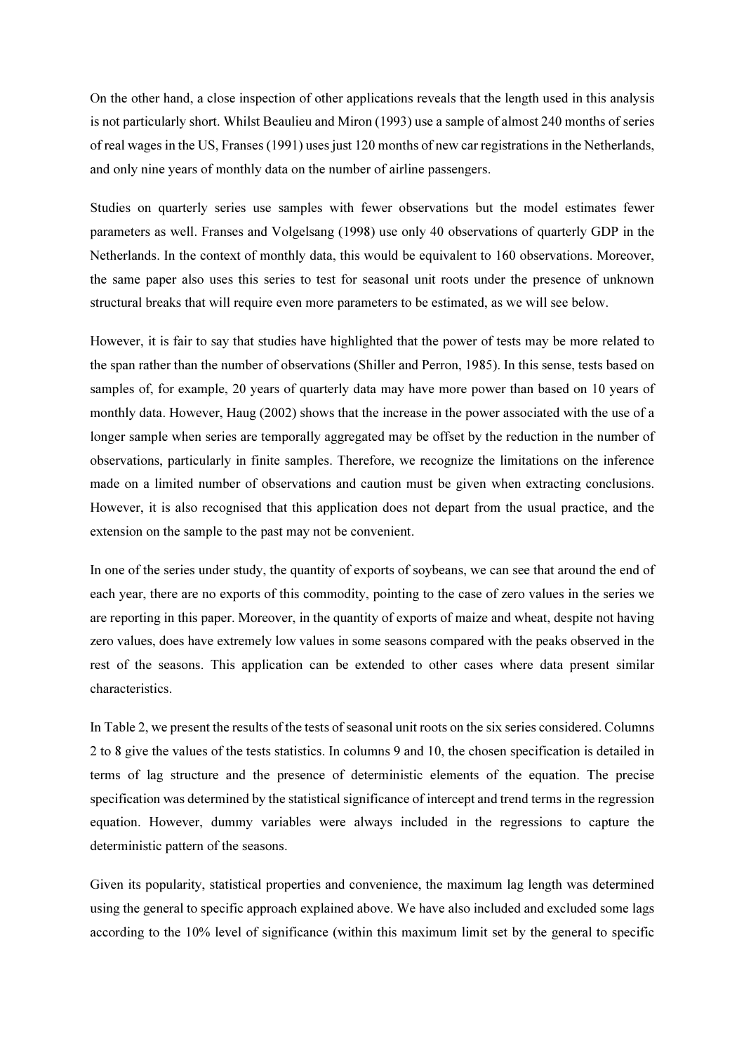On the other hand, a close inspection of other applications reveals that the length used in this analysis is not particularly short. Whilst Beaulieu and Miron (1993) use a sample of almost 240 months of series of real wages in the US, Franses (1991) uses just 120 months of new car registrations in the Netherlands, and only nine years of monthly data on the number of airline passengers.

Studies on quarterly series use samples with fewer observations but the model estimates fewer parameters as well. Franses and Volgelsang (1998) use only 40 observations of quarterly GDP in the Netherlands. In the context of monthly data, this would be equivalent to 160 observations. Moreover, the same paper also uses this series to test for seasonal unit roots under the presence of unknown structural breaks that will require even more parameters to be estimated, as we will see below.

However, it is fair to say that studies have highlighted that the power of tests may be more related to the span rather than the number of observations (Shiller and Perron, 1985). In this sense, tests based on samples of, for example, 20 years of quarterly data may have more power than based on 10 years of monthly data. However, Haug (2002) shows that the increase in the power associated with the use of a longer sample when series are temporally aggregated may be offset by the reduction in the number of observations, particularly in finite samples. Therefore, we recognize the limitations on the inference made on a limited number of observations and caution must be given when extracting conclusions. However, it is also recognised that this application does not depart from the usual practice, and the extension on the sample to the past may not be convenient.

In one of the series under study, the quantity of exports of soybeans, we can see that around the end of each year, there are no exports of this commodity, pointing to the case of zero values in the series we are reporting in this paper. Moreover, in the quantity of exports of maize and wheat, despite not having zero values, does have extremely low values in some seasons compared with the peaks observed in the rest of the seasons. This application can be extended to other cases where data present similar characteristics.

In Table 2, we present the results of the tests of seasonal unit roots on the six series considered. Columns 2 to 8 give the values of the tests statistics. In columns 9 and 10, the chosen specification is detailed in terms of lag structure and the presence of deterministic elements of the equation. The precise specification was determined by the statistical significance of intercept and trend terms in the regression equation. However, dummy variables were always included in the regressions to capture the deterministic pattern of the seasons.

Given its popularity, statistical properties and convenience, the maximum lag length was determined using the general to specific approach explained above. We have also included and excluded some lags according to the 10% level of significance (within this maximum limit set by the general to specific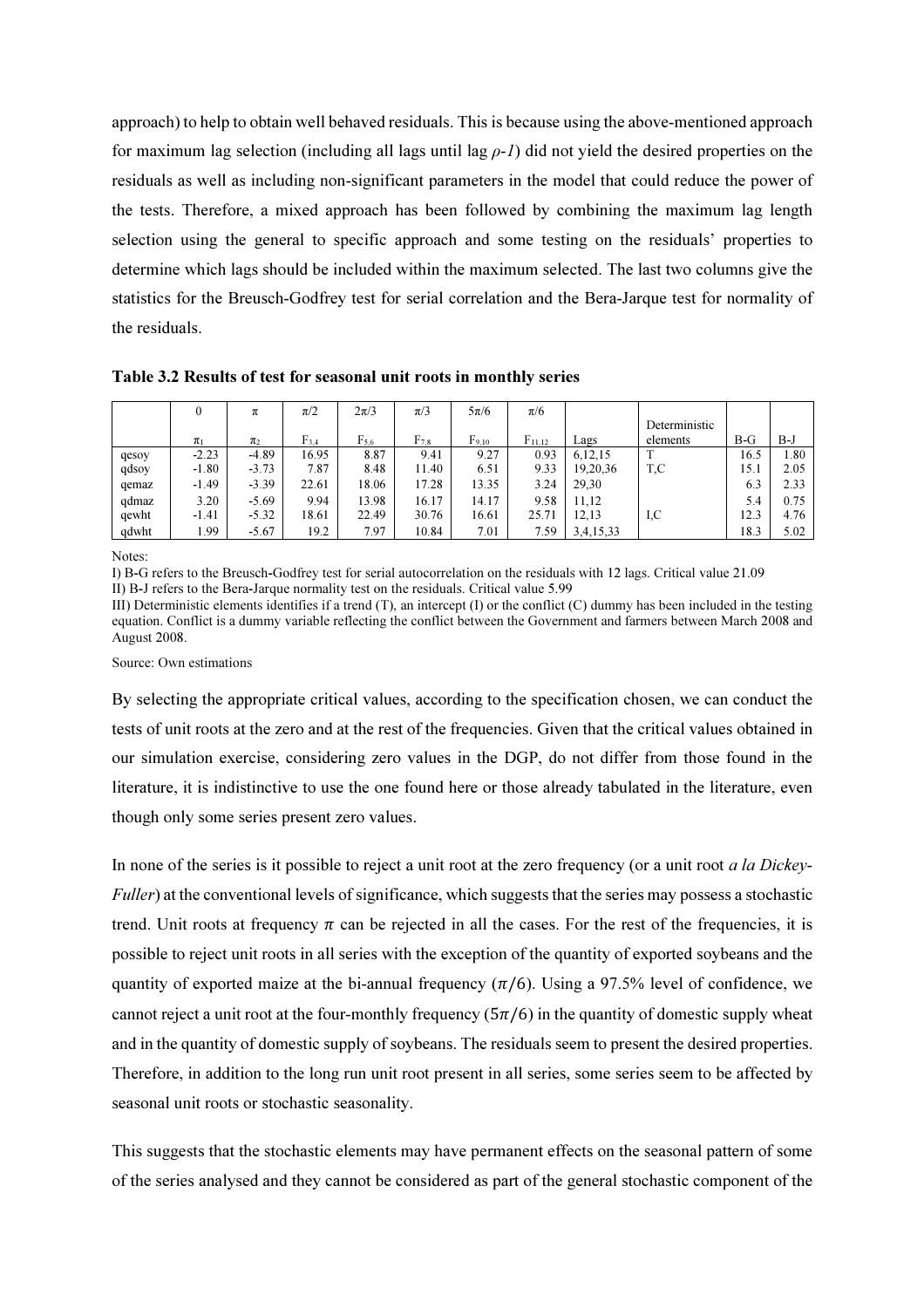approach) to help to obtain well behaved residuals. This is because using the above-mentioned approach for maximum lag selection (including all lags until lag *ρ-1*) did not yield the desired properties on the residuals as well as including non-significant parameters in the model that could reduce the power of the tests. Therefore, a mixed approach has been followed by combining the maximum lag length selection using the general to specific approach and some testing on the residuals' properties to determine which lags should be included within the maximum selected. The last two columns give the statistics for the Breusch-Godfrey test for serial correlation and the Bera-Jarque test for normality of the residuals.

**Table 3.2 Results of test for seasonal unit roots in monthly series**

| | $0$ | $\pi$ | $\pi/2$ | $2\pi/3$ | $\pi/3$ | $5\pi/6$ | $\pi/6$ | | | | |
|---|---|---|---|---|---|---|---|---|---|---|---|
| | $\pi_1$ | $\pi_2$ | $F_{3,4}$ | $F_{5,6}$ | $F_{7,8}$ | $F_{9,10}$ | $F_{11,12}$ | Lags | Deterministic elements | B-G | B-J |
| qesoy | -2.23 | -4.89 | 16.95 | 8.87 | 9.41 | 9.27 | 0.93 | 6,12,15 | T | 16.5 | 1.80 |
| qdsoy | -1.80 | -3.73 | 7.87 | 8.48 | 11.40 | 6.51 | 9.33 | 19,20,36 | T,C | 15.1 | 2.05 |
| qemaz | -1.49 | -3.39 | 22.61 | 18.06 | 17.28 | 13.35 | 3.24 | 29,30 | | 6.3 | 2.33 |
| qdmaz | 3.20 | -5.69 | 9.94 | 13.98 | 16.17 | 14.17 | 9.58 | 11,12 | | 5.4 | 0.75 |
| qewht | -1.41 | -5.32 | 18.61 | 22.49 | 30.76 | 16.61 | 25.71 | 12,13 | I,C | 12.3 | 4.76 |
| qdwht | 1.99 | -5.67 | 19.2 | 7.97 | 10.84 | 7.01 | 7.59 | 3,4,15,33 | | 18.3 | 5.02 |

Notes:

I) B-G refers to the Breusch-Godfrey test for serial autocorrelation on the residuals with 12 lags. Critical value 21.09

II) B-J refers to the Bera-Jarque normality test on the residuals. Critical value 5.99

III) Deterministic elements identifies if a trend (T), an intercept (I) or the conflict (C) dummy has been included in the testing equation. Conflict is a dummy variable reflecting the conflict between the Government and farmers between March 2008 and August 2008.

Source: Own estimations

By selecting the appropriate critical values, according to the specification chosen, we can conduct the tests of unit roots at the zero and at the rest of the frequencies. Given that the critical values obtained in our simulation exercise, considering zero values in the DGP, do not differ from those found in the literature, it is indistinctive to use the one found here or those already tabulated in the literature, even though only some series present zero values.

In none of the series is it possible to reject a unit root at the zero frequency (or a unit root *a la Dickey-Fuller*) at the conventional levels of significance, which suggests that the series may possess a stochastic trend. Unit roots at frequency $\pi$ can be rejected in all the cases. For the rest of the frequencies, it is possible to reject unit roots in all series with the exception of the quantity of exported soybeans and the quantity of exported maize at the bi-annual frequency ($\pi/6$). Using a 97.5% level of confidence, we cannot reject a unit root at the four-monthly frequency ($5\pi/6$) in the quantity of domestic supply wheat and in the quantity of domestic supply of soybeans. The residuals seem to present the desired properties. Therefore, in addition to the long run unit root present in all series, some series seem to be affected by seasonal unit roots or stochastic seasonality.

This suggests that the stochastic elements may have permanent effects on the seasonal pattern of some of the series analysed and they cannot be considered as part of the general stochastic component of the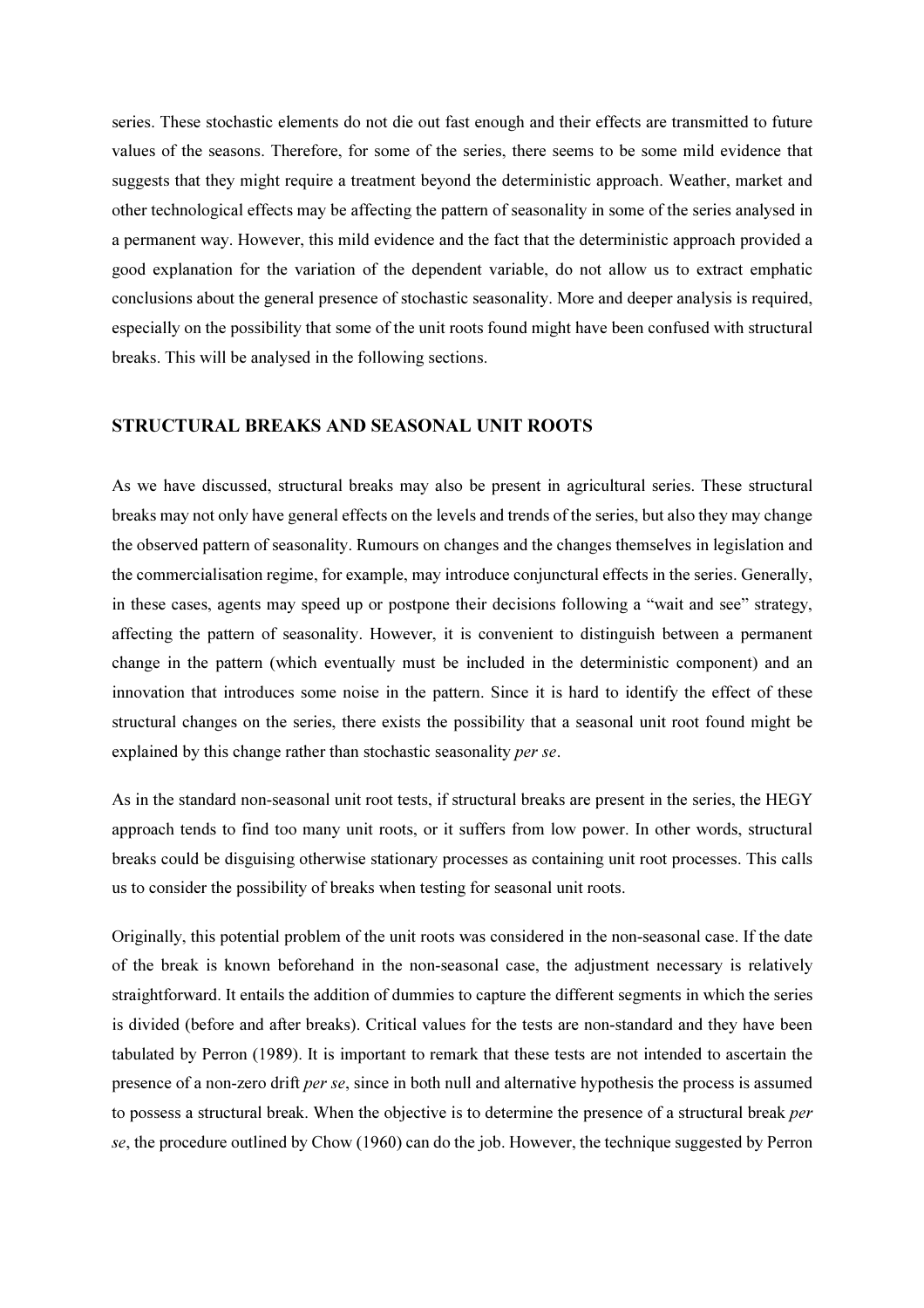series. These stochastic elements do not die out fast enough and their effects are transmitted to future values of the seasons. Therefore, for some of the series, there seems to be some mild evidence that suggests that they might require a treatment beyond the deterministic approach. Weather, market and other technological effects may be affecting the pattern of seasonality in some of the series analysed in a permanent way. However, this mild evidence and the fact that the deterministic approach provided a good explanation for the variation of the dependent variable, do not allow us to extract emphatic conclusions about the general presence of stochastic seasonality. More and deeper analysis is required, especially on the possibility that some of the unit roots found might have been confused with structural breaks. This will be analysed in the following sections.

## STRUCTURAL BREAKS AND SEASONAL UNIT ROOTS

As we have discussed, structural breaks may also be present in agricultural series. These structural breaks may not only have general effects on the levels and trends of the series, but also they may change the observed pattern of seasonality. Rumours on changes and the changes themselves in legislation and the commercialisation regime, for example, may introduce conjunctural effects in the series. Generally, in these cases, agents may speed up or postpone their decisions following a "wait and see" strategy, affecting the pattern of seasonality. However, it is convenient to distinguish between a permanent change in the pattern (which eventually must be included in the deterministic component) and an innovation that introduces some noise in the pattern. Since it is hard to identify the effect of these structural changes on the series, there exists the possibility that a seasonal unit root found might be explained by this change rather than stochastic seasonality *per se*.

As in the standard non-seasonal unit root tests, if structural breaks are present in the series, the HEGY approach tends to find too many unit roots, or it suffers from low power. In other words, structural breaks could be disguising otherwise stationary processes as containing unit root processes. This calls us to consider the possibility of breaks when testing for seasonal unit roots.

Originally, this potential problem of the unit roots was considered in the non-seasonal case. If the date of the break is known beforehand in the non-seasonal case, the adjustment necessary is relatively straightforward. It entails the addition of dummies to capture the different segments in which the series is divided (before and after breaks). Critical values for the tests are non-standard and they have been tabulated by Perron (1989). It is important to remark that these tests are not intended to ascertain the presence of a non-zero drift *per se*, since in both null and alternative hypothesis the process is assumed to possess a structural break. When the objective is to determine the presence of a structural break *per se*, the procedure outlined by Chow (1960) can do the job. However, the technique suggested by Perron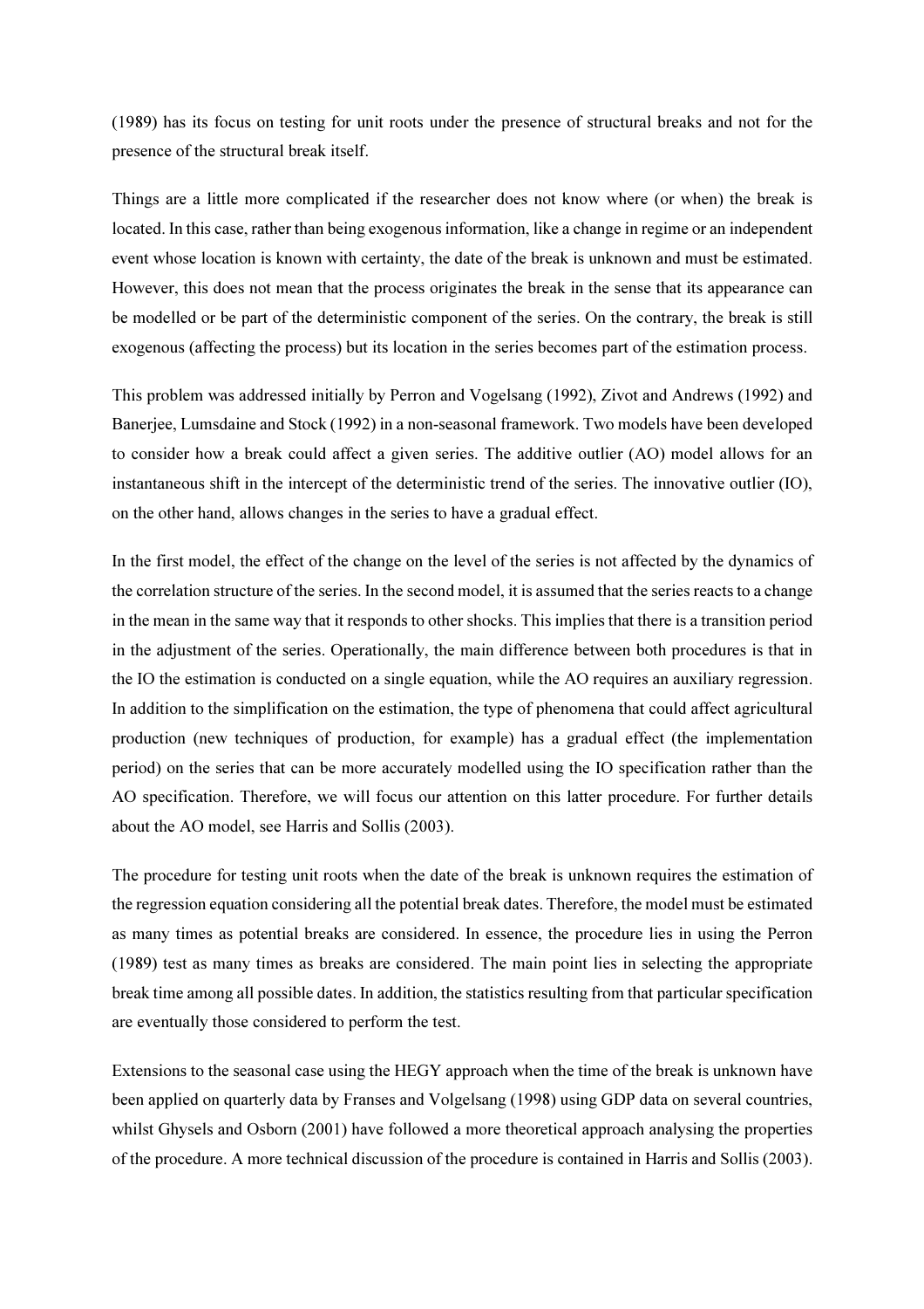(1989) has its focus on testing for unit roots under the presence of structural breaks and not for the presence of the structural break itself.

Things are a little more complicated if the researcher does not know where (or when) the break is located. In this case, rather than being exogenous information, like a change in regime or an independent event whose location is known with certainty, the date of the break is unknown and must be estimated. However, this does not mean that the process originates the break in the sense that its appearance can be modelled or be part of the deterministic component of the series. On the contrary, the break is still exogenous (affecting the process) but its location in the series becomes part of the estimation process.

This problem was addressed initially by Perron and Vogelsang (1992), Zivot and Andrews (1992) and Banerjee, Lumsdaine and Stock (1992) in a non-seasonal framework. Two models have been developed to consider how a break could affect a given series. The additive outlier (AO) model allows for an instantaneous shift in the intercept of the deterministic trend of the series. The innovative outlier (IO), on the other hand, allows changes in the series to have a gradual effect.

In the first model, the effect of the change on the level of the series is not affected by the dynamics of the correlation structure of the series. In the second model, it is assumed that the series reacts to a change in the mean in the same way that it responds to other shocks. This implies that there is a transition period in the adjustment of the series. Operationally, the main difference between both procedures is that in the IO the estimation is conducted on a single equation, while the AO requires an auxiliary regression. In addition to the simplification on the estimation, the type of phenomena that could affect agricultural production (new techniques of production, for example) has a gradual effect (the implementation period) on the series that can be more accurately modelled using the IO specification rather than the AO specification. Therefore, we will focus our attention on this latter procedure. For further details about the AO model, see Harris and Sollis (2003).

The procedure for testing unit roots when the date of the break is unknown requires the estimation of the regression equation considering all the potential break dates. Therefore, the model must be estimated as many times as potential breaks are considered. In essence, the procedure lies in using the Perron (1989) test as many times as breaks are considered. The main point lies in selecting the appropriate break time among all possible dates. In addition, the statistics resulting from that particular specification are eventually those considered to perform the test.

Extensions to the seasonal case using the HEGY approach when the time of the break is unknown have been applied on quarterly data by Franses and Volgelsang (1998) using GDP data on several countries, whilst Ghysels and Osborn (2001) have followed a more theoretical approach analysing the properties of the procedure. A more technical discussion of the procedure is contained in Harris and Sollis (2003).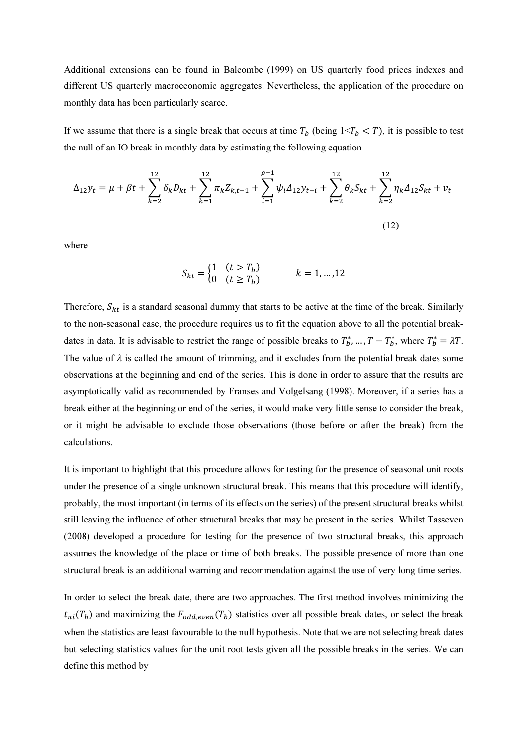Additional extensions can be found in Balcombe (1999) on US quarterly food prices indexes and different US quarterly macroeconomic aggregates. Nevertheless, the application of the procedure on monthly data has been particularly scarce.

If we assume that there is a single break that occurs at time $T_b$ (being $1<T_b < T$), it is possible to test the null of an IO break in monthly data by estimating the following equation

$$\Delta_{12} y_t = \mu + \beta t + \sum_{k=2}^{12} \delta_k D_{kt} + \sum_{k=1}^{12} \pi_k Z_{k,t-1} + \sum_{i=1}^{\rho-1} \psi_i \Delta_{12} y_{t-i} + \sum_{k=2}^{12} \theta_k S_{kt} + \sum_{k=2}^{12} \eta_k \Delta_{12} S_{kt} + v_t \tag{12}$$

where

$$S_{kt} = \begin{cases} 1 & (t > T_b) \\ 0 & (t \geq T_b) \end{cases} \qquad k = 1, \ldots, 12$$

Therefore, $S_{kt}$ is a standard seasonal dummy that starts to be active at the time of the break. Similarly to the non-seasonal case, the procedure requires us to fit the equation above to all the potential break-dates in data. It is advisable to restrict the range of possible breaks to $T_b^*, \ldots, T - T_b^*$, where $T_b^* = \lambda T$. The value of $\lambda$ is called the amount of trimming, and it excludes from the potential break dates some observations at the beginning and end of the series. This is done in order to assure that the results are asymptotically valid as recommended by Franses and Volgelsang (1998). Moreover, if a series has a break either at the beginning or end of the series, it would make very little sense to consider the break, or it might be advisable to exclude those observations (those before or after the break) from the calculations.

It is important to highlight that this procedure allows for testing for the presence of seasonal unit roots under the presence of a single unknown structural break. This means that this procedure will identify, probably, the most important (in terms of its effects on the series) of the present structural breaks whilst still leaving the influence of other structural breaks that may be present in the series. Whilst Tasseven (2008) developed a procedure for testing for the presence of two structural breaks, this approach assumes the knowledge of the place or time of both breaks. The possible presence of more than one structural break is an additional warning and recommendation against the use of very long time series.

In order to select the break date, there are two approaches. The first method involves minimizing the $t_{\pi i}(T_b)$ and maximizing the $F_{odd,even}(T_b)$ statistics over all possible break dates, or select the break when the statistics are least favourable to the null hypothesis. Note that we are not selecting break dates but selecting statistics values for the unit root tests given all the possible breaks in the series. We can define this method by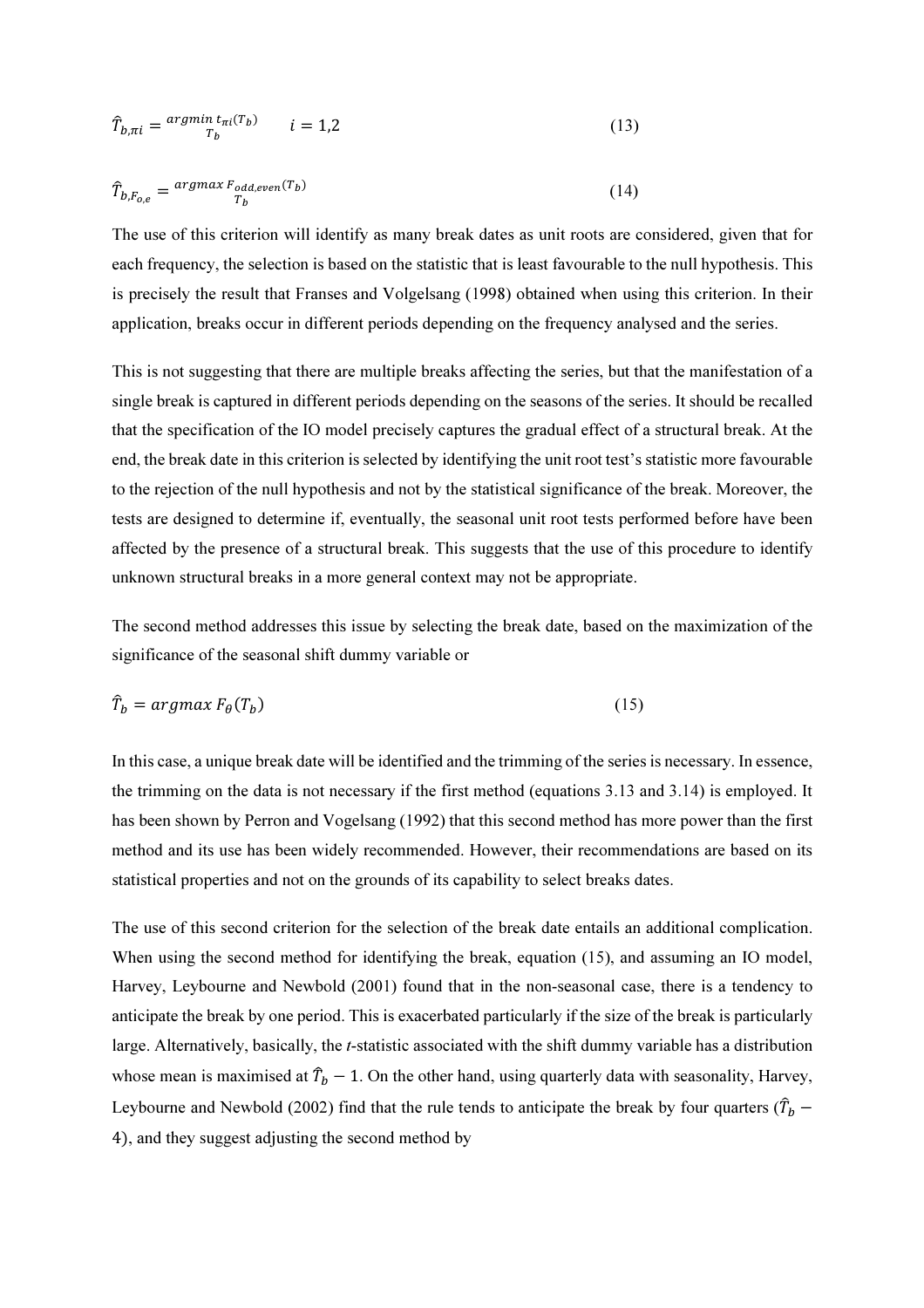$$\hat{T}_{b,\pi i} = \underset{T_b}{argmin}\, t_{\pi i}(T_b) \qquad i = 1,2 \tag{13}$$

$$\hat{T}_{b,F_{o,e}} = \underset{T_b}{argmax}\, F_{odd,even}(T_b) \tag{14}$$

The use of this criterion will identify as many break dates as unit roots are considered, given that for each frequency, the selection is based on the statistic that is least favourable to the null hypothesis. This is precisely the result that Franses and Volgelsang (1998) obtained when using this criterion. In their application, breaks occur in different periods depending on the frequency analysed and the series.

This is not suggesting that there are multiple breaks affecting the series, but that the manifestation of a single break is captured in different periods depending on the seasons of the series. It should be recalled that the specification of the IO model precisely captures the gradual effect of a structural break. At the end, the break date in this criterion is selected by identifying the unit root test's statistic more favourable to the rejection of the null hypothesis and not by the statistical significance of the break. Moreover, the tests are designed to determine if, eventually, the seasonal unit root tests performed before have been affected by the presence of a structural break. This suggests that the use of this procedure to identify unknown structural breaks in a more general context may not be appropriate.

The second method addresses this issue by selecting the break date, based on the maximization of the significance of the seasonal shift dummy variable or

$$\hat{T}_b = argmax\, F_{\theta}(T_b) \tag{15}$$

In this case, a unique break date will be identified and the trimming of the series is necessary. In essence, the trimming on the data is not necessary if the first method (equations 3.13 and 3.14) is employed. It has been shown by Perron and Vogelsang (1992) that this second method has more power than the first method and its use has been widely recommended. However, their recommendations are based on its statistical properties and not on the grounds of its capability to select breaks dates.

The use of this second criterion for the selection of the break date entails an additional complication. When using the second method for identifying the break, equation (15), and assuming an IO model, Harvey, Leybourne and Newbold (2001) found that in the non-seasonal case, there is a tendency to anticipate the break by one period. This is exacerbated particularly if the size of the break is particularly large. Alternatively, basically, the *t*-statistic associated with the shift dummy variable has a distribution whose mean is maximised at $\hat{T}_b - 1$. On the other hand, using quarterly data with seasonality, Harvey, Leybourne and Newbold (2002) find that the rule tends to anticipate the break by four quarters ($\hat{T}_b - 4$), and they suggest adjusting the second method by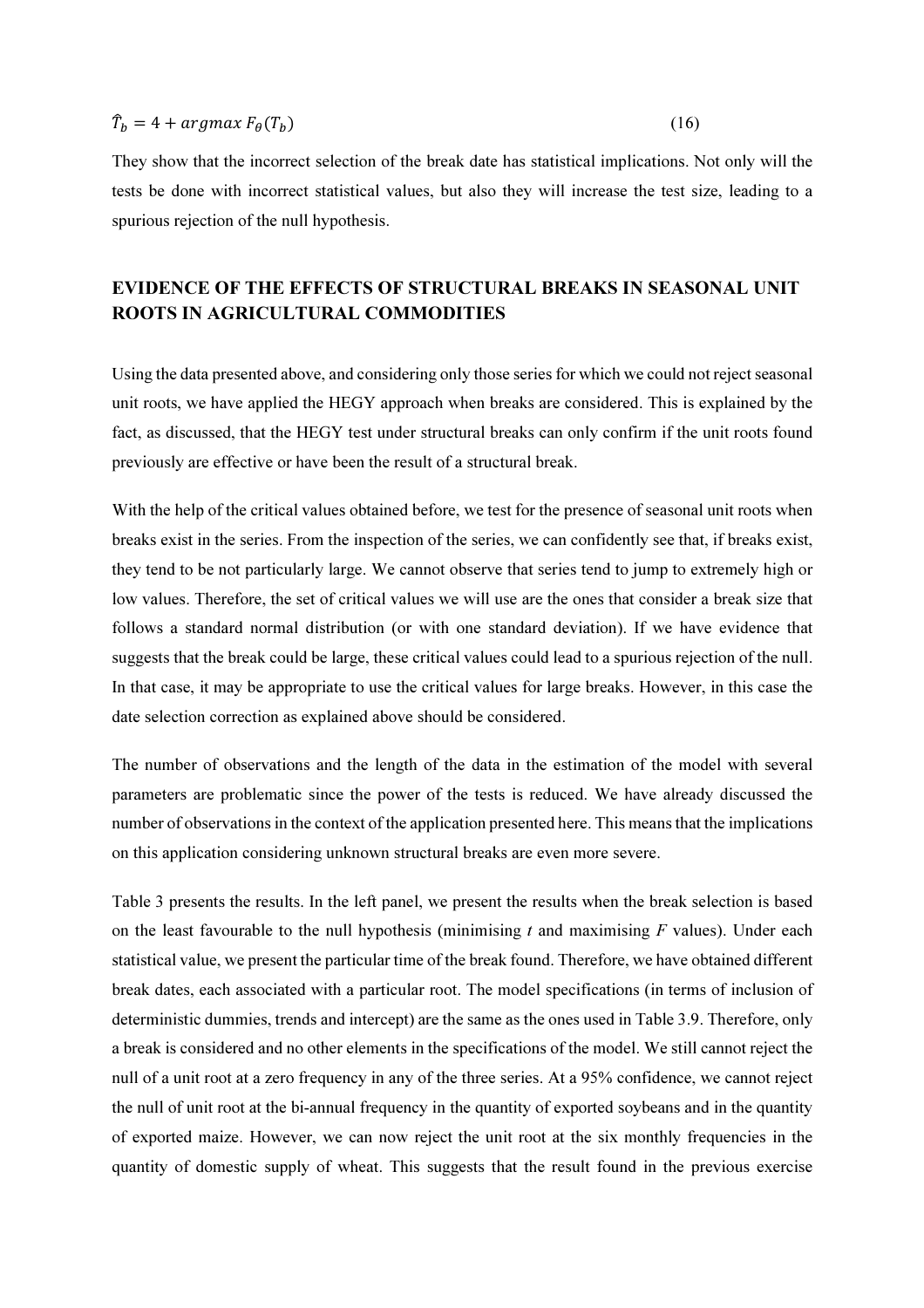$$\hat{T}_b = 4 + argmax\ F_\theta(T_b) \tag{16}$$

They show that the incorrect selection of the break date has statistical implications. Not only will the tests be done with incorrect statistical values, but also they will increase the test size, leading to a spurious rejection of the null hypothesis.

## EVIDENCE OF THE EFFECTS OF STRUCTURAL BREAKS IN SEASONAL UNIT ROOTS IN AGRICULTURAL COMMODITIES

Using the data presented above, and considering only those series for which we could not reject seasonal unit roots, we have applied the HEGY approach when breaks are considered. This is explained by the fact, as discussed, that the HEGY test under structural breaks can only confirm if the unit roots found previously are effective or have been the result of a structural break.

With the help of the critical values obtained before, we test for the presence of seasonal unit roots when breaks exist in the series. From the inspection of the series, we can confidently see that, if breaks exist, they tend to be not particularly large. We cannot observe that series tend to jump to extremely high or low values. Therefore, the set of critical values we will use are the ones that consider a break size that follows a standard normal distribution (or with one standard deviation). If we have evidence that suggests that the break could be large, these critical values could lead to a spurious rejection of the null. In that case, it may be appropriate to use the critical values for large breaks. However, in this case the date selection correction as explained above should be considered.

The number of observations and the length of the data in the estimation of the model with several parameters are problematic since the power of the tests is reduced. We have already discussed the number of observations in the context of the application presented here. This means that the implications on this application considering unknown structural breaks are even more severe.

Table 3 presents the results. In the left panel, we present the results when the break selection is based on the least favourable to the null hypothesis (minimising *t* and maximising *F* values). Under each statistical value, we present the particular time of the break found. Therefore, we have obtained different break dates, each associated with a particular root. The model specifications (in terms of inclusion of deterministic dummies, trends and intercept) are the same as the ones used in Table 3.9. Therefore, only a break is considered and no other elements in the specifications of the model. We still cannot reject the null of a unit root at a zero frequency in any of the three series. At a 95% confidence, we cannot reject the null of unit root at the bi-annual frequency in the quantity of exported soybeans and in the quantity of exported maize. However, we can now reject the unit root at the six monthly frequencies in the quantity of domestic supply of wheat. This suggests that the result found in the previous exercise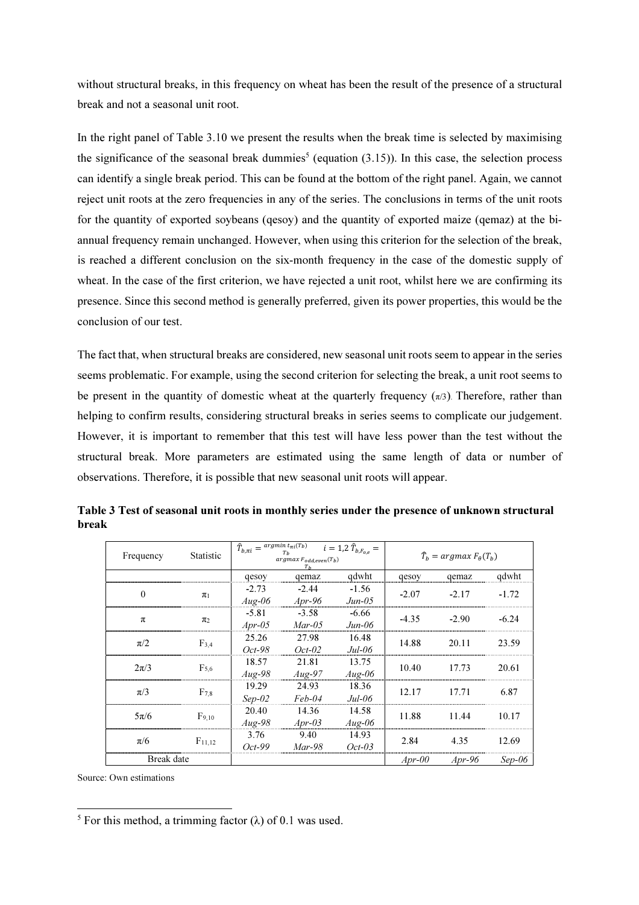without structural breaks, in this frequency on wheat has been the result of the presence of a structural break and not a seasonal unit root.

In the right panel of Table 3.10 we present the results when the break time is selected by maximising the significance of the seasonal break dummies[5] (equation (3.15)). In this case, the selection process can identify a single break period. This can be found at the bottom of the right panel. Again, we cannot reject unit roots at the zero frequencies in any of the series. The conclusions in terms of the unit roots for the quantity of exported soybeans (qesoy) and the quantity of exported maize (qemaz) at the bi-annual frequency remain unchanged. However, when using this criterion for the selection of the break, is reached a different conclusion on the six-month frequency in the case of the domestic supply of wheat. In the case of the first criterion, we have rejected a unit root, whilst here we are confirming its presence. Since this second method is generally preferred, given its power properties, this would be the conclusion of our test.

The fact that, when structural breaks are considered, new seasonal unit roots seem to appear in the series seems problematic. For example, using the second criterion for selecting the break, a unit root seems to be present in the quantity of domestic wheat at the quarterly frequency ($\pi/3$). Therefore, rather than helping to confirm results, considering structural breaks in series seems to complicate our judgement. However, it is important to remember that this test will have less power than the test without the structural break. More parameters are estimated using the same length of data or number of observations. Therefore, it is possible that new seasonal unit roots will appear.

**Table 3 Test of seasonal unit roots in monthly series under the presence of unknown structural break**

| Frequency | Statistic | $\hat{T}_{b,\pi i} = \underset{T_b}{argmin}\, t_{\pi i}(T_b)$ $i = 1,2$ $\hat{T}_{b,F_{o,e}} = \underset{T_b}{argmax}\, F_{odd,even}(T_b)$ | | | $\hat{T}_b = argmax\, F_\theta(T_b)$ | | |
|---|---|---|---|---|---|---|---|
| | | qesoy | qemaz | qdwht | qesoy | qemaz | qdwht |
| 0 | $\pi_1$ | -2.73 *Aug-06* | -2.44 *Apr-96* | -1.56 *Jun-05* | -2.07 | -2.17 | -1.72 |
| $\pi$ | $\pi_2$ | -5.81 *Apr-05* | -3.58 *Mar-05* | -6.66 *Jun-06* | -4.35 | -2.90 | -6.24 |
| $\pi/2$ | $F_{3,4}$ | 25.26 *Oct-98* | 27.98 *Oct-02* | 16.48 *Jul-06* | 14.88 | 20.11 | 23.59 |
| $2\pi/3$ | $F_{5,6}$ | 18.57 *Aug-98* | 21.81 *Aug-97* | 13.75 *Aug-06* | 10.40 | 17.73 | 20.61 |
| $\pi/3$ | $F_{7,8}$ | 19.29 *Sep-02* | 24.93 *Feb-04* | 18.36 *Jul-06* | 12.17 | 17.71 | 6.87 |
| $5\pi/6$ | $F_{9,10}$ | 20.40 *Aug-98* | 14.36 *Apr-03* | 14.58 *Aug-06* | 11.88 | 11.44 | 10.17 |
| $\pi/6$ | $F_{11,12}$ | 3.76 *Oct-99* | 9.40 *Mar-98* | 14.93 *Oct-03* | 2.84 | 4.35 | 12.69 |
| Break date | | | | | *Apr-00* | *Apr-96* | *Sep-06* |

Source: Own estimations

[5] For this method, a trimming factor ($\lambda$) of 0.1 was used.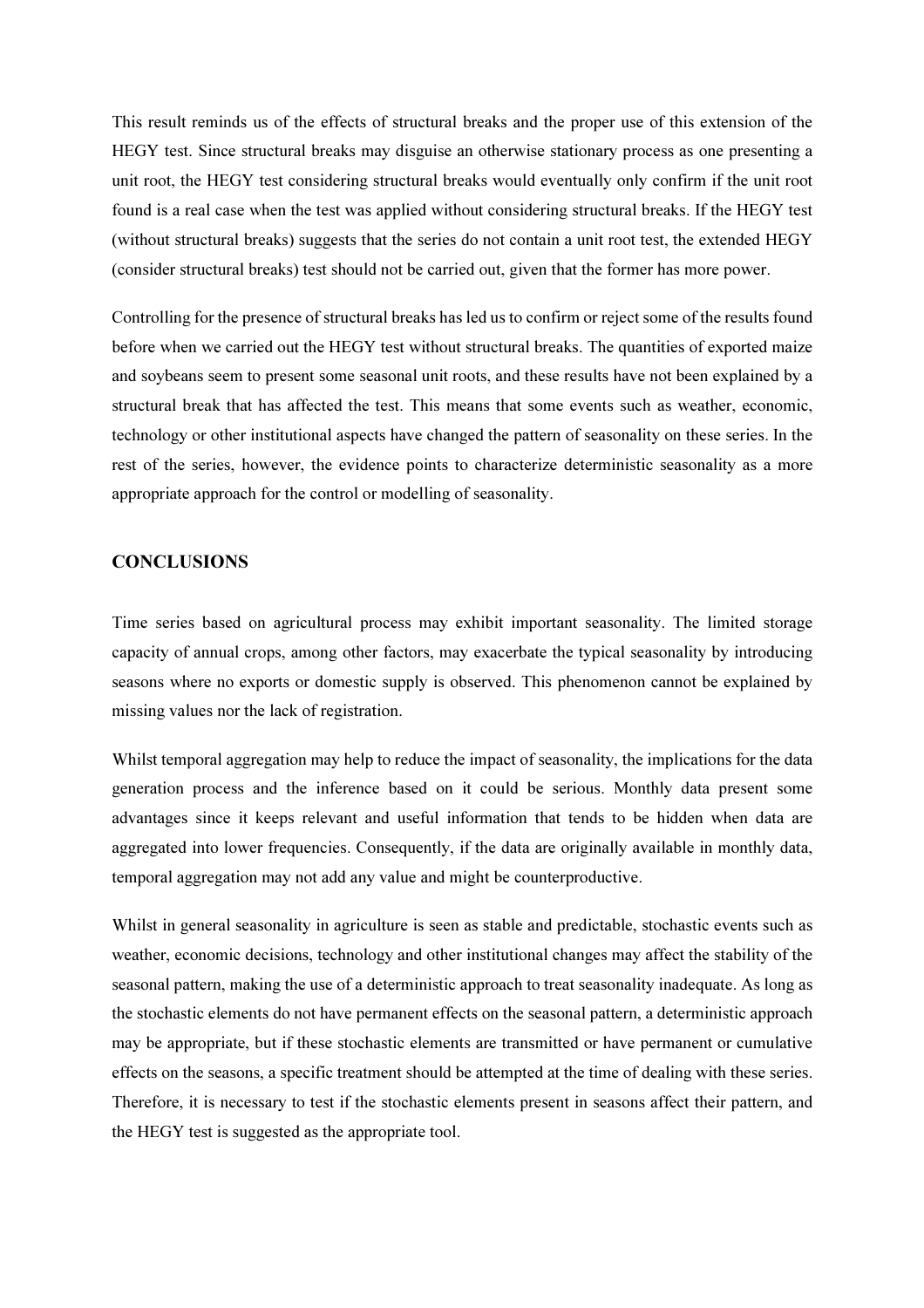This result reminds us of the effects of structural breaks and the proper use of this extension of the HEGY test. Since structural breaks may disguise an otherwise stationary process as one presenting a unit root, the HEGY test considering structural breaks would eventually only confirm if the unit root found is a real case when the test was applied without considering structural breaks. If the HEGY test (without structural breaks) suggests that the series do not contain a unit root test, the extended HEGY (consider structural breaks) test should not be carried out, given that the former has more power.

Controlling for the presence of structural breaks has led us to confirm or reject some of the results found before when we carried out the HEGY test without structural breaks. The quantities of exported maize and soybeans seem to present some seasonal unit roots, and these results have not been explained by a structural break that has affected the test. This means that some events such as weather, economic, technology or other institutional aspects have changed the pattern of seasonality on these series. In the rest of the series, however, the evidence points to characterize deterministic seasonality as a more appropriate approach for the control or modelling of seasonality.

## CONCLUSIONS

Time series based on agricultural process may exhibit important seasonality. The limited storage capacity of annual crops, among other factors, may exacerbate the typical seasonality by introducing seasons where no exports or domestic supply is observed. This phenomenon cannot be explained by missing values nor the lack of registration.

Whilst temporal aggregation may help to reduce the impact of seasonality, the implications for the data generation process and the inference based on it could be serious. Monthly data present some advantages since it keeps relevant and useful information that tends to be hidden when data are aggregated into lower frequencies. Consequently, if the data are originally available in monthly data, temporal aggregation may not add any value and might be counterproductive.

Whilst in general seasonality in agriculture is seen as stable and predictable, stochastic events such as weather, economic decisions, technology and other institutional changes may affect the stability of the seasonal pattern, making the use of a deterministic approach to treat seasonality inadequate. As long as the stochastic elements do not have permanent effects on the seasonal pattern, a deterministic approach may be appropriate, but if these stochastic elements are transmitted or have permanent or cumulative effects on the seasons, a specific treatment should be attempted at the time of dealing with these series. Therefore, it is necessary to test if the stochastic elements present in seasons affect their pattern, and the HEGY test is suggested as the appropriate tool.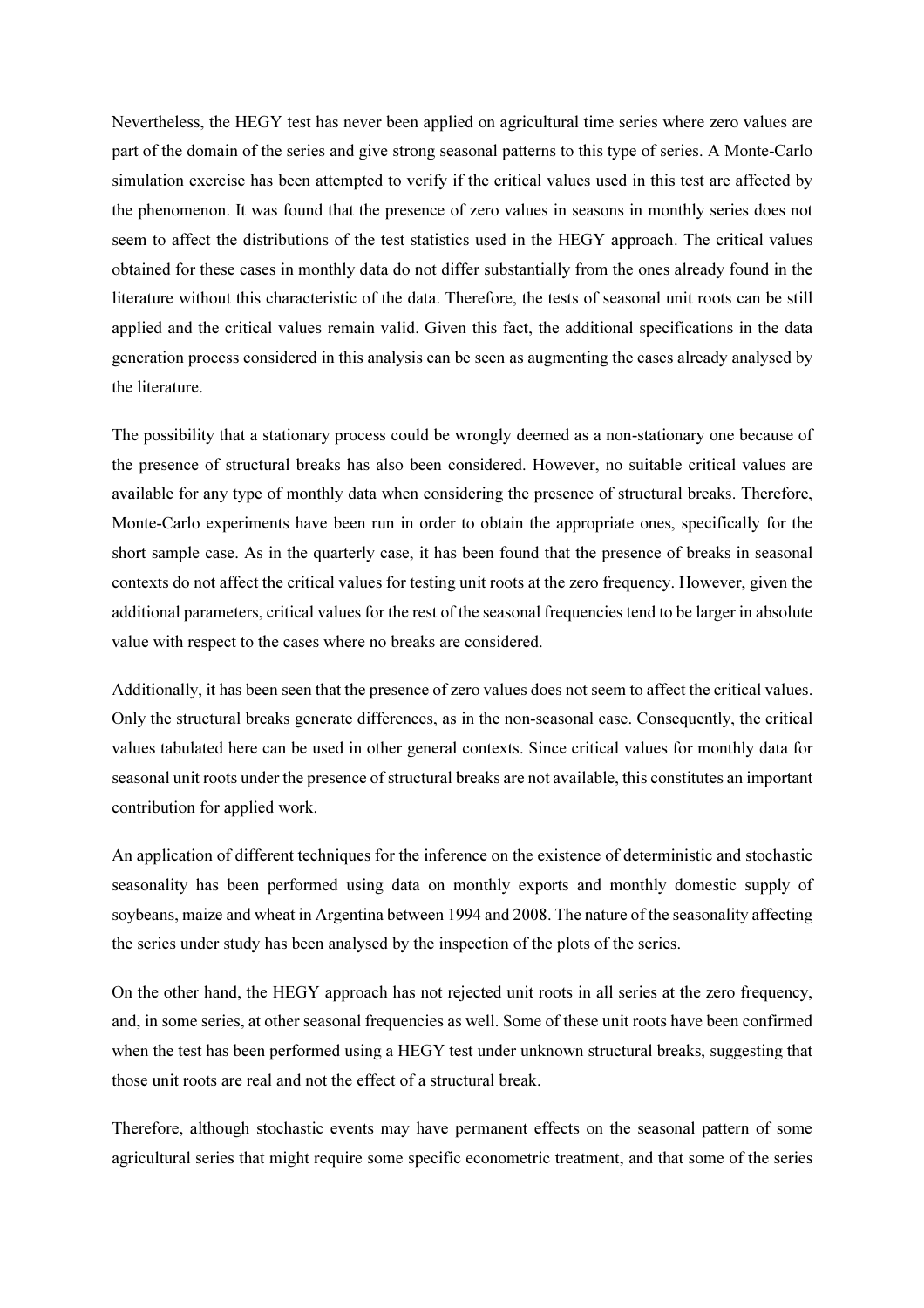Nevertheless, the HEGY test has never been applied on agricultural time series where zero values are part of the domain of the series and give strong seasonal patterns to this type of series. A Monte-Carlo simulation exercise has been attempted to verify if the critical values used in this test are affected by the phenomenon. It was found that the presence of zero values in seasons in monthly series does not seem to affect the distributions of the test statistics used in the HEGY approach. The critical values obtained for these cases in monthly data do not differ substantially from the ones already found in the literature without this characteristic of the data. Therefore, the tests of seasonal unit roots can be still applied and the critical values remain valid. Given this fact, the additional specifications in the data generation process considered in this analysis can be seen as augmenting the cases already analysed by the literature.

The possibility that a stationary process could be wrongly deemed as a non-stationary one because of the presence of structural breaks has also been considered. However, no suitable critical values are available for any type of monthly data when considering the presence of structural breaks. Therefore, Monte-Carlo experiments have been run in order to obtain the appropriate ones, specifically for the short sample case. As in the quarterly case, it has been found that the presence of breaks in seasonal contexts do not affect the critical values for testing unit roots at the zero frequency. However, given the additional parameters, critical values for the rest of the seasonal frequencies tend to be larger in absolute value with respect to the cases where no breaks are considered.

Additionally, it has been seen that the presence of zero values does not seem to affect the critical values. Only the structural breaks generate differences, as in the non-seasonal case. Consequently, the critical values tabulated here can be used in other general contexts. Since critical values for monthly data for seasonal unit roots under the presence of structural breaks are not available, this constitutes an important contribution for applied work.

An application of different techniques for the inference on the existence of deterministic and stochastic seasonality has been performed using data on monthly exports and monthly domestic supply of soybeans, maize and wheat in Argentina between 1994 and 2008. The nature of the seasonality affecting the series under study has been analysed by the inspection of the plots of the series.

On the other hand, the HEGY approach has not rejected unit roots in all series at the zero frequency, and, in some series, at other seasonal frequencies as well. Some of these unit roots have been confirmed when the test has been performed using a HEGY test under unknown structural breaks, suggesting that those unit roots are real and not the effect of a structural break.

Therefore, although stochastic events may have permanent effects on the seasonal pattern of some agricultural series that might require some specific econometric treatment, and that some of the series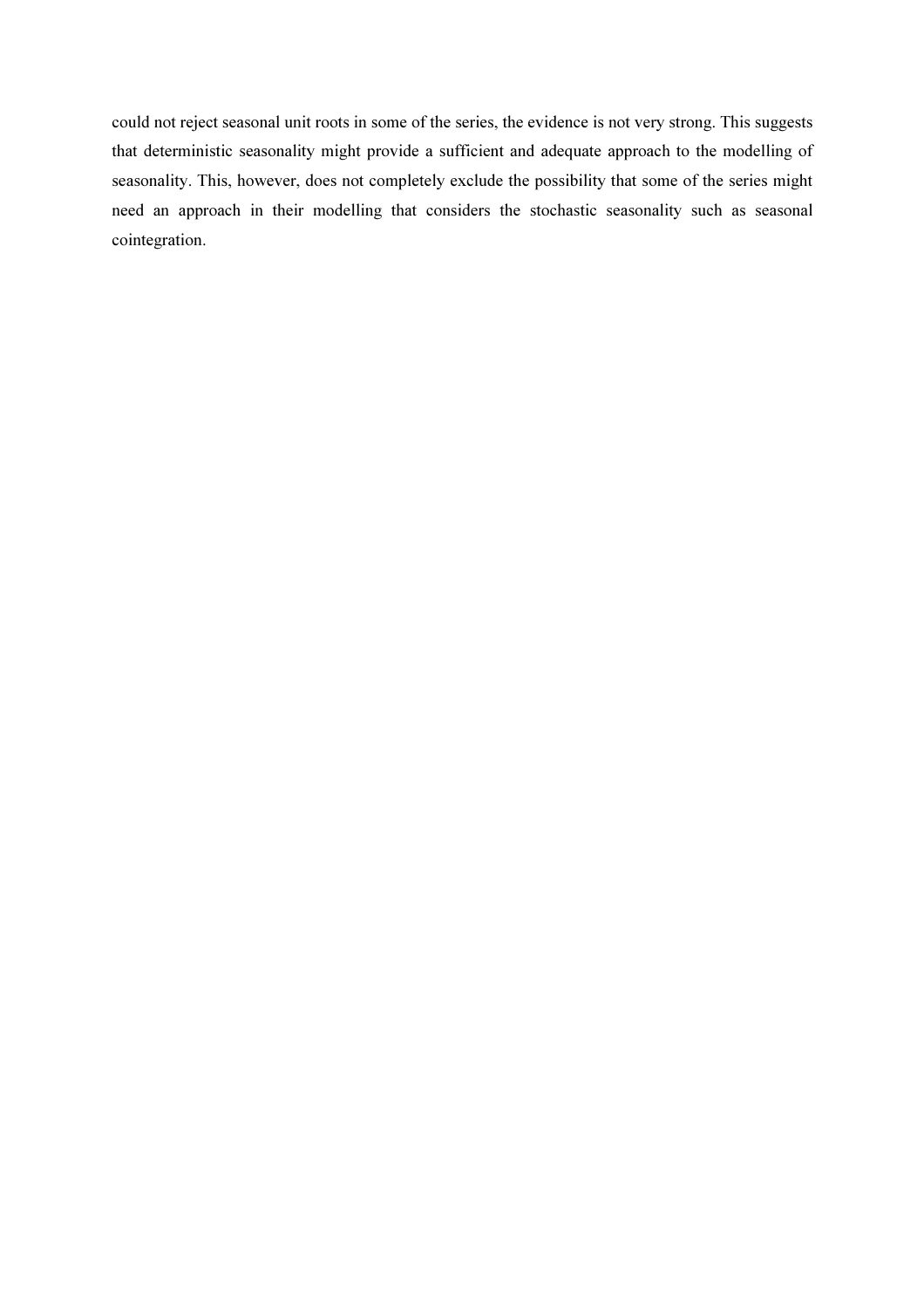could not reject seasonal unit roots in some of the series, the evidence is not very strong. This suggests that deterministic seasonality might provide a sufficient and adequate approach to the modelling of seasonality. This, however, does not completely exclude the possibility that some of the series might need an approach in their modelling that considers the stochastic seasonality such as seasonal cointegration.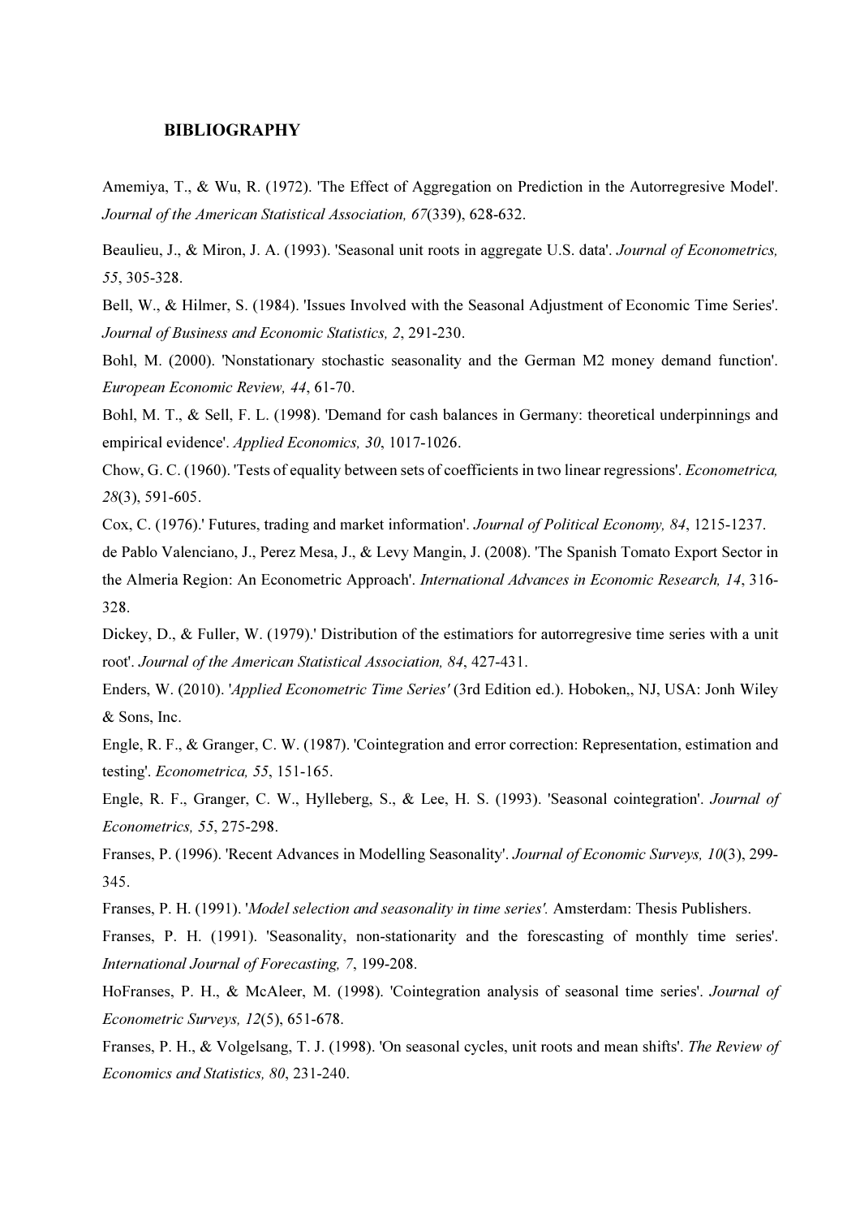# BIBLIOGRAPHY

Amemiya, T., & Wu, R. (1972). 'The Effect of Aggregation on Prediction in the Autorregresive Model'. *Journal of the American Statistical Association, 67*(339), 628-632.

Beaulieu, J., & Miron, J. A. (1993). 'Seasonal unit roots in aggregate U.S. data'. *Journal of Econometrics, 55*, 305-328.

Bell, W., & Hilmer, S. (1984). 'Issues Involved with the Seasonal Adjustment of Economic Time Series'. *Journal of Business and Economic Statistics, 2*, 291-230.

Bohl, M. (2000). 'Nonstationary stochastic seasonality and the German M2 money demand function'. *European Economic Review, 44*, 61-70.

Bohl, M. T., & Sell, F. L. (1998). 'Demand for cash balances in Germany: theoretical underpinnings and empirical evidence'. *Applied Economics, 30*, 1017-1026.

Chow, G. C. (1960). 'Tests of equality between sets of coefficients in two linear regressions'. *Econometrica, 28*(3), 591-605.

Cox, C. (1976).' Futures, trading and market information'. *Journal of Political Economy, 84*, 1215-1237.

de Pablo Valenciano, J., Perez Mesa, J., & Levy Mangin, J. (2008). 'The Spanish Tomato Export Sector in the Almeria Region: An Econometric Approach'. *International Advances in Economic Research, 14*, 316-328.

Dickey, D., & Fuller, W. (1979).' Distribution of the estimatiors for autorregresive time series with a unit root'. *Journal of the American Statistical Association, 84*, 427-431.

Enders, W. (2010). '*Applied Econometric Time Series'* (3rd Edition ed.). Hoboken,, NJ, USA: Jonh Wiley & Sons, Inc.

Engle, R. F., & Granger, C. W. (1987). 'Cointegration and error correction: Representation, estimation and testing'. *Econometrica, 55*, 151-165.

Engle, R. F., Granger, C. W., Hylleberg, S., & Lee, H. S. (1993). 'Seasonal cointegration'. *Journal of Econometrics, 55*, 275-298.

Franses, P. (1996). 'Recent Advances in Modelling Seasonality'. *Journal of Economic Surveys, 10*(3), 299-345.

Franses, P. H. (1991). '*Model selection and seasonality in time series'.* Amsterdam: Thesis Publishers.

Franses, P. H. (1991). 'Seasonality, non-stationarity and the forescasting of monthly time series'. *International Journal of Forecasting, 7*, 199-208.

HoFranses, P. H., & McAleer, M. (1998). 'Cointegration analysis of seasonal time series'. *Journal of Econometric Surveys, 12*(5), 651-678.

Franses, P. H., & Volgelsang, T. J. (1998). 'On seasonal cycles, unit roots and mean shifts'. *The Review of Economics and Statistics, 80*, 231-240.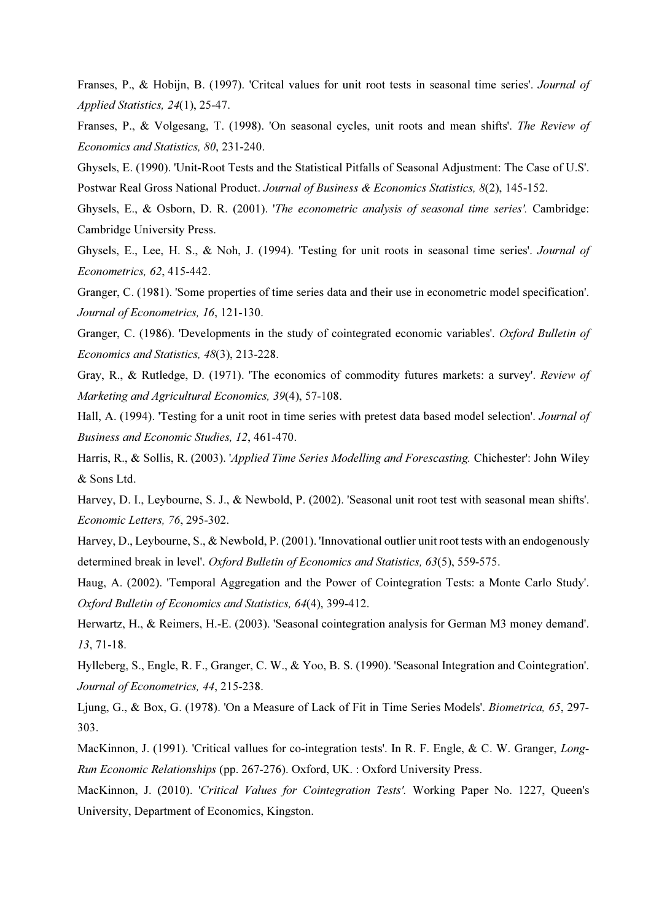Franses, P., & Hobijn, B. (1997). 'Critcal values for unit root tests in seasonal time series'. *Journal of Applied Statistics, 24*(1), 25-47.

Franses, P., & Volgesang, T. (1998). 'On seasonal cycles, unit roots and mean shifts'. *The Review of Economics and Statistics, 80*, 231-240.

Ghysels, E. (1990). 'Unit-Root Tests and the Statistical Pitfalls of Seasonal Adjustment: The Case of U.S'. Postwar Real Gross National Product. *Journal of Business & Economics Statistics, 8*(2), 145-152.

Ghysels, E., & Osborn, D. R. (2001). '*The econometric analysis of seasonal time series'.* Cambridge: Cambridge University Press.

Ghysels, E., Lee, H. S., & Noh, J. (1994). 'Testing for unit roots in seasonal time series'. *Journal of Econometrics, 62*, 415-442.

Granger, C. (1981). 'Some properties of time series data and their use in econometric model specification'. *Journal of Econometrics, 16*, 121-130.

Granger, C. (1986). 'Developments in the study of cointegrated economic variables'. *Oxford Bulletin of Economics and Statistics, 48*(3), 213-228.

Gray, R., & Rutledge, D. (1971). 'The economics of commodity futures markets: a survey'. *Review of Marketing and Agricultural Economics, 39*(4), 57-108.

Hall, A. (1994). 'Testing for a unit root in time series with pretest data based model selection'. *Journal of Business and Economic Studies, 12*, 461-470.

Harris, R., & Sollis, R. (2003). '*Applied Time Series Modelling and Forescasting.* Chichester': John Wiley & Sons Ltd.

Harvey, D. I., Leybourne, S. J., & Newbold, P. (2002). 'Seasonal unit root test with seasonal mean shifts'. *Economic Letters, 76*, 295-302.

Harvey, D., Leybourne, S., & Newbold, P. (2001). 'Innovational outlier unit root tests with an endogenously determined break in level'. *Oxford Bulletin of Economics and Statistics, 63*(5), 559-575.

Haug, A. (2002). 'Temporal Aggregation and the Power of Cointegration Tests: a Monte Carlo Study'. *Oxford Bulletin of Economics and Statistics, 64*(4), 399-412.

Herwartz, H., & Reimers, H.-E. (2003). 'Seasonal cointegration analysis for German M3 money demand'. *13*, 71-18.

Hylleberg, S., Engle, R. F., Granger, C. W., & Yoo, B. S. (1990). 'Seasonal Integration and Cointegration'. *Journal of Econometrics, 44*, 215-238.

Ljung, G., & Box, G. (1978). 'On a Measure of Lack of Fit in Time Series Models'. *Biometrica, 65*, 297-303.

MacKinnon, J. (1991). 'Critical vallues for co-integration tests'. In R. F. Engle, & C. W. Granger, *Long-Run Economic Relationships* (pp. 267-276). Oxford, UK. : Oxford University Press.

MacKinnon, J. (2010). '*Critical Values for Cointegration Tests'.* Working Paper No. 1227, Queen's University, Department of Economics, Kingston.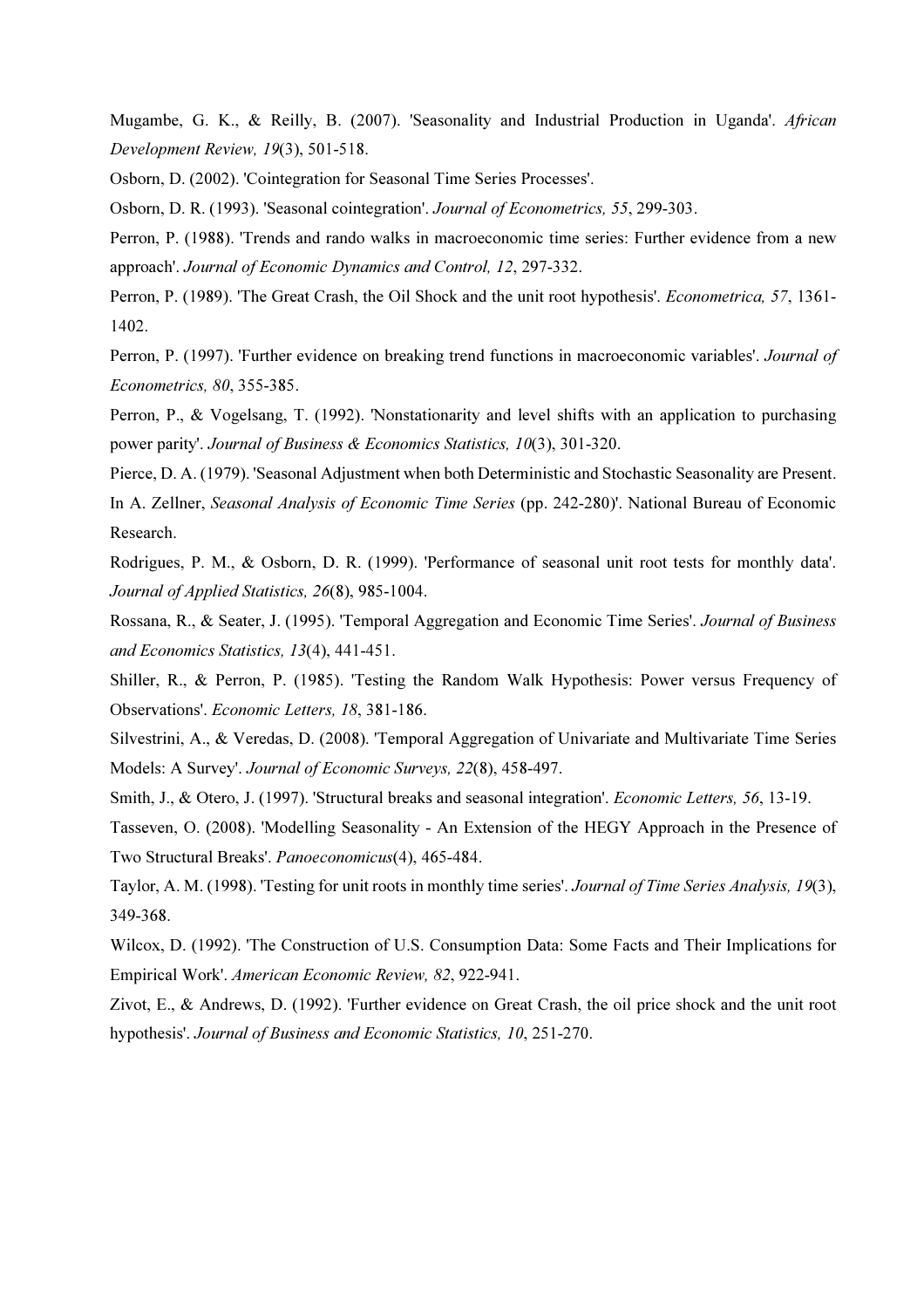Mugambe, G. K., & Reilly, B. (2007). 'Seasonality and Industrial Production in Uganda'. *African Development Review, 19*(3), 501-518.

Osborn, D. (2002). 'Cointegration for Seasonal Time Series Processes'.

Osborn, D. R. (1993). 'Seasonal cointegration'. *Journal of Econometrics, 55*, 299-303.

Perron, P. (1988). 'Trends and rando walks in macroeconomic time series: Further evidence from a new approach'. *Journal of Economic Dynamics and Control, 12*, 297-332.

Perron, P. (1989). 'The Great Crash, the Oil Shock and the unit root hypothesis'. *Econometrica, 57*, 1361-1402.

Perron, P. (1997). 'Further evidence on breaking trend functions in macroeconomic variables'. *Journal of Econometrics, 80*, 355-385.

Perron, P., & Vogelsang, T. (1992). 'Nonstationarity and level shifts with an application to purchasing power parity'. *Journal of Business & Economics Statistics, 10*(3), 301-320.

Pierce, D. A. (1979). 'Seasonal Adjustment when both Deterministic and Stochastic Seasonality are Present. In A. Zellner, *Seasonal Analysis of Economic Time Series* (pp. 242-280)'. National Bureau of Economic Research.

Rodrigues, P. M., & Osborn, D. R. (1999). 'Performance of seasonal unit root tests for monthly data'. *Journal of Applied Statistics, 26*(8), 985-1004.

Rossana, R., & Seater, J. (1995). 'Temporal Aggregation and Economic Time Series'. *Journal of Business and Economics Statistics, 13*(4), 441-451.

Shiller, R., & Perron, P. (1985). 'Testing the Random Walk Hypothesis: Power versus Frequency of Observations'. *Economic Letters, 18*, 381-186.

Silvestrini, A., & Veredas, D. (2008). 'Temporal Aggregation of Univariate and Multivariate Time Series Models: A Survey'. *Journal of Economic Surveys, 22*(8), 458-497.

Smith, J., & Otero, J. (1997). 'Structural breaks and seasonal integration'. *Economic Letters, 56*, 13-19.

Tasseven, O. (2008). 'Modelling Seasonality - An Extension of the HEGY Approach in the Presence of Two Structural Breaks'. *Panoeconomicus*(4), 465-484.

Taylor, A. M. (1998). 'Testing for unit roots in monthly time series'. *Journal of Time Series Analysis, 19*(3), 349-368.

Wilcox, D. (1992). 'The Construction of U.S. Consumption Data: Some Facts and Their Implications for Empirical Work'. *American Economic Review, 82*, 922-941.

Zivot, E., & Andrews, D. (1992). 'Further evidence on Great Crash, the oil price shock and the unit root hypothesis'. *Journal of Business and Economic Statistics, 10*, 251-270.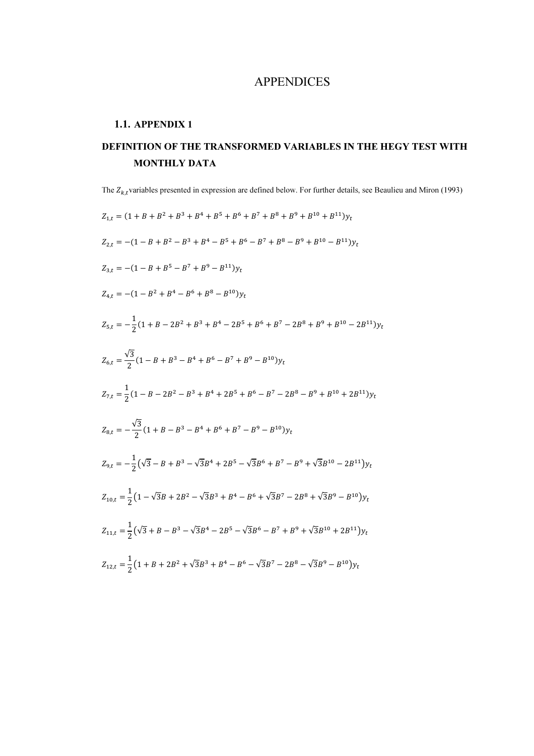# APPENDICES

## 1.1. APPENDIX 1

### DEFINITION OF THE TRANSFORMED VARIABLES IN THE HEGY TEST WITH MONTHLY DATA

The $Z_{k,t}$ variables presented in expression are defined below. For further details, see Beaulieu and Miron (1993)

$$Z_{1,t} = (1 + B + B^2 + B^3 + B^4 + B^5 + B^6 + B^7 + B^8 + B^9 + B^{10} + B^{11})y_t$$

$$Z_{2,t} = -(1 - B + B^2 - B^3 + B^4 - B^5 + B^6 - B^7 + B^8 - B^9 + B^{10} - B^{11})y_t$$

$$Z_{3,t} = -(1 - B + B^5 - B^7 + B^9 - B^{11})y_t$$

$$Z_{4,t} = -(1 - B^2 + B^4 - B^6 + B^8 - B^{10})y_t$$

$$Z_{5,t} = -\frac{1}{2}(1 + B - 2B^2 + B^3 + B^4 - 2B^5 + B^6 + B^7 - 2B^8 + B^9 + B^{10} - 2B^{11})y_t$$

$$Z_{6,t} = \frac{\sqrt{3}}{2}(1 - B + B^3 - B^4 + B^6 - B^7 + B^9 - B^{10})y_t$$

$$Z_{7,t} = \frac{1}{2}(1 - B - 2B^2 - B^3 + B^4 + 2B^5 + B^6 - B^7 - 2B^8 - B^9 + B^{10} + 2B^{11})y_t$$

$$Z_{8,t} = -\frac{\sqrt{3}}{2}(1 + B - B^3 - B^4 + B^6 + B^7 - B^9 - B^{10})y_t$$

$$Z_{9,t} = -\frac{1}{2}\left(\sqrt{3} - B + B^3 - \sqrt{3}B^4 + 2B^5 - \sqrt{3}B^6 + B^7 - B^9 + \sqrt{3}B^{10} - 2B^{11}\right)y_t$$

$$Z_{10,t} = \frac{1}{2}\left(1 - \sqrt{3}B + 2B^2 - \sqrt{3}B^3 + B^4 - B^6 + \sqrt{3}B^7 - 2B^8 + \sqrt{3}B^9 - B^{10}\right)y_t$$

$$Z_{11,t} = \frac{1}{2}\left(\sqrt{3} + B - B^3 - \sqrt{3}B^4 - 2B^5 - \sqrt{3}B^6 - B^7 + B^9 + \sqrt{3}B^{10} + 2B^{11}\right)y_t$$

$$Z_{12,t} = \frac{1}{2}\left(1 + B + 2B^2 + \sqrt{3}B^3 + B^4 - B^6 - \sqrt{3}B^7 - 2B^8 - \sqrt{3}B^9 - B^{10}\right)y_t$$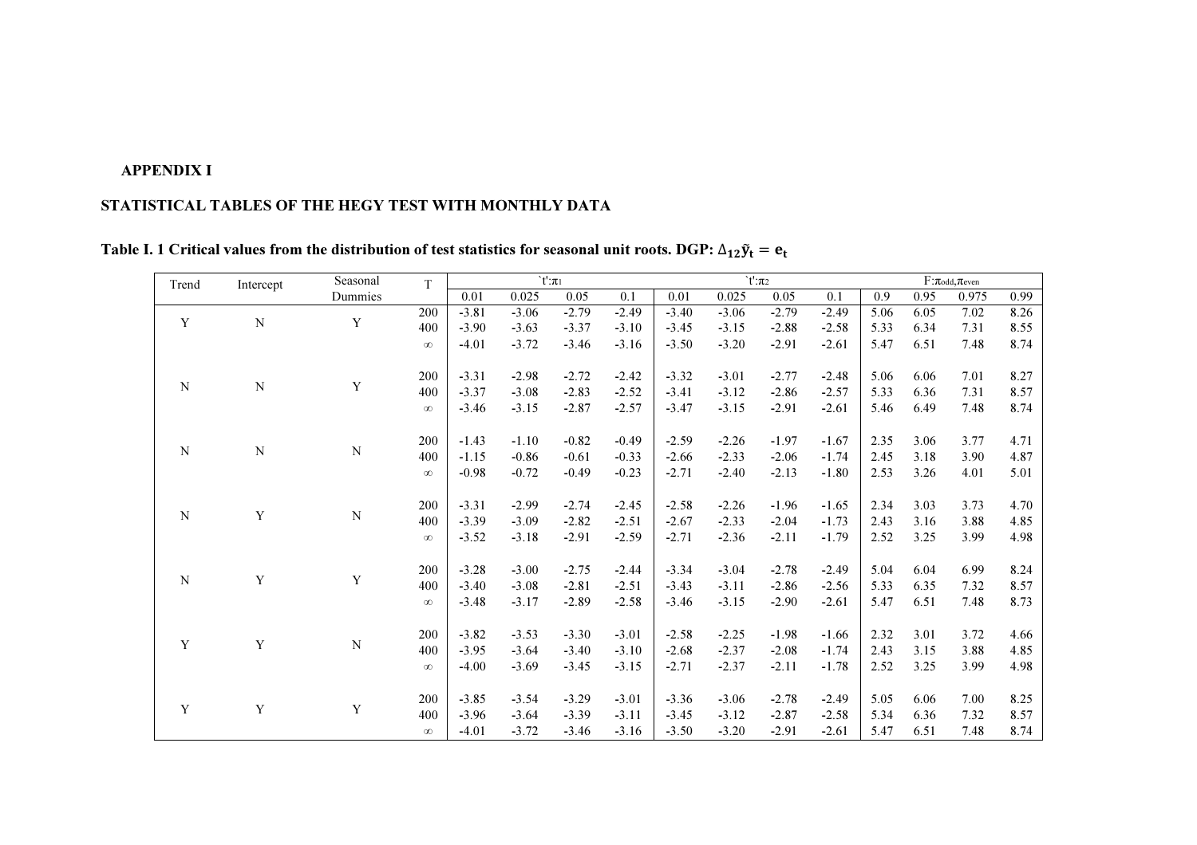**APPENDIX I**

**STATISTICAL TABLES OF THE HEGY TEST WITH MONTHLY DATA**

**Table I. 1 Critical values from the distribution of test statistics for seasonal unit roots. DGP: $\Delta_{12}\tilde{y}_t = e_t$**

| Trend | Intercept | Seasonal Dummies | T | `t':$\pi_1$ | | | | `t':$\pi_2$ | | | | F:$\pi_{odd},\pi_{even}$ | | | |
|---|---|---|---|---|---|---|---|---|---|---|---|---|---|---|---|
| | | | | 0.01 | 0.025 | 0.05 | 0.1 | 0.01 | 0.025 | 0.05 | 0.1 | 0.9 | 0.95 | 0.975 | 0.99 |
| Y | N | Y | 200 | -3.81 | -3.06 | -2.79 | -2.49 | -3.40 | -3.06 | -2.79 | -2.49 | 5.06 | 6.05 | 7.02 | 8.26 |
| | | | 400 | -3.90 | -3.63 | -3.37 | -3.10 | -3.45 | -3.15 | -2.88 | -2.58 | 5.33 | 6.34 | 7.31 | 8.55 |
| | | | $\infty$ | -4.01 | -3.72 | -3.46 | -3.16 | -3.50 | -3.20 | -2.91 | -2.61 | 5.47 | 6.51 | 7.48 | 8.74 |
| N | N | Y | 200 | -3.31 | -2.98 | -2.72 | -2.42 | -3.32 | -3.01 | -2.77 | -2.48 | 5.06 | 6.06 | 7.01 | 8.27 |
| | | | 400 | -3.37 | -3.08 | -2.83 | -2.52 | -3.41 | -3.12 | -2.86 | -2.57 | 5.33 | 6.36 | 7.31 | 8.57 |
| | | | $\infty$ | -3.46 | -3.15 | -2.87 | -2.57 | -3.47 | -3.15 | -2.91 | -2.61 | 5.46 | 6.49 | 7.48 | 8.74 |
| N | N | N | 200 | -1.43 | -1.10 | -0.82 | -0.49 | -2.59 | -2.26 | -1.97 | -1.67 | 2.35 | 3.06 | 3.77 | 4.71 |
| | | | 400 | -1.15 | -0.86 | -0.61 | -0.33 | -2.66 | -2.33 | -2.06 | -1.74 | 2.45 | 3.18 | 3.90 | 4.87 |
| | | | $\infty$ | -0.98 | -0.72 | -0.49 | -0.23 | -2.71 | -2.40 | -2.13 | -1.80 | 2.53 | 3.26 | 4.01 | 5.01 |
| N | Y | N | 200 | -3.31 | -2.99 | -2.74 | -2.45 | -2.58 | -2.26 | -1.96 | -1.65 | 2.34 | 3.03 | 3.73 | 4.70 |
| | | | 400 | -3.39 | -3.09 | -2.82 | -2.51 | -2.67 | -2.33 | -2.04 | -1.73 | 2.43 | 3.16 | 3.88 | 4.85 |
| | | | $\infty$ | -3.52 | -3.18 | -2.91 | -2.59 | -2.71 | -2.36 | -2.11 | -1.79 | 2.52 | 3.25 | 3.99 | 4.98 |
| N | Y | Y | 200 | -3.28 | -3.00 | -2.75 | -2.44 | -3.34 | -3.04 | -2.78 | -2.49 | 5.04 | 6.04 | 6.99 | 8.24 |
| | | | 400 | -3.40 | -3.08 | -2.81 | -2.51 | -3.43 | -3.11 | -2.86 | -2.56 | 5.33 | 6.35 | 7.32 | 8.57 |
| | | | $\infty$ | -3.48 | -3.17 | -2.89 | -2.58 | -3.46 | -3.15 | -2.90 | -2.61 | 5.47 | 6.51 | 7.48 | 8.73 |
| Y | Y | N | 200 | -3.82 | -3.53 | -3.30 | -3.01 | -2.58 | -2.25 | -1.98 | -1.66 | 2.32 | 3.01 | 3.72 | 4.66 |
| | | | 400 | -3.95 | -3.64 | -3.40 | -3.10 | -2.68 | -2.37 | -2.08 | -1.74 | 2.43 | 3.15 | 3.88 | 4.85 |
| | | | $\infty$ | -4.00 | -3.69 | -3.45 | -3.15 | -2.71 | -2.37 | -2.11 | -1.78 | 2.52 | 3.25 | 3.99 | 4.98 |
| Y | Y | Y | 200 | -3.85 | -3.54 | -3.29 | -3.01 | -3.36 | -3.06 | -2.78 | -2.49 | 5.05 | 6.06 | 7.00 | 8.25 |
| | | | 400 | -3.96 | -3.64 | -3.39 | -3.11 | -3.45 | -3.12 | -2.87 | -2.58 | 5.34 | 6.36 | 7.32 | 8.57 |
| | | | $\infty$ | -4.01 | -3.72 | -3.46 | -3.16 | -3.50 | -3.20 | -2.91 | -2.61 | 5.47 | 6.51 | 7.48 | 8.74 |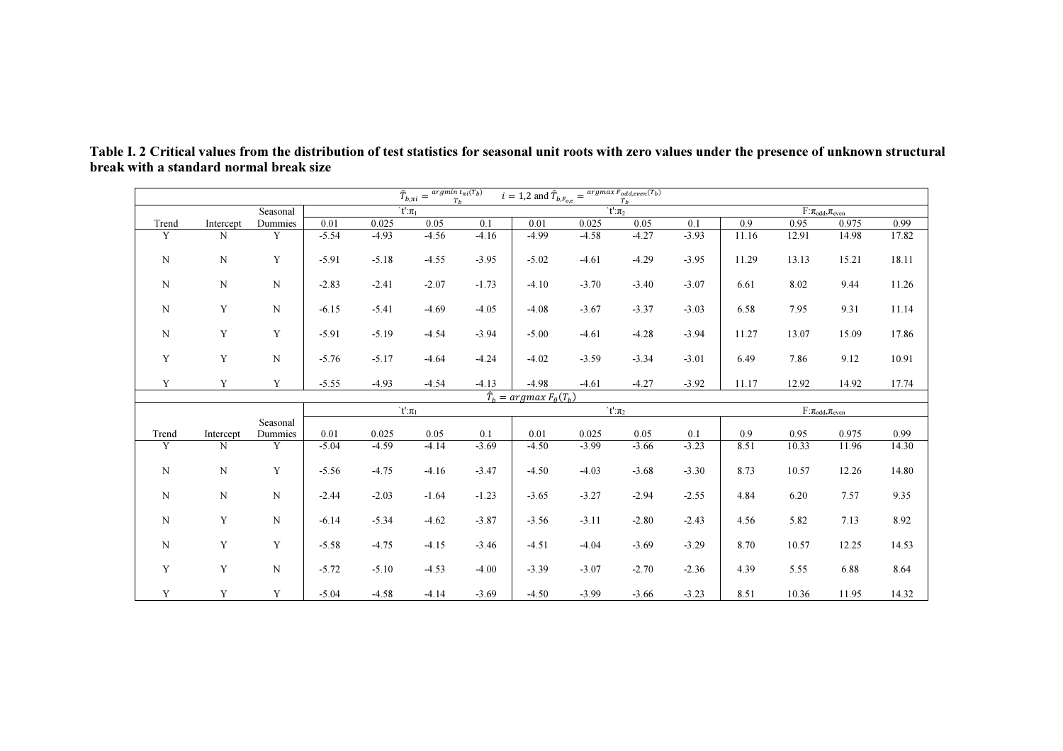**Table I. 2 Critical values from the distribution of test statistics for seasonal unit roots with zero values under the presence of unknown structural break with a standard normal break size**

| $\hat{T}_{b,\pi i} = \underset{T_b}{argmin}\, t_{\pi i}(T_b)$ $i = 1,2$ and $\hat{T}_{b,F_{o,e}} = \underset{T_b}{argmax}\, F_{odd,even}(T_b)$ | | | | | | | | | | | | | | | |
|---|---|---|---|---|---|---|---|---|---|---|---|---|---|---|---|
| | | Seasonal | `t':$\pi_1$ | | | | `t':$\pi_2$ | | | | F:$\pi_{odd}$,$\pi_{even}$ | | | |
| Trend | Intercept | Dummies | 0.01 | 0.025 | 0.05 | 0.1 | 0.01 | 0.025 | 0.05 | 0.1 | 0.9 | 0.95 | 0.975 | 0.99 |
| Y | N | Y | -5.54 | -4.93 | -4.56 | -4.16 | -4.99 | -4.58 | -4.27 | -3.93 | 11.16 | 12.91 | 14.98 | 17.82 |
| N | N | Y | -5.91 | -5.18 | -4.55 | -3.95 | -5.02 | -4.61 | -4.29 | -3.95 | 11.29 | 13.13 | 15.21 | 18.11 |
| N | N | N | -2.83 | -2.41 | -2.07 | -1.73 | -4.10 | -3.70 | -3.40 | -3.07 | 6.61 | 8.02 | 9.44 | 11.26 |
| N | Y | N | -6.15 | -5.41 | -4.69 | -4.05 | -4.08 | -3.67 | -3.37 | -3.03 | 6.58 | 7.95 | 9.31 | 11.14 |
| N | Y | Y | -5.91 | -5.19 | -4.54 | -3.94 | -5.00 | -4.61 | -4.28 | -3.94 | 11.27 | 13.07 | 15.09 | 17.86 |
| Y | Y | N | -5.76 | -5.17 | -4.64 | -4.24 | -4.02 | -3.59 | -3.34 | -3.01 | 6.49 | 7.86 | 9.12 | 10.91 |
| Y | Y | Y | -5.55 | -4.93 | -4.54 | -4.13 | -4.98 | -4.61 | -4.27 | -3.92 | 11.17 | 12.92 | 14.92 | 17.74 |
| $\hat{T}_b = argmax\, F_{\theta}(T_b)$ | | | | | | | | | | | | | | | |
| | | Seasonal | `t':$\pi_1$ | | | | `t':$\pi_2$ | | | | F:$\pi_{odd}$,$\pi_{even}$ | | | |
| Trend | Intercept | Dummies | 0.01 | 0.025 | 0.05 | 0.1 | 0.01 | 0.025 | 0.05 | 0.1 | 0.9 | 0.95 | 0.975 | 0.99 |
| Y | N | Y | -5.04 | -4.59 | -4.14 | -3.69 | -4.50 | -3.99 | -3.66 | -3.23 | 8.51 | 10.33 | 11.96 | 14.30 |
| N | N | Y | -5.56 | -4.75 | -4.16 | -3.47 | -4.50 | -4.03 | -3.68 | -3.30 | 8.73 | 10.57 | 12.26 | 14.80 |
| N | N | N | -2.44 | -2.03 | -1.64 | -1.23 | -3.65 | -3.27 | -2.94 | -2.55 | 4.84 | 6.20 | 7.57 | 9.35 |
| N | Y | N | -6.14 | -5.34 | -4.62 | -3.87 | -3.56 | -3.11 | -2.80 | -2.43 | 4.56 | 5.82 | 7.13 | 8.92 |
| N | Y | Y | -5.58 | -4.75 | -4.15 | -3.46 | -4.51 | -4.04 | -3.69 | -3.29 | 8.70 | 10.57 | 12.25 | 14.53 |
| Y | Y | N | -5.72 | -5.10 | -4.53 | -4.00 | -3.39 | -3.07 | -2.70 | -2.36 | 4.39 | 5.55 | 6.88 | 8.64 |
| Y | Y | Y | -5.04 | -4.58 | -4.14 | -3.69 | -4.50 | -3.99 | -3.66 | -3.23 | 8.51 | 10.36 | 11.95 | 14.32 |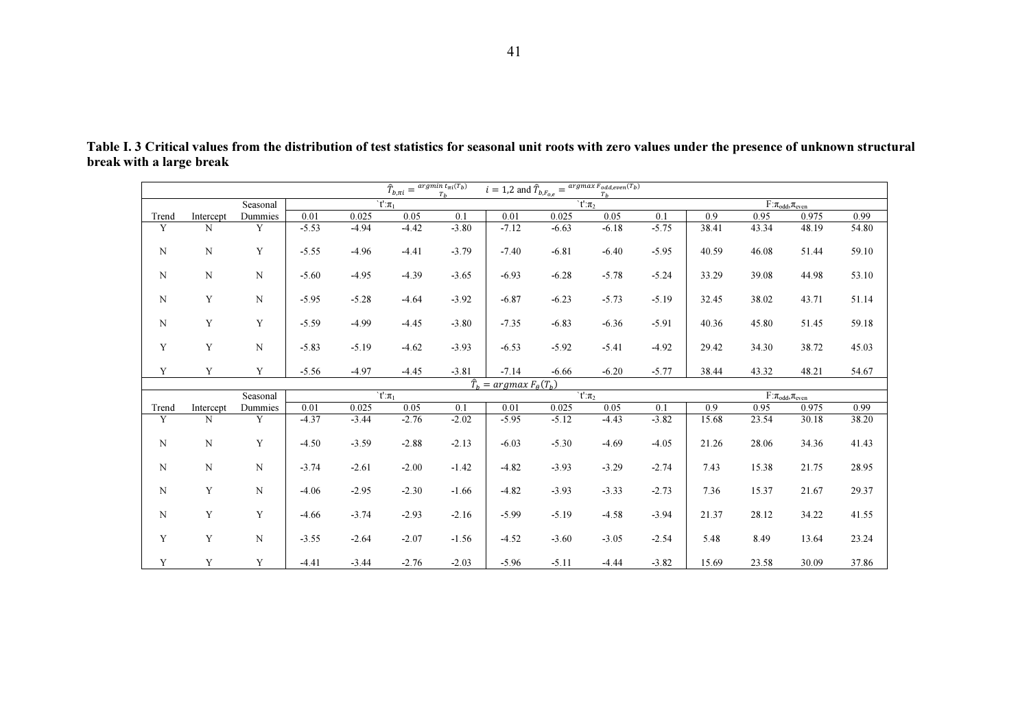**Table I. 3 Critical values from the distribution of test statistics for seasonal unit roots with zero values under the presence of unknown structural break with a large break**

| $\hat{T}_{b,\pi i} = \underset{T_b}{argmin}\, t_{\pi i}(T_b)$ $i = 1,2$ and $\hat{T}_{b,F_{o,e}} = \underset{T_b}{argmax}\, F_{odd,even}(T_b)$ | | | | | | | | | | | | | | | |
|---|---|---|---|---|---|---|---|---|---|---|---|---|---|---|---|
| | | Seasonal | `t':$\pi_1$ | | | | `t':$\pi_2$ | | | | F:$\pi_{odd}$,$\pi_{even}$ | | | |
| Trend | Intercept | Dummies | 0.01 | 0.025 | 0.05 | 0.1 | 0.01 | 0.025 | 0.05 | 0.1 | 0.9 | 0.95 | 0.975 | 0.99 |
| Y | N | Y | -5.53 | -4.94 | -4.42 | -3.80 | -7.12 | -6.63 | -6.18 | -5.75 | 38.41 | 43.34 | 48.19 | 54.80 |
| N | N | Y | -5.55 | -4.96 | -4.41 | -3.79 | -7.40 | -6.81 | -6.40 | -5.95 | 40.59 | 46.08 | 51.44 | 59.10 |
| N | N | N | -5.60 | -4.95 | -4.39 | -3.65 | -6.93 | -6.28 | -5.78 | -5.24 | 33.29 | 39.08 | 44.98 | 53.10 |
| N | Y | N | -5.95 | -5.28 | -4.64 | -3.92 | -6.87 | -6.23 | -5.73 | -5.19 | 32.45 | 38.02 | 43.71 | 51.14 |
| N | Y | Y | -5.59 | -4.99 | -4.45 | -3.80 | -7.35 | -6.83 | -6.36 | -5.91 | 40.36 | 45.80 | 51.45 | 59.18 |
| Y | Y | N | -5.83 | -5.19 | -4.62 | -3.93 | -6.53 | -5.92 | -5.41 | -4.92 | 29.42 | 34.30 | 38.72 | 45.03 |
| Y | Y | Y | -5.56 | -4.97 | -4.45 | -3.81 | -7.14 | -6.66 | -6.20 | -5.77 | 38.44 | 43.32 | 48.21 | 54.67 |
| $\hat{T}_b = argmax\, F_\theta(T_b)$ | | | | | | | | | | | | | | | |
| | | Seasonal | `t':$\pi_1$ | | | | `t':$\pi_2$ | | | | F:$\pi_{odd}$,$\pi_{even}$ | | | |
| Trend | Intercept | Dummies | 0.01 | 0.025 | 0.05 | 0.1 | 0.01 | 0.025 | 0.05 | 0.1 | 0.9 | 0.95 | 0.975 | 0.99 |
| Y | N | Y | -4.37 | -3.44 | -2.76 | -2.02 | -5.95 | -5.12 | -4.43 | -3.82 | 15.68 | 23.54 | 30.18 | 38.20 |
| N | N | Y | -4.50 | -3.59 | -2.88 | -2.13 | -6.03 | -5.30 | -4.69 | -4.05 | 21.26 | 28.06 | 34.36 | 41.43 |
| N | N | N | -3.74 | -2.61 | -2.00 | -1.42 | -4.82 | -3.93 | -3.29 | -2.74 | 7.43 | 15.38 | 21.75 | 28.95 |
| N | Y | N | -4.06 | -2.95 | -2.30 | -1.66 | -4.82 | -3.93 | -3.33 | -2.73 | 7.36 | 15.37 | 21.67 | 29.37 |
| N | Y | Y | -4.66 | -3.74 | -2.93 | -2.16 | -5.99 | -5.19 | -4.58 | -3.94 | 21.37 | 28.12 | 34.22 | 41.55 |
| Y | Y | N | -3.55 | -2.64 | -2.07 | -1.56 | -4.52 | -3.60 | -3.05 | -2.54 | 5.48 | 8.49 | 13.64 | 23.24 |
| Y | Y | Y | -4.41 | -3.44 | -2.76 | -2.03 | -5.96 | -5.11 | -4.44 | -3.82 | 15.69 | 23.58 | 30.09 | 37.86 |